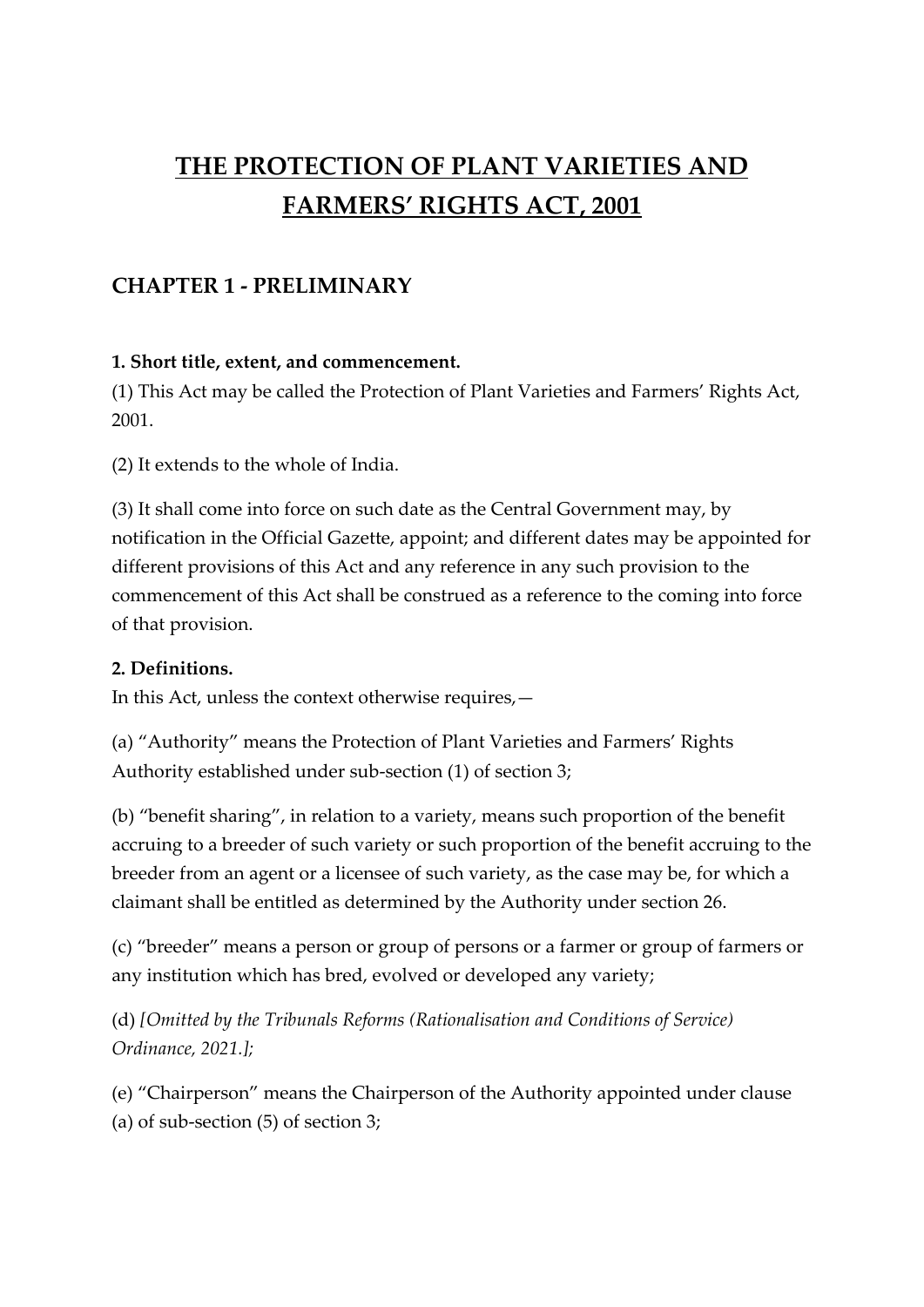# THE PROTECTION OF PLANT VARIETIES AND FARMERS' RIGHTS ACT, 2001

## CHAPTER 1 - PRELIMINARY

**1. Short title, extent, and commencement.**

(1) This Act may be called the Protection of Plant Varieties and Farmers' Rights Act, 2001.

(2) It extends to the whole of India.

(3) It shall come into force on such date as the Central Government may, by notification in the Official Gazette, appoint; and different dates may be appointed for different provisions of this Act and any reference in any such provision to the commencement of this Act shall be construed as a reference to the coming into force of that provision.

**2. Definitions.**

In this Act, unless the context otherwise requires,—

(a) "Authority" means the Protection of Plant Varieties and Farmers' Rights Authority established under sub-section (1) of section 3;

(b) "benefit sharing", in relation to a variety, means such proportion of the benefit accruing to a breeder of such variety or such proportion of the benefit accruing to the breeder from an agent or a licensee of such variety, as the case may be, for which a claimant shall be entitled as determined by the Authority under section 26.

(c) "breeder" means a person or group of persons or a farmer or group of farmers or any institution which has bred, evolved or developed any variety;

(d) *[Omitted by the Tribunals Reforms (Rationalisation and Conditions of Service) Ordinance, 2021.]*;

(e) "Chairperson" means the Chairperson of the Authority appointed under clause (a) of sub-section (5) of section 3;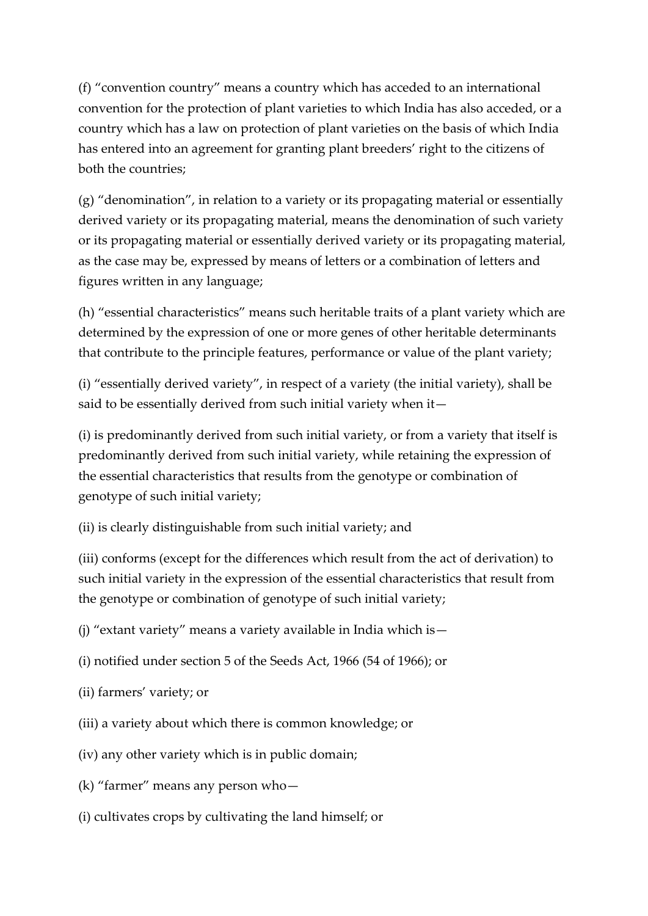(f) “convention country” means a country which has acceded to an international convention for the protection of plant varieties to which India has also acceded, or a country which has a law on protection of plant varieties on the basis of which India has entered into an agreement for granting plant breeders’ right to the citizens of both the countries;

(g) “denomination”, in relation to a variety or its propagating material or essentially derived variety or its propagating material, means the denomination of such variety or its propagating material or essentially derived variety or its propagating material, as the case may be, expressed by means of letters or a combination of letters and figures written in any language;

(h) “essential characteristics” means such heritable traits of a plant variety which are determined by the expression of one or more genes of other heritable determinants that contribute to the principle features, performance or value of the plant variety;

(i) “essentially derived variety”, in respect of a variety (the initial variety), shall be said to be essentially derived from such initial variety when it—

(i) is predominantly derived from such initial variety, or from a variety that itself is predominantly derived from such initial variety, while retaining the expression of the essential characteristics that results from the genotype or combination of genotype of such initial variety;

(ii) is clearly distinguishable from such initial variety; and

(iii) conforms (except for the differences which result from the act of derivation) to such initial variety in the expression of the essential characteristics that result from the genotype or combination of genotype of such initial variety;

(j) “extant variety” means a variety available in India which is—

(i) notified under section 5 of the Seeds Act, 1966 (54 of 1966); or

(ii) farmers’ variety; or

(iii) a variety about which there is common knowledge; or

(iv) any other variety which is in public domain;

(k) “farmer” means any person who—

(i) cultivates crops by cultivating the land himself; or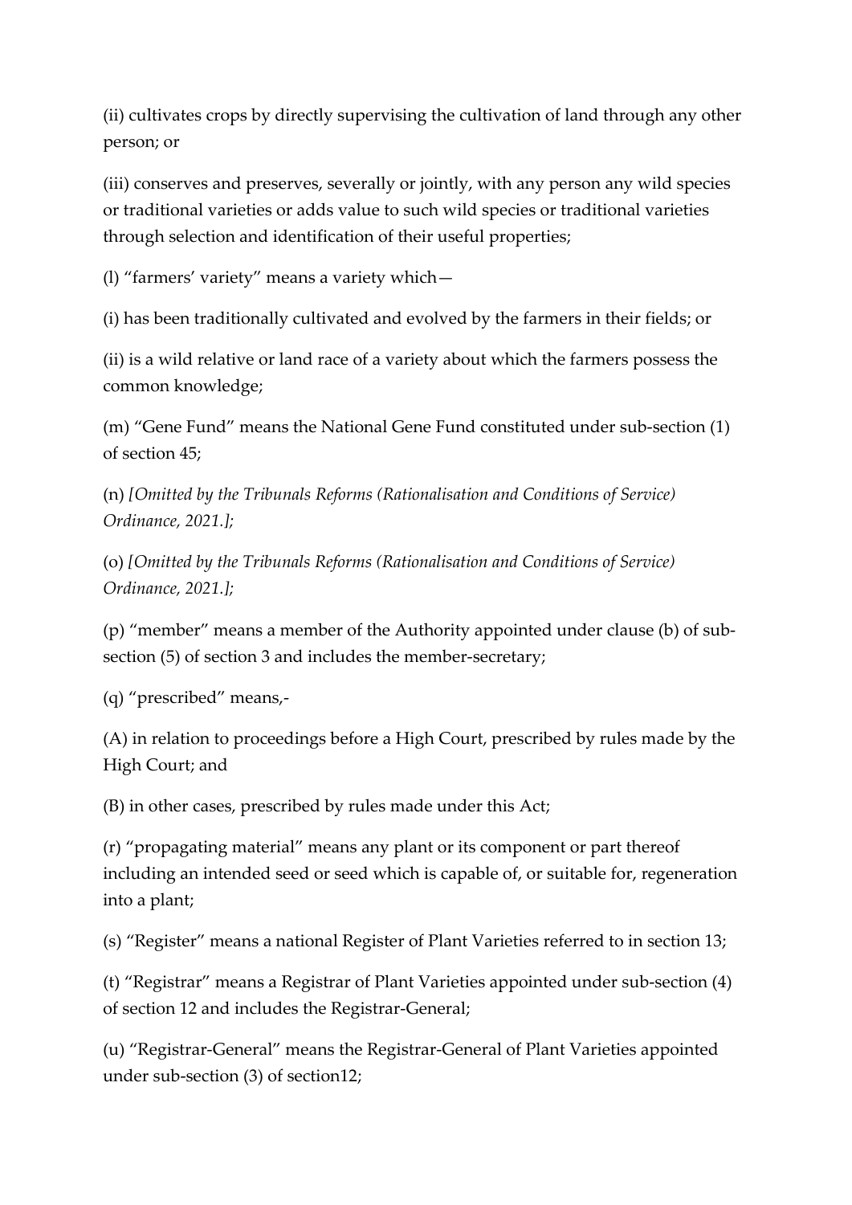(ii) cultivates crops by directly supervising the cultivation of land through any other person; or

(iii) conserves and preserves, severally or jointly, with any person any wild species or traditional varieties or adds value to such wild species or traditional varieties through selection and identification of their useful properties;

(l) "farmers' variety" means a variety which—

(i) has been traditionally cultivated and evolved by the farmers in their fields; or

(ii) is a wild relative or land race of a variety about which the farmers possess the common knowledge;

(m) "Gene Fund" means the National Gene Fund constituted under sub-section (1) of section 45;

(n) *[Omitted by the Tribunals Reforms (Rationalisation and Conditions of Service) Ordinance, 2021.]*;

(o) *[Omitted by the Tribunals Reforms (Rationalisation and Conditions of Service) Ordinance, 2021.]*;

(p) "member" means a member of the Authority appointed under clause (b) of sub-section (5) of section 3 and includes the member-secretary;

(q) "prescribed" means,-

(A) in relation to proceedings before a High Court, prescribed by rules made by the High Court; and

(B) in other cases, prescribed by rules made under this Act;

(r) "propagating material" means any plant or its component or part thereof including an intended seed or seed which is capable of, or suitable for, regeneration into a plant;

(s) "Register" means a national Register of Plant Varieties referred to in section 13;

(t) "Registrar" means a Registrar of Plant Varieties appointed under sub-section (4) of section 12 and includes the Registrar-General;

(u) "Registrar-General" means the Registrar-General of Plant Varieties appointed under sub-section (3) of section12;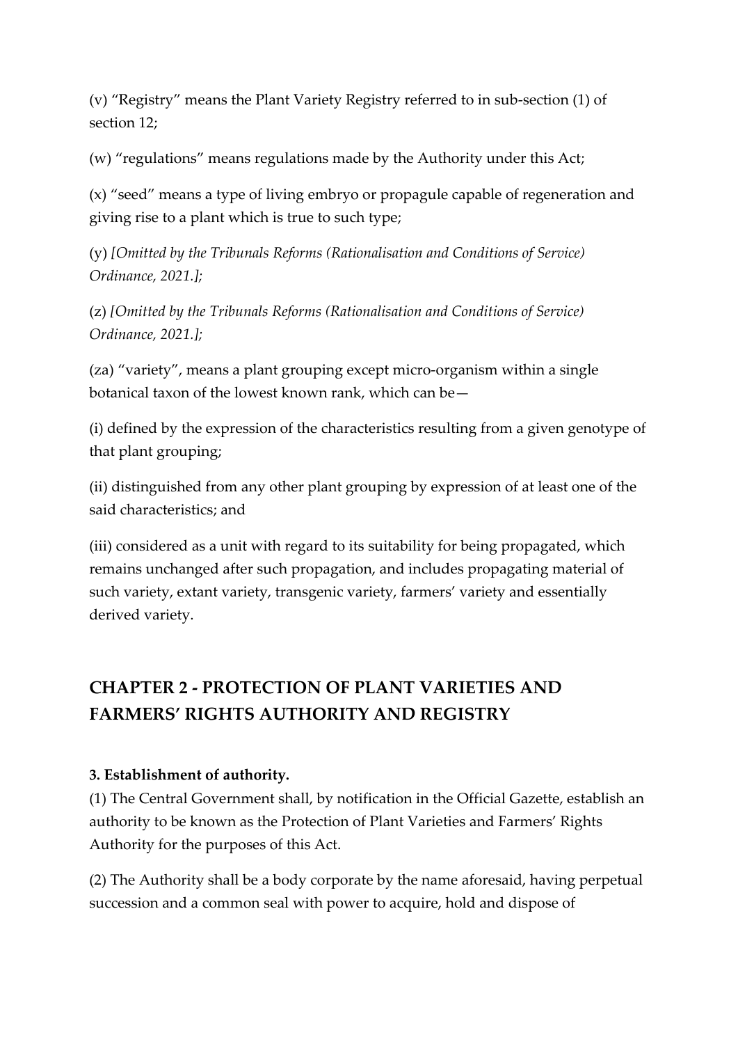(v) “Registry” means the Plant Variety Registry referred to in sub-section (1) of section 12;

(w) “regulations” means regulations made by the Authority under this Act;

(x) “seed” means a type of living embryo or propagule capable of regeneration and giving rise to a plant which is true to such type;

(y) *[Omitted by the Tribunals Reforms (Rationalisation and Conditions of Service) Ordinance, 2021.]*;

(z) *[Omitted by the Tribunals Reforms (Rationalisation and Conditions of Service) Ordinance, 2021.]*;

(za) “variety”, means a plant grouping except micro-organism within a single botanical taxon of the lowest known rank, which can be—

(i) defined by the expression of the characteristics resulting from a given genotype of that plant grouping;

(ii) distinguished from any other plant grouping by expression of at least one of the said characteristics; and

(iii) considered as a unit with regard to its suitability for being propagated, which remains unchanged after such propagation, and includes propagating material of such variety, extant variety, transgenic variety, farmers’ variety and essentially derived variety.

## CHAPTER 2 - PROTECTION OF PLANT VARIETIES AND FARMERS’ RIGHTS AUTHORITY AND REGISTRY

**3. Establishment of authority.**

(1) The Central Government shall, by notification in the Official Gazette, establish an authority to be known as the Protection of Plant Varieties and Farmers’ Rights Authority for the purposes of this Act.

(2) The Authority shall be a body corporate by the name aforesaid, having perpetual succession and a common seal with power to acquire, hold and dispose of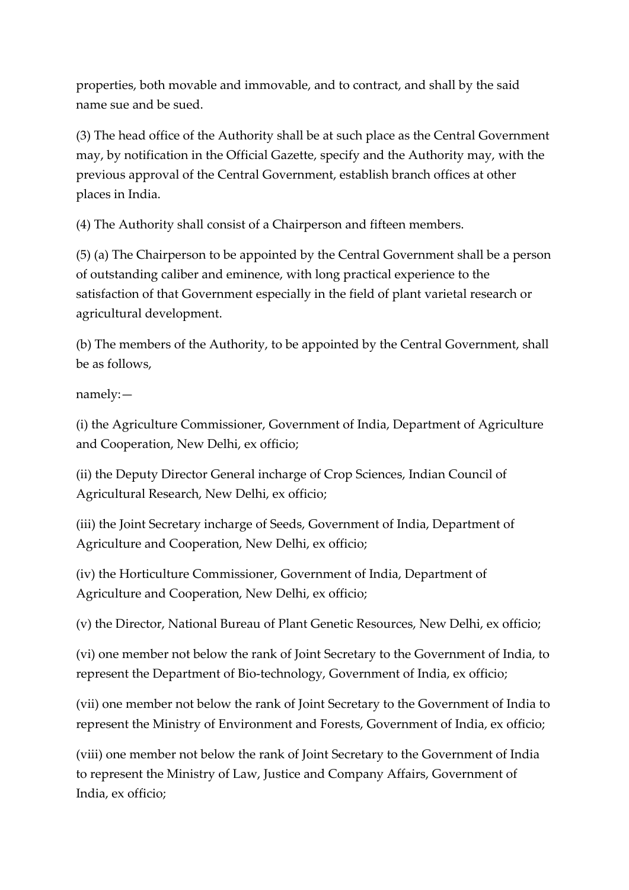properties, both movable and immovable, and to contract, and shall by the said name sue and be sued.

(3) The head office of the Authority shall be at such place as the Central Government may, by notification in the Official Gazette, specify and the Authority may, with the previous approval of the Central Government, establish branch offices at other places in India.

(4) The Authority shall consist of a Chairperson and fifteen members.

(5) (a) The Chairperson to be appointed by the Central Government shall be a person of outstanding caliber and eminence, with long practical experience to the satisfaction of that Government especially in the field of plant varietal research or agricultural development.

(b) The members of the Authority, to be appointed by the Central Government, shall be as follows,

namely:—

(i) the Agriculture Commissioner, Government of India, Department of Agriculture and Cooperation, New Delhi, ex officio;

(ii) the Deputy Director General incharge of Crop Sciences, Indian Council of Agricultural Research, New Delhi, ex officio;

(iii) the Joint Secretary incharge of Seeds, Government of India, Department of Agriculture and Cooperation, New Delhi, ex officio;

(iv) the Horticulture Commissioner, Government of India, Department of Agriculture and Cooperation, New Delhi, ex officio;

(v) the Director, National Bureau of Plant Genetic Resources, New Delhi, ex officio;

(vi) one member not below the rank of Joint Secretary to the Government of India, to represent the Department of Bio-technology, Government of India, ex officio;

(vii) one member not below the rank of Joint Secretary to the Government of India to represent the Ministry of Environment and Forests, Government of India, ex officio;

(viii) one member not below the rank of Joint Secretary to the Government of India to represent the Ministry of Law, Justice and Company Affairs, Government of India, ex officio;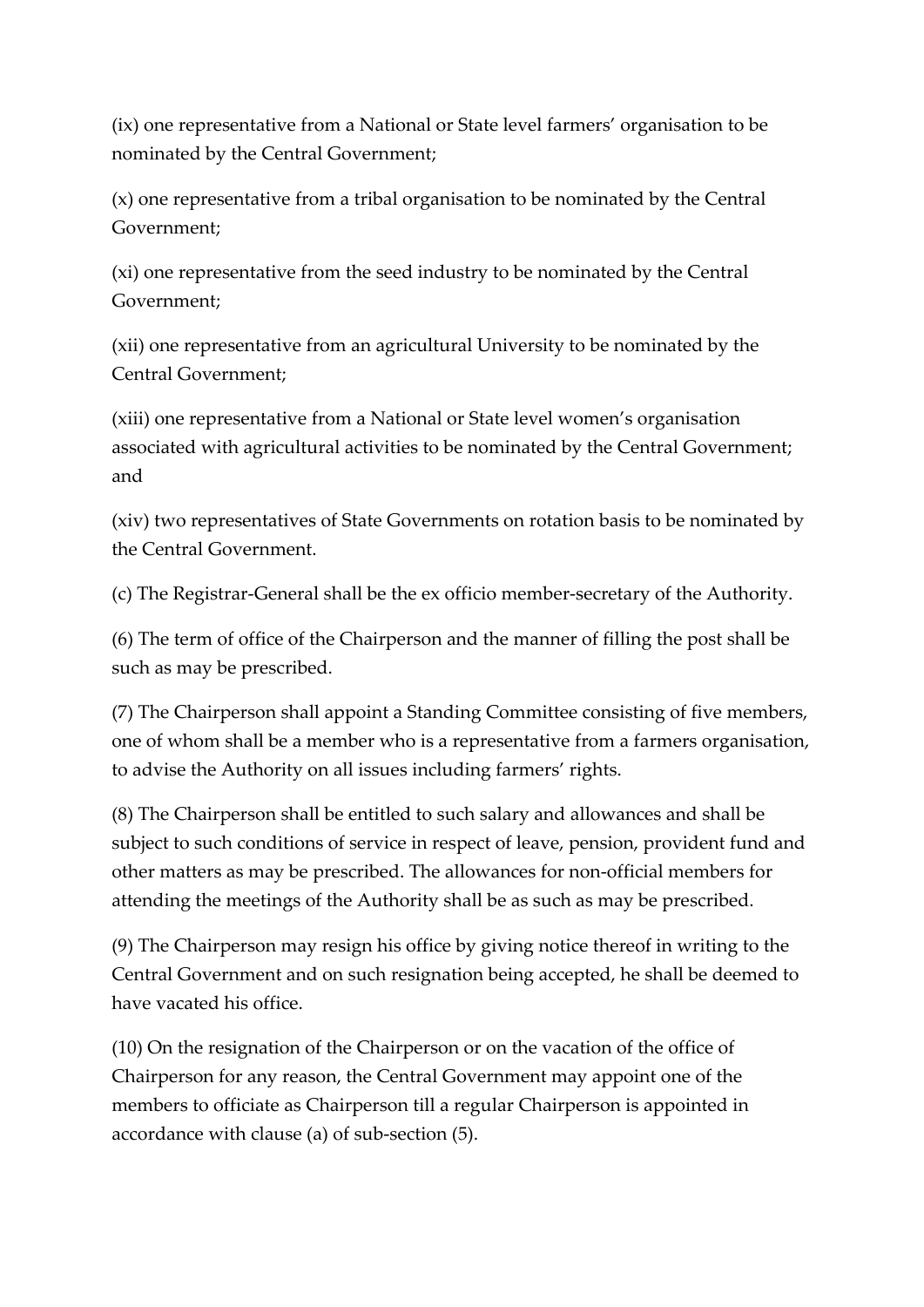(ix) one representative from a National or State level farmers' organisation to be nominated by the Central Government;

(x) one representative from a tribal organisation to be nominated by the Central Government;

(xi) one representative from the seed industry to be nominated by the Central Government;

(xii) one representative from an agricultural University to be nominated by the Central Government;

(xiii) one representative from a National or State level women's organisation associated with agricultural activities to be nominated by the Central Government; and

(xiv) two representatives of State Governments on rotation basis to be nominated by the Central Government.

(c) The Registrar-General shall be the ex officio member-secretary of the Authority.

(6) The term of office of the Chairperson and the manner of filling the post shall be such as may be prescribed.

(7) The Chairperson shall appoint a Standing Committee consisting of five members, one of whom shall be a member who is a representative from a farmers organisation, to advise the Authority on all issues including farmers' rights.

(8) The Chairperson shall be entitled to such salary and allowances and shall be subject to such conditions of service in respect of leave, pension, provident fund and other matters as may be prescribed. The allowances for non-official members for attending the meetings of the Authority shall be as such as may be prescribed.

(9) The Chairperson may resign his office by giving notice thereof in writing to the Central Government and on such resignation being accepted, he shall be deemed to have vacated his office.

(10) On the resignation of the Chairperson or on the vacation of the office of Chairperson for any reason, the Central Government may appoint one of the members to officiate as Chairperson till a regular Chairperson is appointed in accordance with clause (a) of sub-section (5).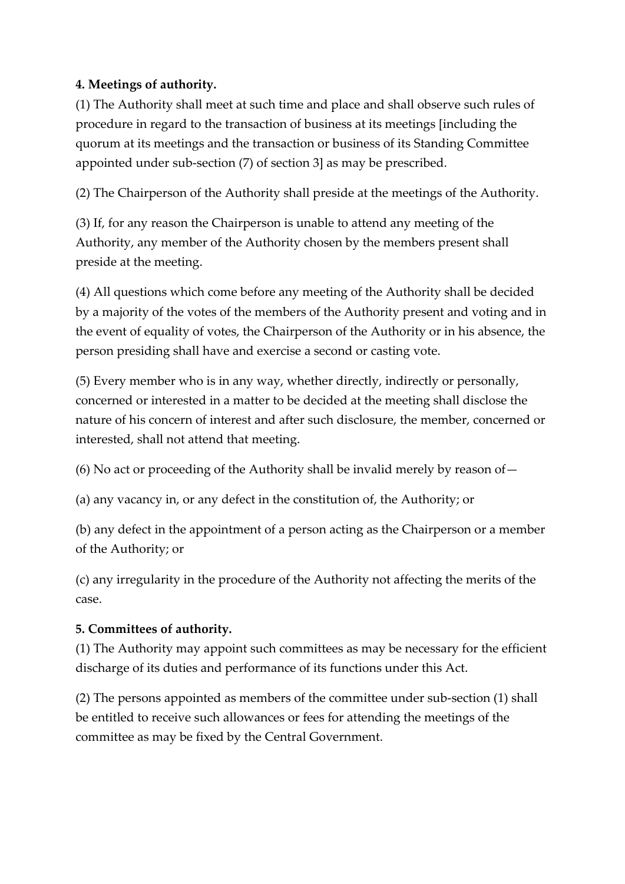**4. Meetings of authority.**

(1) The Authority shall meet at such time and place and shall observe such rules of procedure in regard to the transaction of business at its meetings [including the quorum at its meetings and the transaction or business of its Standing Committee appointed under sub-section (7) of section 3] as may be prescribed.

(2) The Chairperson of the Authority shall preside at the meetings of the Authority.

(3) If, for any reason the Chairperson is unable to attend any meeting of the Authority, any member of the Authority chosen by the members present shall preside at the meeting.

(4) All questions which come before any meeting of the Authority shall be decided by a majority of the votes of the members of the Authority present and voting and in the event of equality of votes, the Chairperson of the Authority or in his absence, the person presiding shall have and exercise a second or casting vote.

(5) Every member who is in any way, whether directly, indirectly or personally, concerned or interested in a matter to be decided at the meeting shall disclose the nature of his concern of interest and after such disclosure, the member, concerned or interested, shall not attend that meeting.

(6) No act or proceeding of the Authority shall be invalid merely by reason of—

(a) any vacancy in, or any defect in the constitution of, the Authority; or

(b) any defect in the appointment of a person acting as the Chairperson or a member of the Authority; or

(c) any irregularity in the procedure of the Authority not affecting the merits of the case.

**5. Committees of authority.**

(1) The Authority may appoint such committees as may be necessary for the efficient discharge of its duties and performance of its functions under this Act.

(2) The persons appointed as members of the committee under sub-section (1) shall be entitled to receive such allowances or fees for attending the meetings of the committee as may be fixed by the Central Government.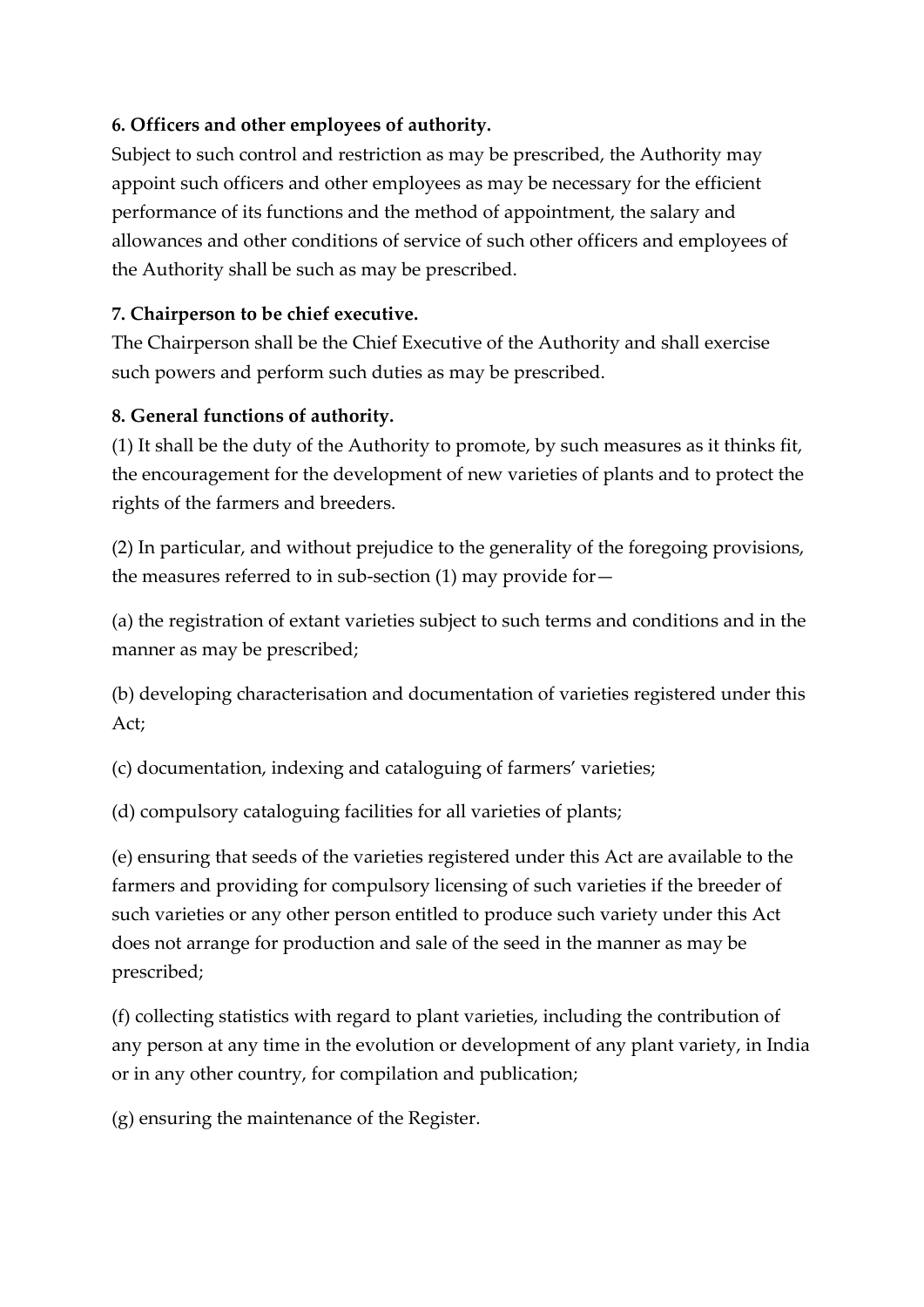**6. Officers and other employees of authority.**

Subject to such control and restriction as may be prescribed, the Authority may appoint such officers and other employees as may be necessary for the efficient performance of its functions and the method of appointment, the salary and allowances and other conditions of service of such other officers and employees of the Authority shall be such as may be prescribed.

**7. Chairperson to be chief executive.**

The Chairperson shall be the Chief Executive of the Authority and shall exercise such powers and perform such duties as may be prescribed.

**8. General functions of authority.**

(1) It shall be the duty of the Authority to promote, by such measures as it thinks fit, the encouragement for the development of new varieties of plants and to protect the rights of the farmers and breeders.

(2) In particular, and without prejudice to the generality of the foregoing provisions, the measures referred to in sub-section (1) may provide for—

(a) the registration of extant varieties subject to such terms and conditions and in the manner as may be prescribed;

(b) developing characterisation and documentation of varieties registered under this Act;

(c) documentation, indexing and cataloguing of farmers' varieties;

(d) compulsory cataloguing facilities for all varieties of plants;

(e) ensuring that seeds of the varieties registered under this Act are available to the farmers and providing for compulsory licensing of such varieties if the breeder of such varieties or any other person entitled to produce such variety under this Act does not arrange for production and sale of the seed in the manner as may be prescribed;

(f) collecting statistics with regard to plant varieties, including the contribution of any person at any time in the evolution or development of any plant variety, in India or in any other country, for compilation and publication;

(g) ensuring the maintenance of the Register.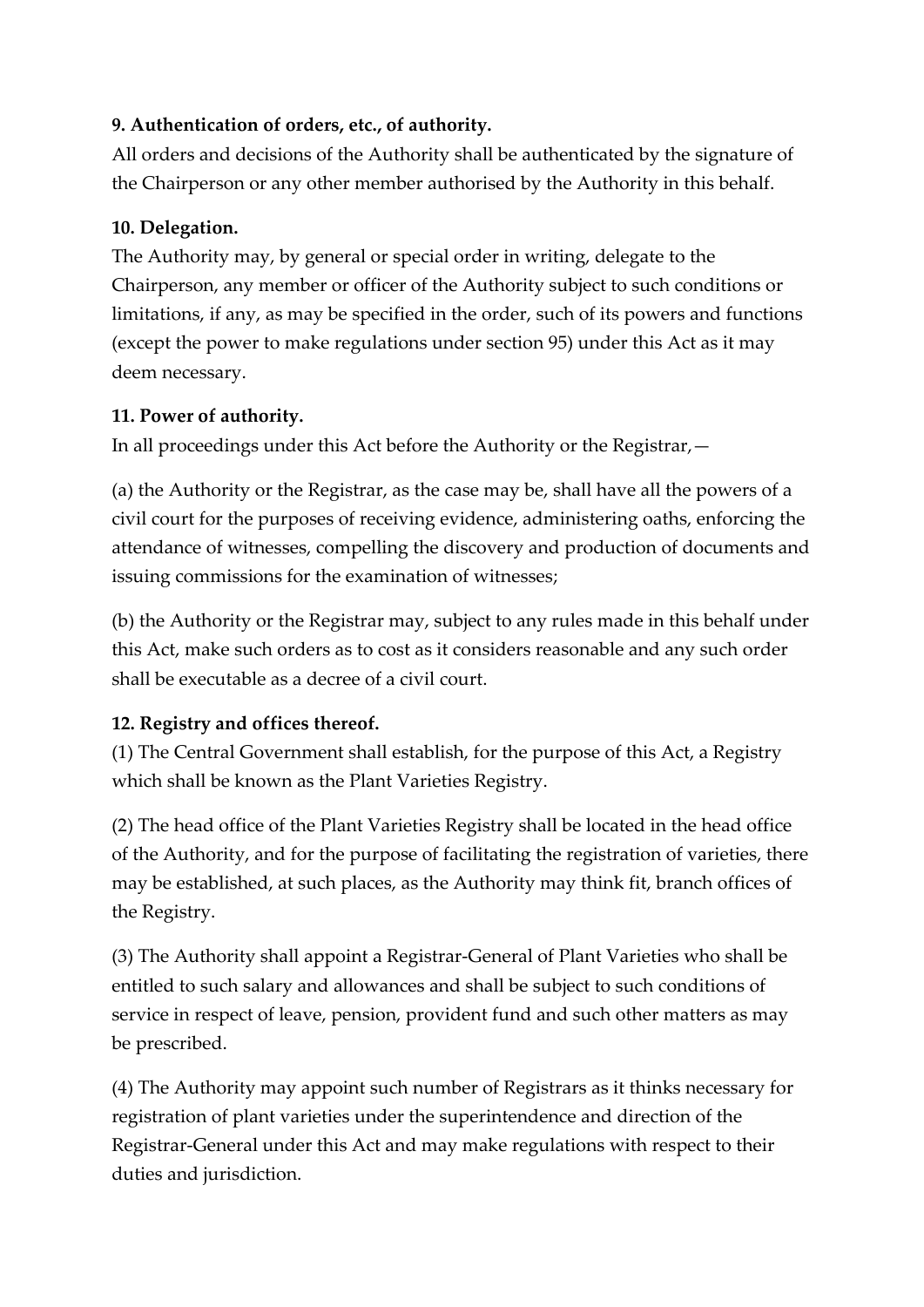**9. Authentication of orders, etc., of authority.**

All orders and decisions of the Authority shall be authenticated by the signature of the Chairperson or any other member authorised by the Authority in this behalf.

**10. Delegation.**

The Authority may, by general or special order in writing, delegate to the Chairperson, any member or officer of the Authority subject to such conditions or limitations, if any, as may be specified in the order, such of its powers and functions (except the power to make regulations under section 95) under this Act as it may deem necessary.

**11. Power of authority.**

In all proceedings under this Act before the Authority or the Registrar,—

(a) the Authority or the Registrar, as the case may be, shall have all the powers of a civil court for the purposes of receiving evidence, administering oaths, enforcing the attendance of witnesses, compelling the discovery and production of documents and issuing commissions for the examination of witnesses;

(b) the Authority or the Registrar may, subject to any rules made in this behalf under this Act, make such orders as to cost as it considers reasonable and any such order shall be executable as a decree of a civil court.

**12. Registry and offices thereof.**

(1) The Central Government shall establish, for the purpose of this Act, a Registry which shall be known as the Plant Varieties Registry.

(2) The head office of the Plant Varieties Registry shall be located in the head office of the Authority, and for the purpose of facilitating the registration of varieties, there may be established, at such places, as the Authority may think fit, branch offices of the Registry.

(3) The Authority shall appoint a Registrar-General of Plant Varieties who shall be entitled to such salary and allowances and shall be subject to such conditions of service in respect of leave, pension, provident fund and such other matters as may be prescribed.

(4) The Authority may appoint such number of Registrars as it thinks necessary for registration of plant varieties under the superintendence and direction of the Registrar-General under this Act and may make regulations with respect to their duties and jurisdiction.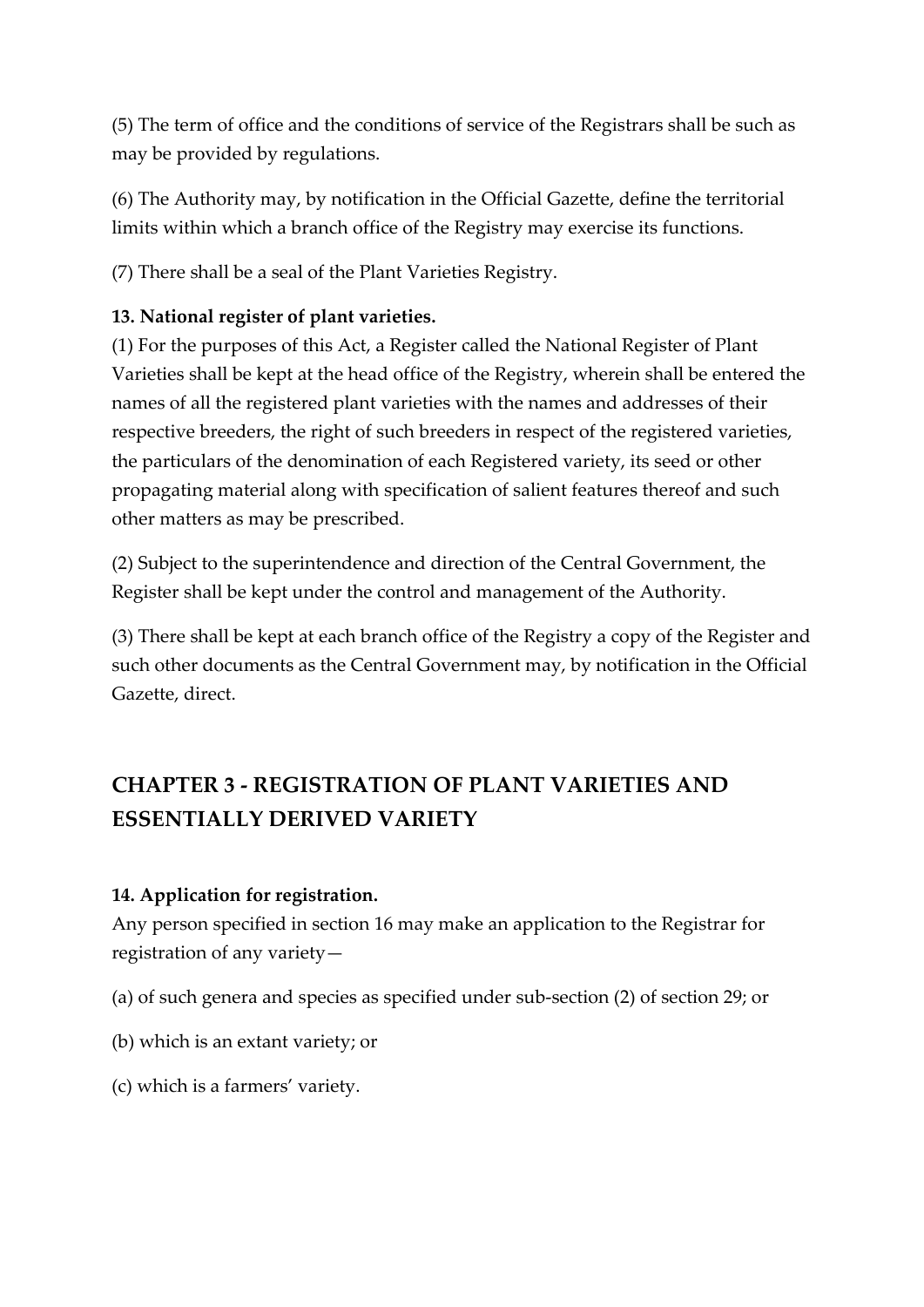(5) The term of office and the conditions of service of the Registrars shall be such as may be provided by regulations.

(6) The Authority may, by notification in the Official Gazette, define the territorial limits within which a branch office of the Registry may exercise its functions.

(7) There shall be a seal of the Plant Varieties Registry.

**13. National register of plant varieties.**

(1) For the purposes of this Act, a Register called the National Register of Plant Varieties shall be kept at the head office of the Registry, wherein shall be entered the names of all the registered plant varieties with the names and addresses of their respective breeders, the right of such breeders in respect of the registered varieties, the particulars of the denomination of each Registered variety, its seed or other propagating material along with specification of salient features thereof and such other matters as may be prescribed.

(2) Subject to the superintendence and direction of the Central Government, the Register shall be kept under the control and management of the Authority.

(3) There shall be kept at each branch office of the Registry a copy of the Register and such other documents as the Central Government may, by notification in the Official Gazette, direct.

## CHAPTER 3 - REGISTRATION OF PLANT VARIETIES AND ESSENTIALLY DERIVED VARIETY

**14. Application for registration.**

Any person specified in section 16 may make an application to the Registrar for registration of any variety—

(a) of such genera and species as specified under sub-section (2) of section 29; or

(b) which is an extant variety; or

(c) which is a farmers' variety.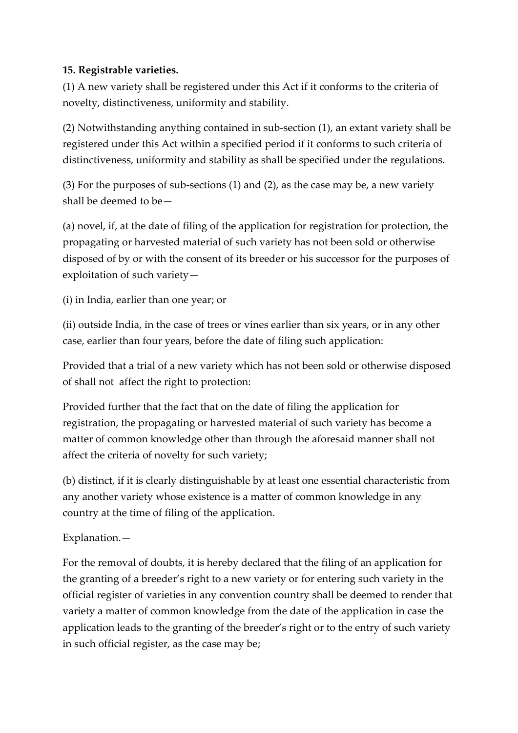**15. Registrable varieties.**

(1) A new variety shall be registered under this Act if it conforms to the criteria of novelty, distinctiveness, uniformity and stability.

(2) Notwithstanding anything contained in sub-section (1), an extant variety shall be registered under this Act within a specified period if it conforms to such criteria of distinctiveness, uniformity and stability as shall be specified under the regulations.

(3) For the purposes of sub-sections (1) and (2), as the case may be, a new variety shall be deemed to be—

(a) novel, if, at the date of filing of the application for registration for protection, the propagating or harvested material of such variety has not been sold or otherwise disposed of by or with the consent of its breeder or his successor for the purposes of exploitation of such variety—

(i) in India, earlier than one year; or

(ii) outside India, in the case of trees or vines earlier than six years, or in any other case, earlier than four years, before the date of filing such application:

Provided that a trial of a new variety which has not been sold or otherwise disposed of shall not affect the right to protection:

Provided further that the fact that on the date of filing the application for registration, the propagating or harvested material of such variety has become a matter of common knowledge other than through the aforesaid manner shall not affect the criteria of novelty for such variety;

(b) distinct, if it is clearly distinguishable by at least one essential characteristic from any another variety whose existence is a matter of common knowledge in any country at the time of filing of the application.

Explanation.—

For the removal of doubts, it is hereby declared that the filing of an application for the granting of a breeder's right to a new variety or for entering such variety in the official register of varieties in any convention country shall be deemed to render that variety a matter of common knowledge from the date of the application in case the application leads to the granting of the breeder's right or to the entry of such variety in such official register, as the case may be;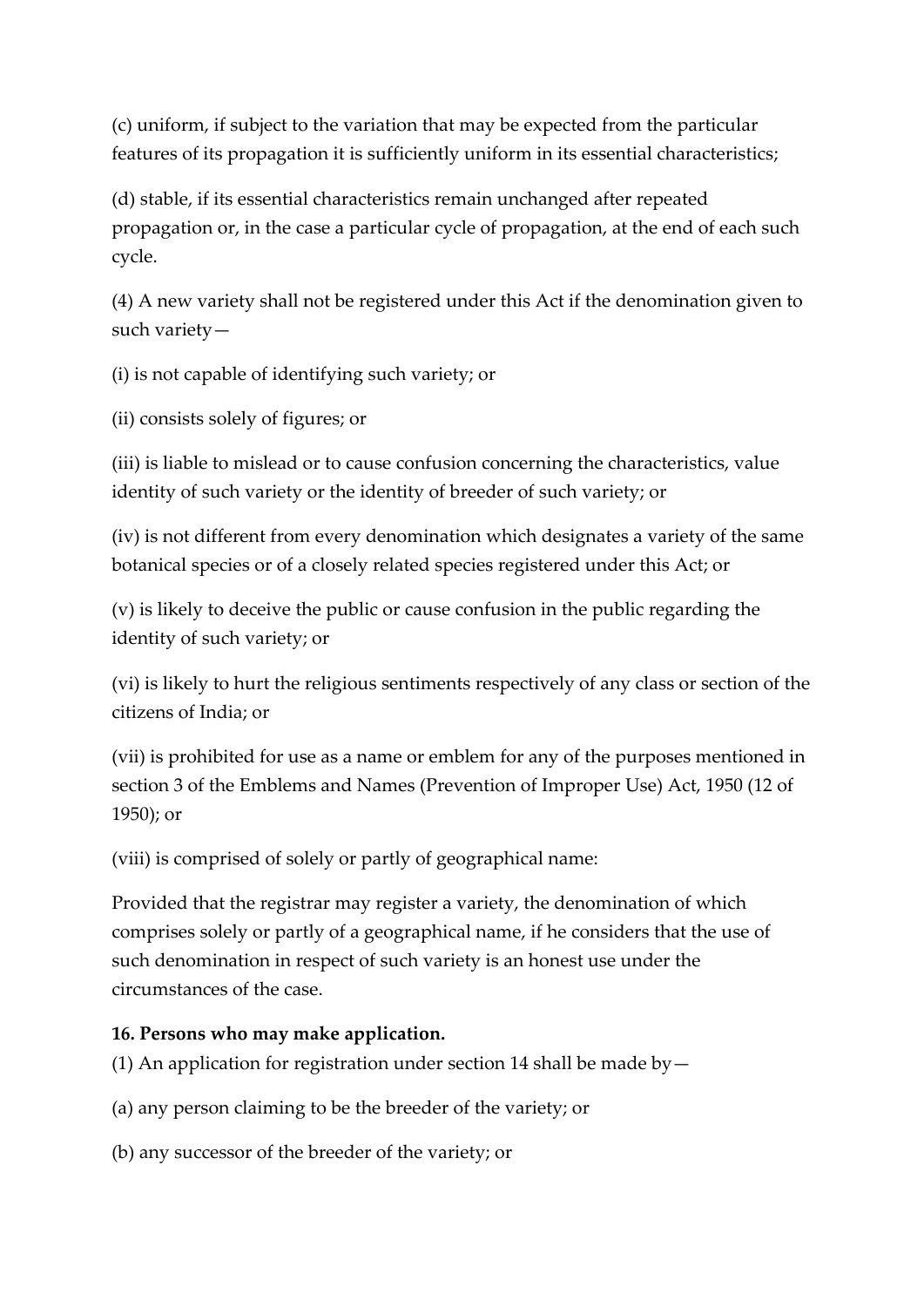(c) uniform, if subject to the variation that may be expected from the particular features of its propagation it is sufficiently uniform in its essential characteristics;

(d) stable, if its essential characteristics remain unchanged after repeated propagation or, in the case a particular cycle of propagation, at the end of each such cycle.

(4) A new variety shall not be registered under this Act if the denomination given to such variety—

(i) is not capable of identifying such variety; or

(ii) consists solely of figures; or

(iii) is liable to mislead or to cause confusion concerning the characteristics, value identity of such variety or the identity of breeder of such variety; or

(iv) is not different from every denomination which designates a variety of the same botanical species or of a closely related species registered under this Act; or

(v) is likely to deceive the public or cause confusion in the public regarding the identity of such variety; or

(vi) is likely to hurt the religious sentiments respectively of any class or section of the citizens of India; or

(vii) is prohibited for use as a name or emblem for any of the purposes mentioned in section 3 of the Emblems and Names (Prevention of Improper Use) Act, 1950 (12 of 1950); or

(viii) is comprised of solely or partly of geographical name:

Provided that the registrar may register a variety, the denomination of which comprises solely or partly of a geographical name, if he considers that the use of such denomination in respect of such variety is an honest use under the circumstances of the case.

**16. Persons who may make application.**

(1) An application for registration under section 14 shall be made by—

(a) any person claiming to be the breeder of the variety; or

(b) any successor of the breeder of the variety; or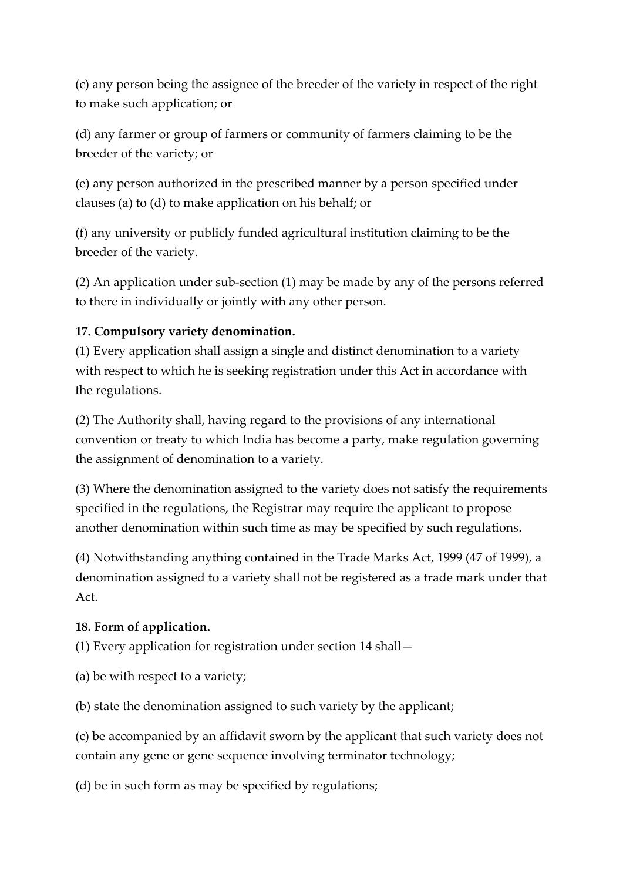(c) any person being the assignee of the breeder of the variety in respect of the right to make such application; or

(d) any farmer or group of farmers or community of farmers claiming to be the breeder of the variety; or

(e) any person authorized in the prescribed manner by a person specified under clauses (a) to (d) to make application on his behalf; or

(f) any university or publicly funded agricultural institution claiming to be the breeder of the variety.

(2) An application under sub-section (1) may be made by any of the persons referred to there in individually or jointly with any other person.

**17. Compulsory variety denomination.**

(1) Every application shall assign a single and distinct denomination to a variety with respect to which he is seeking registration under this Act in accordance with the regulations.

(2) The Authority shall, having regard to the provisions of any international convention or treaty to which India has become a party, make regulation governing the assignment of denomination to a variety.

(3) Where the denomination assigned to the variety does not satisfy the requirements specified in the regulations, the Registrar may require the applicant to propose another denomination within such time as may be specified by such regulations.

(4) Notwithstanding anything contained in the Trade Marks Act, 1999 (47 of 1999), a denomination assigned to a variety shall not be registered as a trade mark under that Act.

**18. Form of application.**

(1) Every application for registration under section 14 shall—

(a) be with respect to a variety;

(b) state the denomination assigned to such variety by the applicant;

(c) be accompanied by an affidavit sworn by the applicant that such variety does not contain any gene or gene sequence involving terminator technology;

(d) be in such form as may be specified by regulations;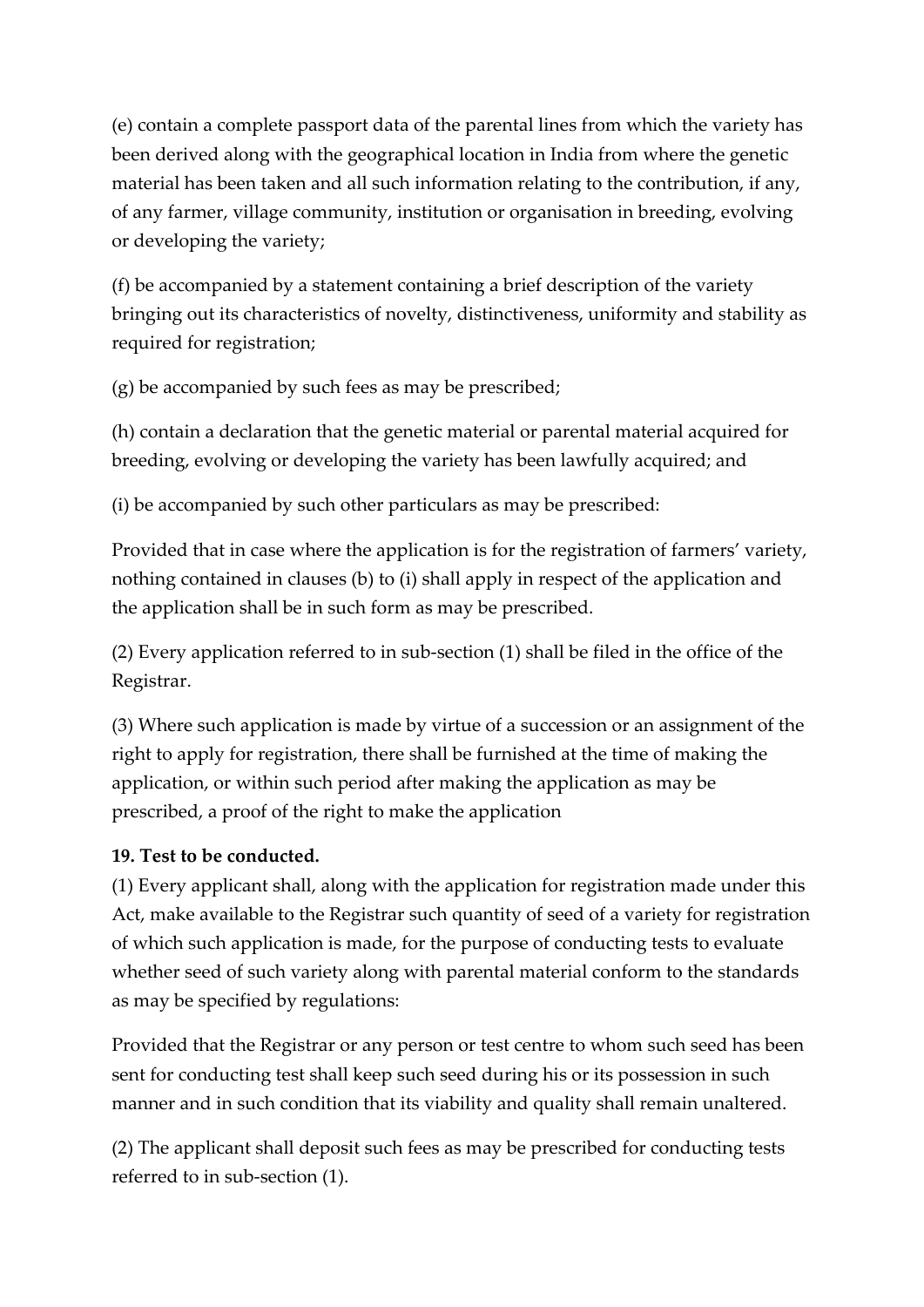(e) contain a complete passport data of the parental lines from which the variety has been derived along with the geographical location in India from where the genetic material has been taken and all such information relating to the contribution, if any, of any farmer, village community, institution or organisation in breeding, evolving or developing the variety;

(f) be accompanied by a statement containing a brief description of the variety bringing out its characteristics of novelty, distinctiveness, uniformity and stability as required for registration;

(g) be accompanied by such fees as may be prescribed;

(h) contain a declaration that the genetic material or parental material acquired for breeding, evolving or developing the variety has been lawfully acquired; and

(i) be accompanied by such other particulars as may be prescribed:

Provided that in case where the application is for the registration of farmers' variety, nothing contained in clauses (b) to (i) shall apply in respect of the application and the application shall be in such form as may be prescribed.

(2) Every application referred to in sub-section (1) shall be filed in the office of the Registrar.

(3) Where such application is made by virtue of a succession or an assignment of the right to apply for registration, there shall be furnished at the time of making the application, or within such period after making the application as may be prescribed, a proof of the right to make the application

**19. Test to be conducted.**

(1) Every applicant shall, along with the application for registration made under this Act, make available to the Registrar such quantity of seed of a variety for registration of which such application is made, for the purpose of conducting tests to evaluate whether seed of such variety along with parental material conform to the standards as may be specified by regulations:

Provided that the Registrar or any person or test centre to whom such seed has been sent for conducting test shall keep such seed during his or its possession in such manner and in such condition that its viability and quality shall remain unaltered.

(2) The applicant shall deposit such fees as may be prescribed for conducting tests referred to in sub-section (1).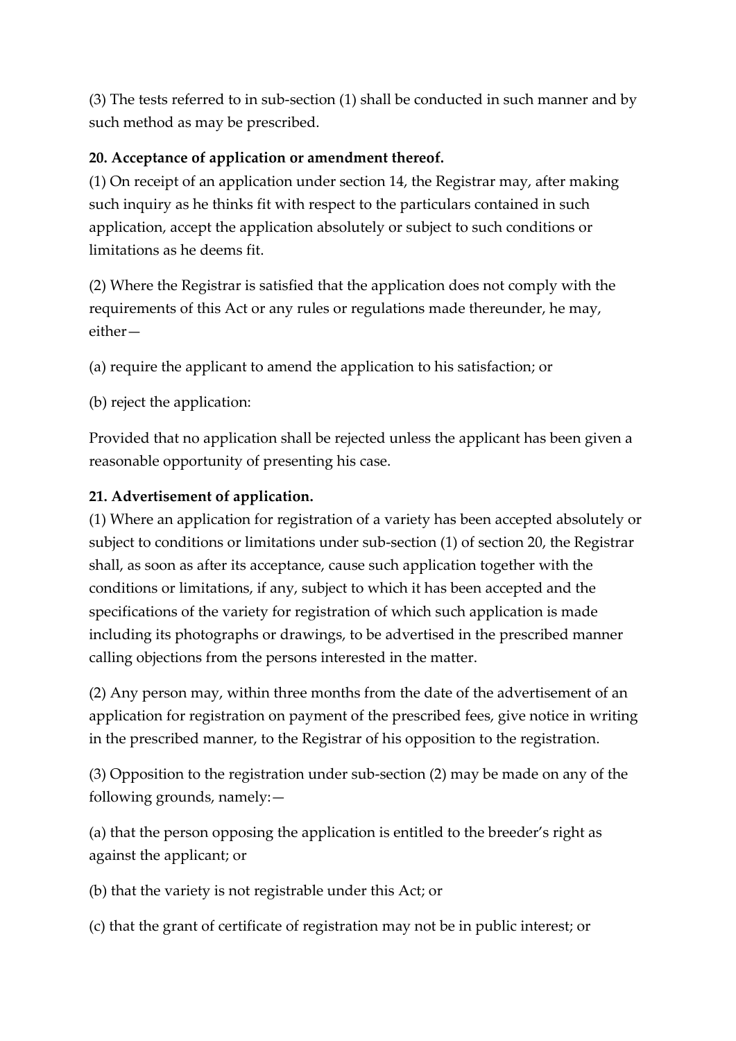(3) The tests referred to in sub-section (1) shall be conducted in such manner and by such method as may be prescribed.

**20. Acceptance of application or amendment thereof.**

(1) On receipt of an application under section 14, the Registrar may, after making such inquiry as he thinks fit with respect to the particulars contained in such application, accept the application absolutely or subject to such conditions or limitations as he deems fit.

(2) Where the Registrar is satisfied that the application does not comply with the requirements of this Act or any rules or regulations made thereunder, he may, either—

(a) require the applicant to amend the application to his satisfaction; or

(b) reject the application:

Provided that no application shall be rejected unless the applicant has been given a reasonable opportunity of presenting his case.

**21. Advertisement of application.**

(1) Where an application for registration of a variety has been accepted absolutely or subject to conditions or limitations under sub-section (1) of section 20, the Registrar shall, as soon as after its acceptance, cause such application together with the conditions or limitations, if any, subject to which it has been accepted and the specifications of the variety for registration of which such application is made including its photographs or drawings, to be advertised in the prescribed manner calling objections from the persons interested in the matter.

(2) Any person may, within three months from the date of the advertisement of an application for registration on payment of the prescribed fees, give notice in writing in the prescribed manner, to the Registrar of his opposition to the registration.

(3) Opposition to the registration under sub-section (2) may be made on any of the following grounds, namely:—

(a) that the person opposing the application is entitled to the breeder's right as against the applicant; or

(b) that the variety is not registrable under this Act; or

(c) that the grant of certificate of registration may not be in public interest; or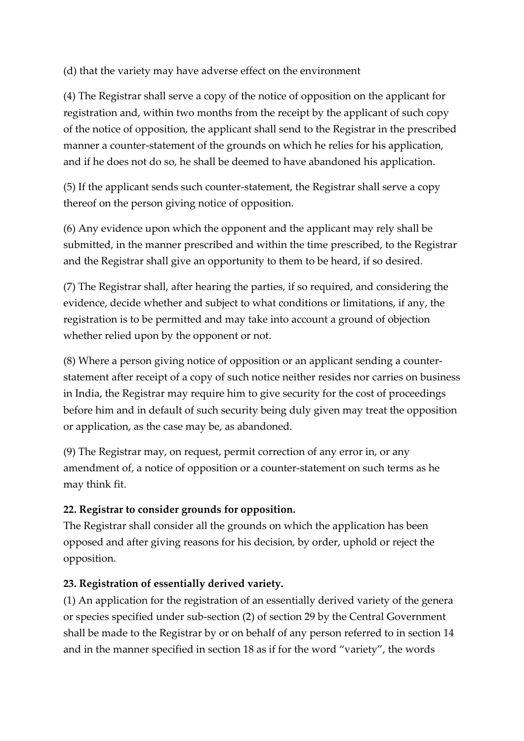(d) that the variety may have adverse effect on the environment

(4) The Registrar shall serve a copy of the notice of opposition on the applicant for registration and, within two months from the receipt by the applicant of such copy of the notice of opposition, the applicant shall send to the Registrar in the prescribed manner a counter-statement of the grounds on which he relies for his application, and if he does not do so, he shall be deemed to have abandoned his application.

(5) If the applicant sends such counter-statement, the Registrar shall serve a copy thereof on the person giving notice of opposition.

(6) Any evidence upon which the opponent and the applicant may rely shall be submitted, in the manner prescribed and within the time prescribed, to the Registrar and the Registrar shall give an opportunity to them to be heard, if so desired.

(7) The Registrar shall, after hearing the parties, if so required, and considering the evidence, decide whether and subject to what conditions or limitations, if any, the registration is to be permitted and may take into account a ground of objection whether relied upon by the opponent or not.

(8) Where a person giving notice of opposition or an applicant sending a counter-statement after receipt of a copy of such notice neither resides nor carries on business in India, the Registrar may require him to give security for the cost of proceedings before him and in default of such security being duly given may treat the opposition or application, as the case may be, as abandoned.

(9) The Registrar may, on request, permit correction of any error in, or any amendment of, a notice of opposition or a counter-statement on such terms as he may think fit.

**22. Registrar to consider grounds for opposition.**
The Registrar shall consider all the grounds on which the application has been opposed and after giving reasons for his decision, by order, uphold or reject the opposition.

**23. Registration of essentially derived variety.**
(1) An application for the registration of an essentially derived variety of the genera or species specified under sub-section (2) of section 29 by the Central Government shall be made to the Registrar by or on behalf of any person referred to in section 14 and in the manner specified in section 18 as if for the word "variety", the words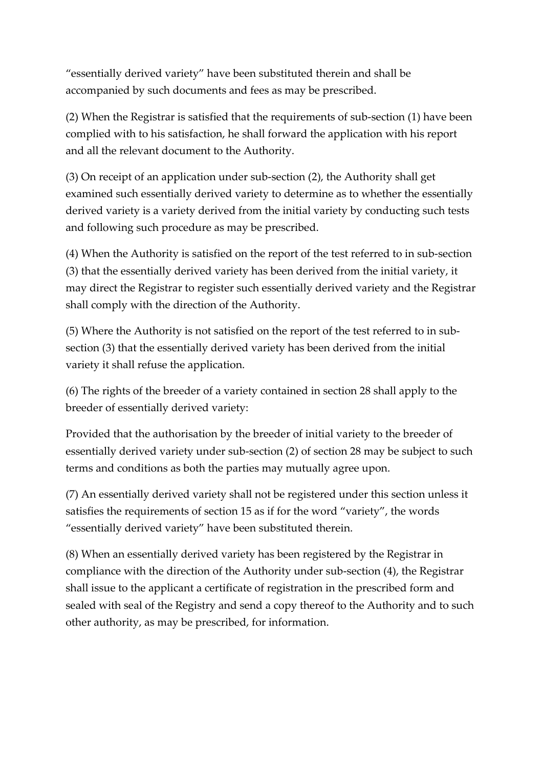"essentially derived variety" have been substituted therein and shall be accompanied by such documents and fees as may be prescribed.

(2) When the Registrar is satisfied that the requirements of sub-section (1) have been complied with to his satisfaction, he shall forward the application with his report and all the relevant document to the Authority.

(3) On receipt of an application under sub-section (2), the Authority shall get examined such essentially derived variety to determine as to whether the essentially derived variety is a variety derived from the initial variety by conducting such tests and following such procedure as may be prescribed.

(4) When the Authority is satisfied on the report of the test referred to in sub-section (3) that the essentially derived variety has been derived from the initial variety, it may direct the Registrar to register such essentially derived variety and the Registrar shall comply with the direction of the Authority.

(5) Where the Authority is not satisfied on the report of the test referred to in sub-section (3) that the essentially derived variety has been derived from the initial variety it shall refuse the application.

(6) The rights of the breeder of a variety contained in section 28 shall apply to the breeder of essentially derived variety:

Provided that the authorisation by the breeder of initial variety to the breeder of essentially derived variety under sub-section (2) of section 28 may be subject to such terms and conditions as both the parties may mutually agree upon.

(7) An essentially derived variety shall not be registered under this section unless it satisfies the requirements of section 15 as if for the word "variety", the words "essentially derived variety" have been substituted therein.

(8) When an essentially derived variety has been registered by the Registrar in compliance with the direction of the Authority under sub-section (4), the Registrar shall issue to the applicant a certificate of registration in the prescribed form and sealed with seal of the Registry and send a copy thereof to the Authority and to such other authority, as may be prescribed, for information.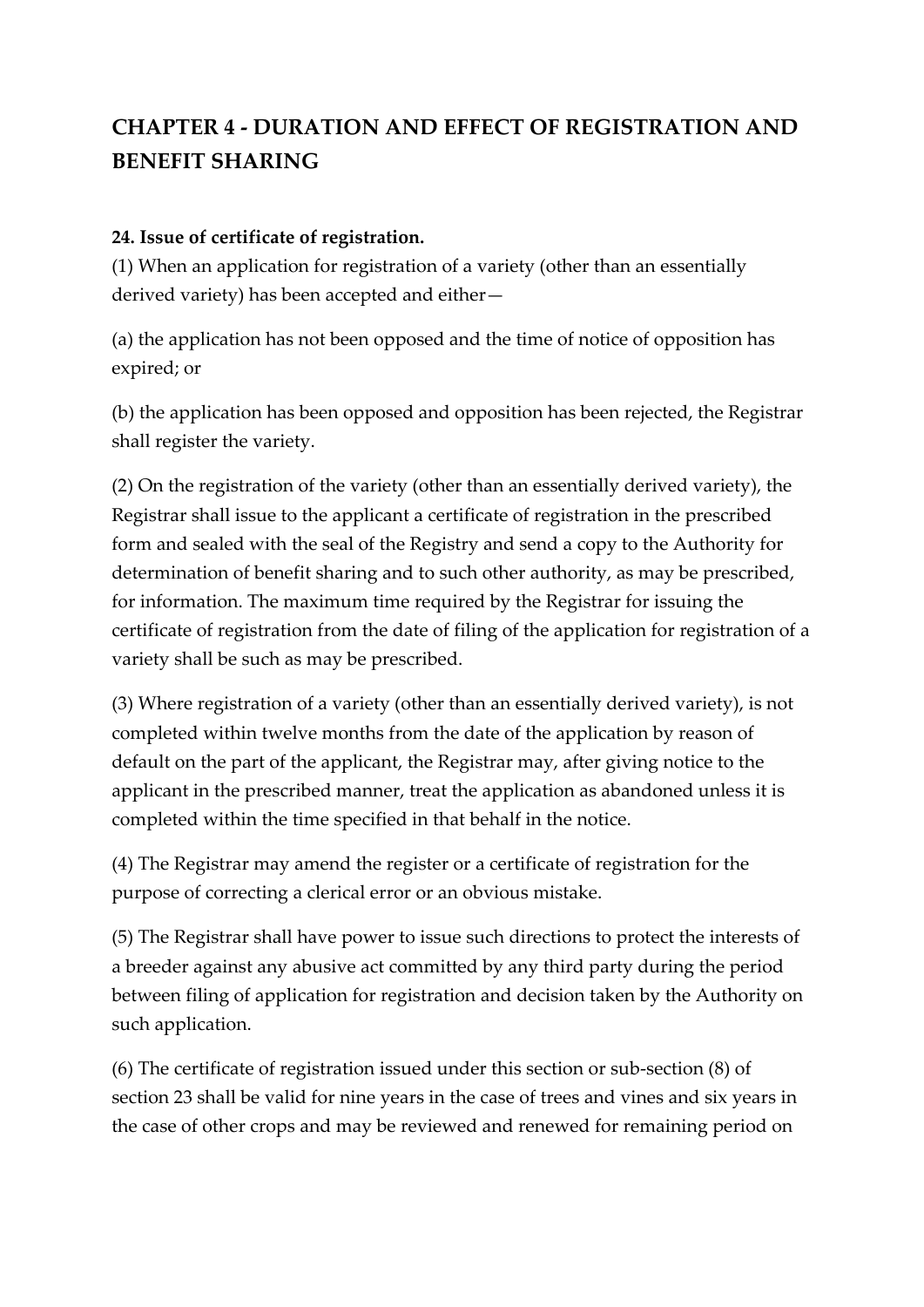## CHAPTER 4 - DURATION AND EFFECT OF REGISTRATION AND BENEFIT SHARING

**24. Issue of certificate of registration.**

(1) When an application for registration of a variety (other than an essentially derived variety) has been accepted and either—

(a) the application has not been opposed and the time of notice of opposition has expired; or

(b) the application has been opposed and opposition has been rejected, the Registrar shall register the variety.

(2) On the registration of the variety (other than an essentially derived variety), the Registrar shall issue to the applicant a certificate of registration in the prescribed form and sealed with the seal of the Registry and send a copy to the Authority for determination of benefit sharing and to such other authority, as may be prescribed, for information. The maximum time required by the Registrar for issuing the certificate of registration from the date of filing of the application for registration of a variety shall be such as may be prescribed.

(3) Where registration of a variety (other than an essentially derived variety), is not completed within twelve months from the date of the application by reason of default on the part of the applicant, the Registrar may, after giving notice to the applicant in the prescribed manner, treat the application as abandoned unless it is completed within the time specified in that behalf in the notice.

(4) The Registrar may amend the register or a certificate of registration for the purpose of correcting a clerical error or an obvious mistake.

(5) The Registrar shall have power to issue such directions to protect the interests of a breeder against any abusive act committed by any third party during the period between filing of application for registration and decision taken by the Authority on such application.

(6) The certificate of registration issued under this section or sub-section (8) of section 23 shall be valid for nine years in the case of trees and vines and six years in the case of other crops and may be reviewed and renewed for remaining period on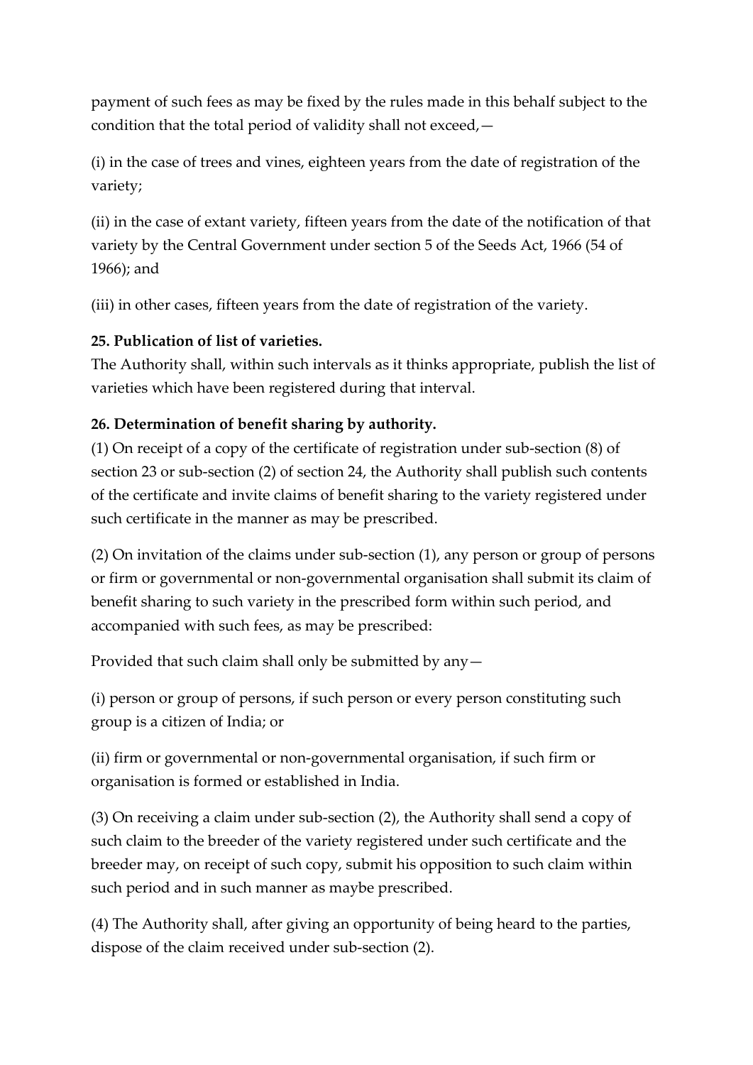payment of such fees as may be fixed by the rules made in this behalf subject to the condition that the total period of validity shall not exceed,—

(i) in the case of trees and vines, eighteen years from the date of registration of the variety;

(ii) in the case of extant variety, fifteen years from the date of the notification of that variety by the Central Government under section 5 of the Seeds Act, 1966 (54 of 1966); and

(iii) in other cases, fifteen years from the date of registration of the variety.

**25. Publication of list of varieties.**
The Authority shall, within such intervals as it thinks appropriate, publish the list of varieties which have been registered during that interval.

**26. Determination of benefit sharing by authority.**
(1) On receipt of a copy of the certificate of registration under sub-section (8) of section 23 or sub-section (2) of section 24, the Authority shall publish such contents of the certificate and invite claims of benefit sharing to the variety registered under such certificate in the manner as may be prescribed.

(2) On invitation of the claims under sub-section (1), any person or group of persons or firm or governmental or non-governmental organisation shall submit its claim of benefit sharing to such variety in the prescribed form within such period, and accompanied with such fees, as may be prescribed:

Provided that such claim shall only be submitted by any—

(i) person or group of persons, if such person or every person constituting such group is a citizen of India; or

(ii) firm or governmental or non-governmental organisation, if such firm or organisation is formed or established in India.

(3) On receiving a claim under sub-section (2), the Authority shall send a copy of such claim to the breeder of the variety registered under such certificate and the breeder may, on receipt of such copy, submit his opposition to such claim within such period and in such manner as maybe prescribed.

(4) The Authority shall, after giving an opportunity of being heard to the parties, dispose of the claim received under sub-section (2).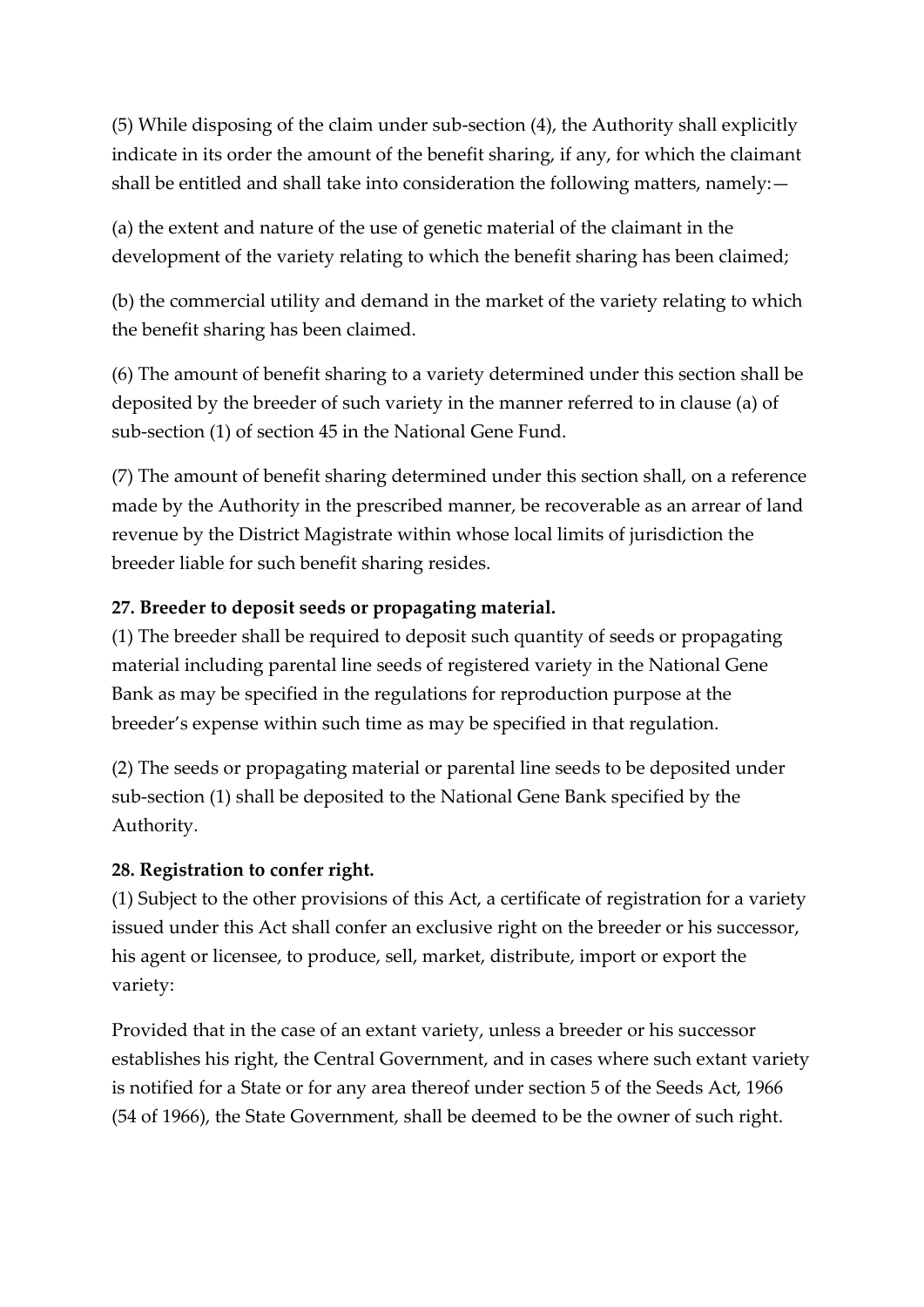(5) While disposing of the claim under sub-section (4), the Authority shall explicitly indicate in its order the amount of the benefit sharing, if any, for which the claimant shall be entitled and shall take into consideration the following matters, namely:—

(a) the extent and nature of the use of genetic material of the claimant in the development of the variety relating to which the benefit sharing has been claimed;

(b) the commercial utility and demand in the market of the variety relating to which the benefit sharing has been claimed.

(6) The amount of benefit sharing to a variety determined under this section shall be deposited by the breeder of such variety in the manner referred to in clause (a) of sub-section (1) of section 45 in the National Gene Fund.

(7) The amount of benefit sharing determined under this section shall, on a reference made by the Authority in the prescribed manner, be recoverable as an arrear of land revenue by the District Magistrate within whose local limits of jurisdiction the breeder liable for such benefit sharing resides.

**27. Breeder to deposit seeds or propagating material.**

(1) The breeder shall be required to deposit such quantity of seeds or propagating material including parental line seeds of registered variety in the National Gene Bank as may be specified in the regulations for reproduction purpose at the breeder's expense within such time as may be specified in that regulation.

(2) The seeds or propagating material or parental line seeds to be deposited under sub-section (1) shall be deposited to the National Gene Bank specified by the Authority.

**28. Registration to confer right.**

(1) Subject to the other provisions of this Act, a certificate of registration for a variety issued under this Act shall confer an exclusive right on the breeder or his successor, his agent or licensee, to produce, sell, market, distribute, import or export the variety:

Provided that in the case of an extant variety, unless a breeder or his successor establishes his right, the Central Government, and in cases where such extant variety is notified for a State or for any area thereof under section 5 of the Seeds Act, 1966 (54 of 1966), the State Government, shall be deemed to be the owner of such right.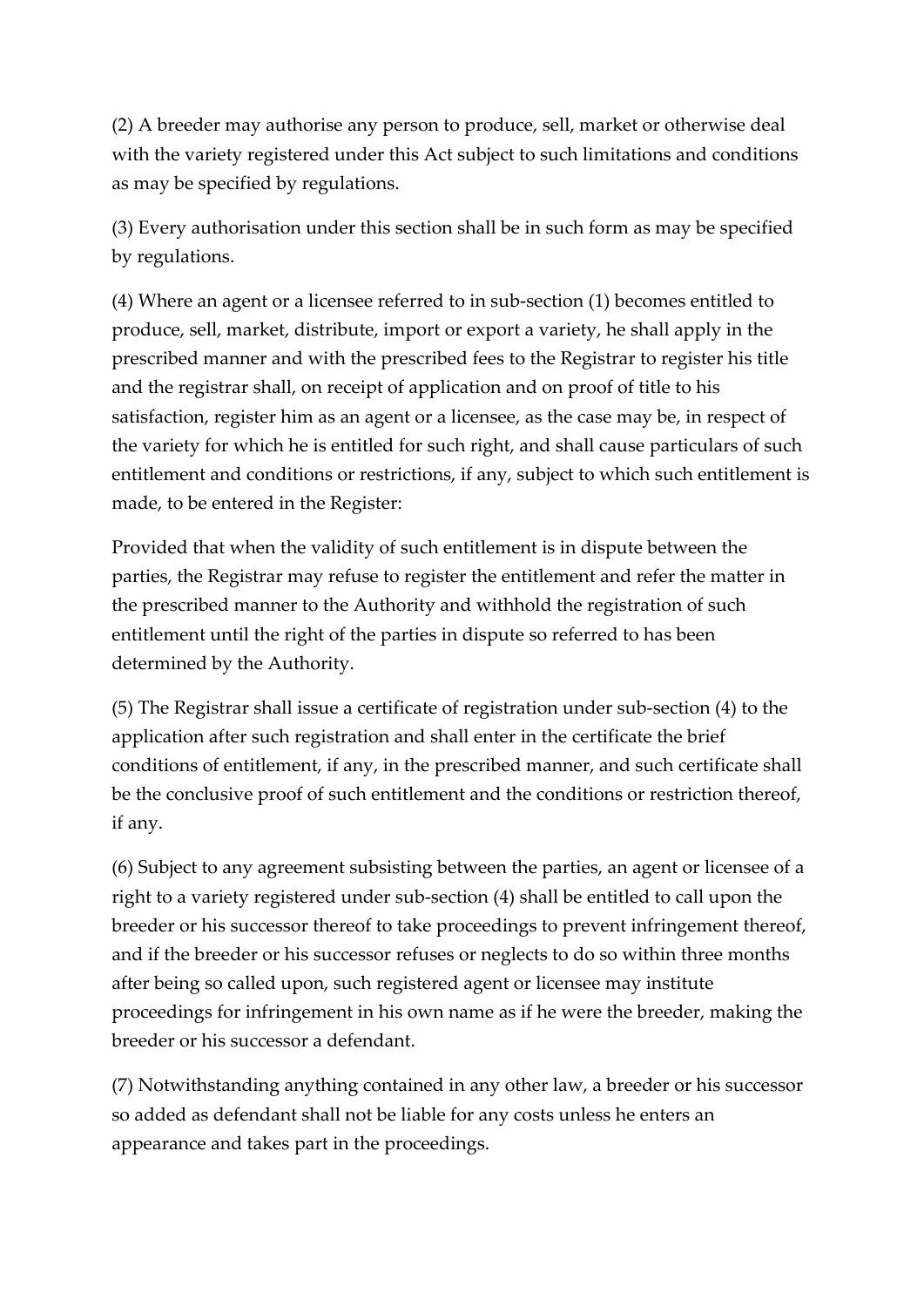(2) A breeder may authorise any person to produce, sell, market or otherwise deal with the variety registered under this Act subject to such limitations and conditions as may be specified by regulations.

(3) Every authorisation under this section shall be in such form as may be specified by regulations.

(4) Where an agent or a licensee referred to in sub-section (1) becomes entitled to produce, sell, market, distribute, import or export a variety, he shall apply in the prescribed manner and with the prescribed fees to the Registrar to register his title and the registrar shall, on receipt of application and on proof of title to his satisfaction, register him as an agent or a licensee, as the case may be, in respect of the variety for which he is entitled for such right, and shall cause particulars of such entitlement and conditions or restrictions, if any, subject to which such entitlement is made, to be entered in the Register:

Provided that when the validity of such entitlement is in dispute between the parties, the Registrar may refuse to register the entitlement and refer the matter in the prescribed manner to the Authority and withhold the registration of such entitlement until the right of the parties in dispute so referred to has been determined by the Authority.

(5) The Registrar shall issue a certificate of registration under sub-section (4) to the application after such registration and shall enter in the certificate the brief conditions of entitlement, if any, in the prescribed manner, and such certificate shall be the conclusive proof of such entitlement and the conditions or restriction thereof, if any.

(6) Subject to any agreement subsisting between the parties, an agent or licensee of a right to a variety registered under sub-section (4) shall be entitled to call upon the breeder or his successor thereof to take proceedings to prevent infringement thereof, and if the breeder or his successor refuses or neglects to do so within three months after being so called upon, such registered agent or licensee may institute proceedings for infringement in his own name as if he were the breeder, making the breeder or his successor a defendant.

(7) Notwithstanding anything contained in any other law, a breeder or his successor so added as defendant shall not be liable for any costs unless he enters an appearance and takes part in the proceedings.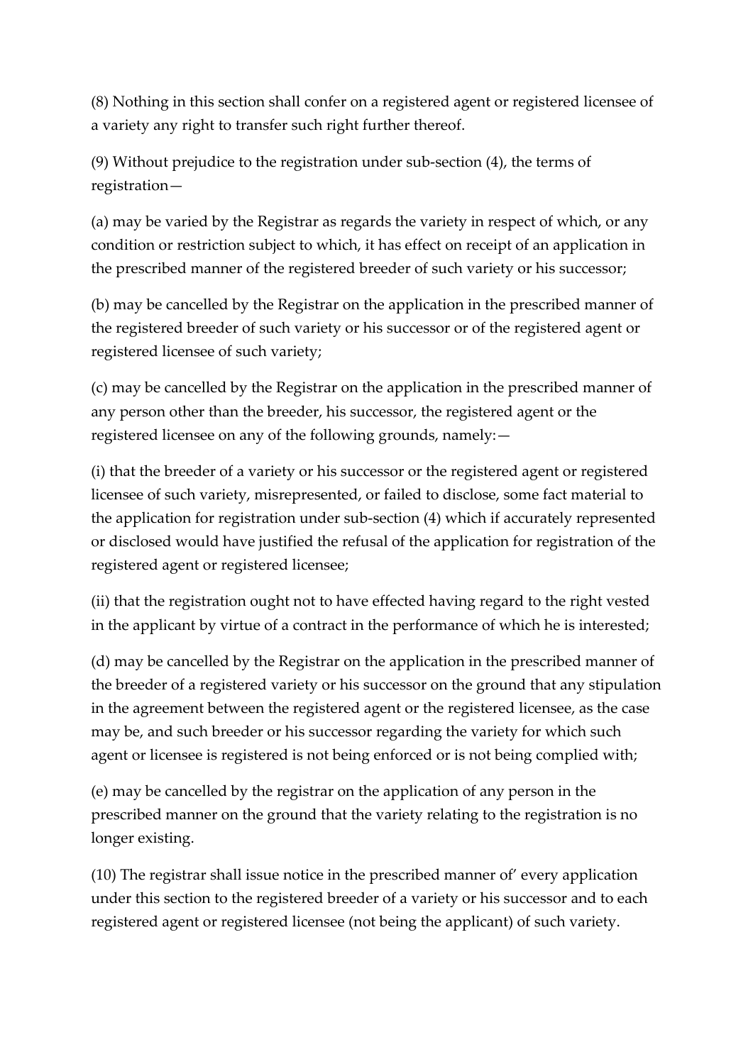(8) Nothing in this section shall confer on a registered agent or registered licensee of a variety any right to transfer such right further thereof.

(9) Without prejudice to the registration under sub-section (4), the terms of registration—

(a) may be varied by the Registrar as regards the variety in respect of which, or any condition or restriction subject to which, it has effect on receipt of an application in the prescribed manner of the registered breeder of such variety or his successor;

(b) may be cancelled by the Registrar on the application in the prescribed manner of the registered breeder of such variety or his successor or of the registered agent or registered licensee of such variety;

(c) may be cancelled by the Registrar on the application in the prescribed manner of any person other than the breeder, his successor, the registered agent or the registered licensee on any of the following grounds, namely:—

(i) that the breeder of a variety or his successor or the registered agent or registered licensee of such variety, misrepresented, or failed to disclose, some fact material to the application for registration under sub-section (4) which if accurately represented or disclosed would have justified the refusal of the application for registration of the registered agent or registered licensee;

(ii) that the registration ought not to have effected having regard to the right vested in the applicant by virtue of a contract in the performance of which he is interested;

(d) may be cancelled by the Registrar on the application in the prescribed manner of the breeder of a registered variety or his successor on the ground that any stipulation in the agreement between the registered agent or the registered licensee, as the case may be, and such breeder or his successor regarding the variety for which such agent or licensee is registered is not being enforced or is not being complied with;

(e) may be cancelled by the registrar on the application of any person in the prescribed manner on the ground that the variety relating to the registration is no longer existing.

(10) The registrar shall issue notice in the prescribed manner of' every application under this section to the registered breeder of a variety or his successor and to each registered agent or registered licensee (not being the applicant) of such variety.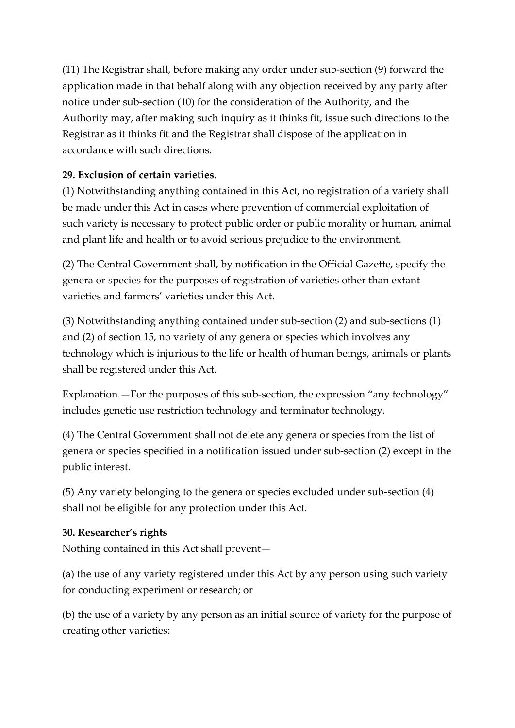(11) The Registrar shall, before making any order under sub-section (9) forward the application made in that behalf along with any objection received by any party after notice under sub-section (10) for the consideration of the Authority, and the Authority may, after making such inquiry as it thinks fit, issue such directions to the Registrar as it thinks fit and the Registrar shall dispose of the application in accordance with such directions.

**29. Exclusion of certain varieties.**

(1) Notwithstanding anything contained in this Act, no registration of a variety shall be made under this Act in cases where prevention of commercial exploitation of such variety is necessary to protect public order or public morality or human, animal and plant life and health or to avoid serious prejudice to the environment.

(2) The Central Government shall, by notification in the Official Gazette, specify the genera or species for the purposes of registration of varieties other than extant varieties and farmers' varieties under this Act.

(3) Notwithstanding anything contained under sub-section (2) and sub-sections (1) and (2) of section 15, no variety of any genera or species which involves any technology which is injurious to the life or health of human beings, animals or plants shall be registered under this Act.

Explanation.—For the purposes of this sub-section, the expression "any technology" includes genetic use restriction technology and terminator technology.

(4) The Central Government shall not delete any genera or species from the list of genera or species specified in a notification issued under sub-section (2) except in the public interest.

(5) Any variety belonging to the genera or species excluded under sub-section (4) shall not be eligible for any protection under this Act.

**30. Researcher's rights**

Nothing contained in this Act shall prevent—

(a) the use of any variety registered under this Act by any person using such variety for conducting experiment or research; or

(b) the use of a variety by any person as an initial source of variety for the purpose of creating other varieties: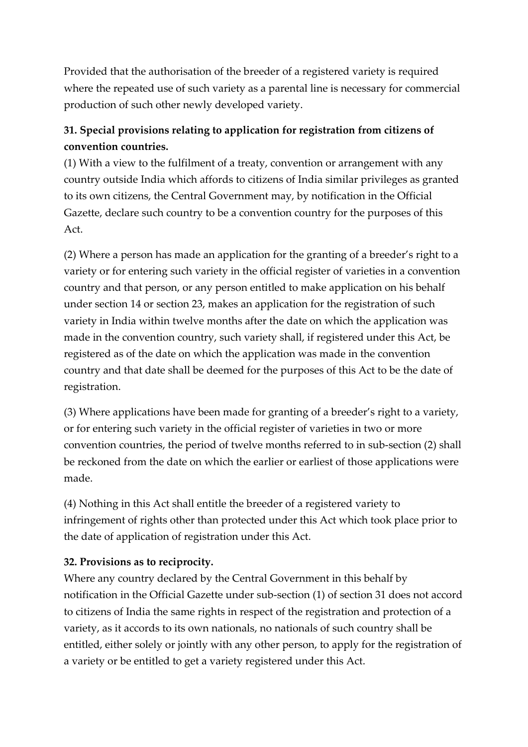Provided that the authorisation of the breeder of a registered variety is required where the repeated use of such variety as a parental line is necessary for commercial production of such other newly developed variety.

### 31. Special provisions relating to application for registration from citizens of convention countries.

(1) With a view to the fulfilment of a treaty, convention or arrangement with any country outside India which affords to citizens of India similar privileges as granted to its own citizens, the Central Government may, by notification in the Official Gazette, declare such country to be a convention country for the purposes of this Act.

(2) Where a person has made an application for the granting of a breeder's right to a variety or for entering such variety in the official register of varieties in a convention country and that person, or any person entitled to make application on his behalf under section 14 or section 23, makes an application for the registration of such variety in India within twelve months after the date on which the application was made in the convention country, such variety shall, if registered under this Act, be registered as of the date on which the application was made in the convention country and that date shall be deemed for the purposes of this Act to be the date of registration.

(3) Where applications have been made for granting of a breeder's right to a variety, or for entering such variety in the official register of varieties in two or more convention countries, the period of twelve months referred to in sub-section (2) shall be reckoned from the date on which the earlier or earliest of those applications were made.

(4) Nothing in this Act shall entitle the breeder of a registered variety to infringement of rights other than protected under this Act which took place prior to the date of application of registration under this Act.

### 32. Provisions as to reciprocity.

Where any country declared by the Central Government in this behalf by notification in the Official Gazette under sub-section (1) of section 31 does not accord to citizens of India the same rights in respect of the registration and protection of a variety, as it accords to its own nationals, no nationals of such country shall be entitled, either solely or jointly with any other person, to apply for the registration of a variety or be entitled to get a variety registered under this Act.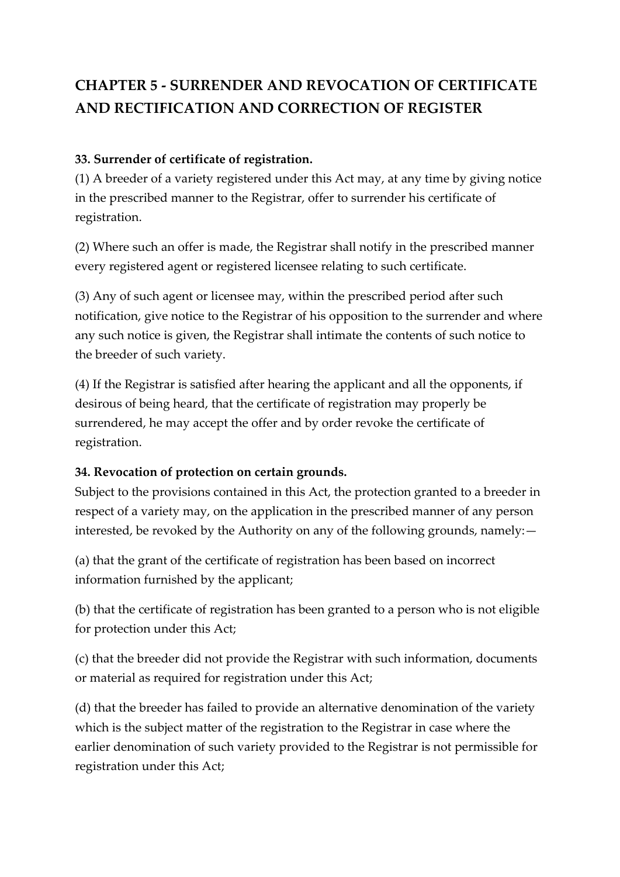## CHAPTER 5 - SURRENDER AND REVOCATION OF CERTIFICATE AND RECTIFICATION AND CORRECTION OF REGISTER

**33. Surrender of certificate of registration.**

(1) A breeder of a variety registered under this Act may, at any time by giving notice in the prescribed manner to the Registrar, offer to surrender his certificate of registration.

(2) Where such an offer is made, the Registrar shall notify in the prescribed manner every registered agent or registered licensee relating to such certificate.

(3) Any of such agent or licensee may, within the prescribed period after such notification, give notice to the Registrar of his opposition to the surrender and where any such notice is given, the Registrar shall intimate the contents of such notice to the breeder of such variety.

(4) If the Registrar is satisfied after hearing the applicant and all the opponents, if desirous of being heard, that the certificate of registration may properly be surrendered, he may accept the offer and by order revoke the certificate of registration.

**34. Revocation of protection on certain grounds.**

Subject to the provisions contained in this Act, the protection granted to a breeder in respect of a variety may, on the application in the prescribed manner of any person interested, be revoked by the Authority on any of the following grounds, namely:—

(a) that the grant of the certificate of registration has been based on incorrect information furnished by the applicant;

(b) that the certificate of registration has been granted to a person who is not eligible for protection under this Act;

(c) that the breeder did not provide the Registrar with such information, documents or material as required for registration under this Act;

(d) that the breeder has failed to provide an alternative denomination of the variety which is the subject matter of the registration to the Registrar in case where the earlier denomination of such variety provided to the Registrar is not permissible for registration under this Act;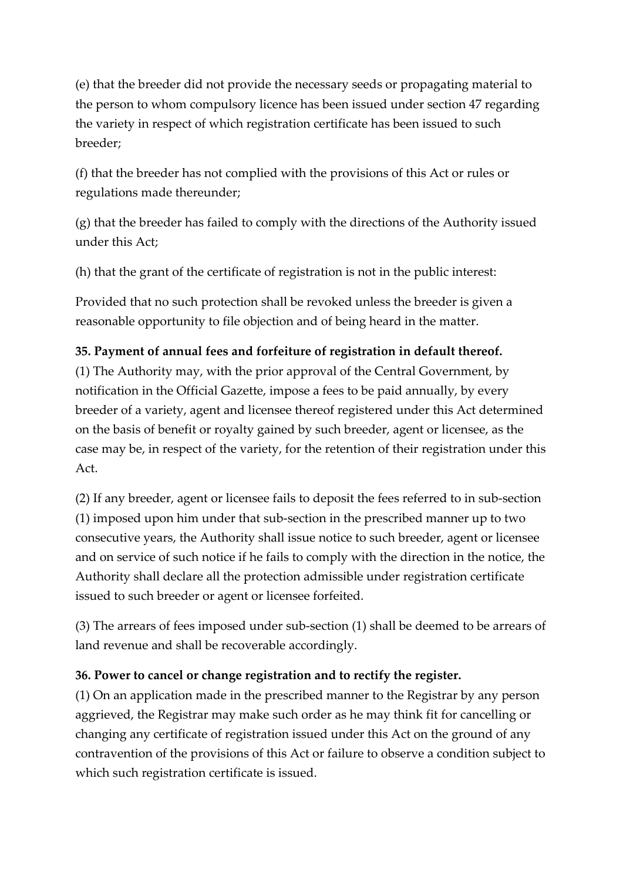(e) that the breeder did not provide the necessary seeds or propagating material to the person to whom compulsory licence has been issued under section 47 regarding the variety in respect of which registration certificate has been issued to such breeder;

(f) that the breeder has not complied with the provisions of this Act or rules or regulations made thereunder;

(g) that the breeder has failed to comply with the directions of the Authority issued under this Act;

(h) that the grant of the certificate of registration is not in the public interest:

Provided that no such protection shall be revoked unless the breeder is given a reasonable opportunity to file objection and of being heard in the matter.

**35. Payment of annual fees and forfeiture of registration in default thereof.**

(1) The Authority may, with the prior approval of the Central Government, by notification in the Official Gazette, impose a fees to be paid annually, by every breeder of a variety, agent and licensee thereof registered under this Act determined on the basis of benefit or royalty gained by such breeder, agent or licensee, as the case may be, in respect of the variety, for the retention of their registration under this Act.

(2) If any breeder, agent or licensee fails to deposit the fees referred to in sub-section (1) imposed upon him under that sub-section in the prescribed manner up to two consecutive years, the Authority shall issue notice to such breeder, agent or licensee and on service of such notice if he fails to comply with the direction in the notice, the Authority shall declare all the protection admissible under registration certificate issued to such breeder or agent or licensee forfeited.

(3) The arrears of fees imposed under sub-section (1) shall be deemed to be arrears of land revenue and shall be recoverable accordingly.

**36. Power to cancel or change registration and to rectify the register.**

(1) On an application made in the prescribed manner to the Registrar by any person aggrieved, the Registrar may make such order as he may think fit for cancelling or changing any certificate of registration issued under this Act on the ground of any contravention of the provisions of this Act or failure to observe a condition subject to which such registration certificate is issued.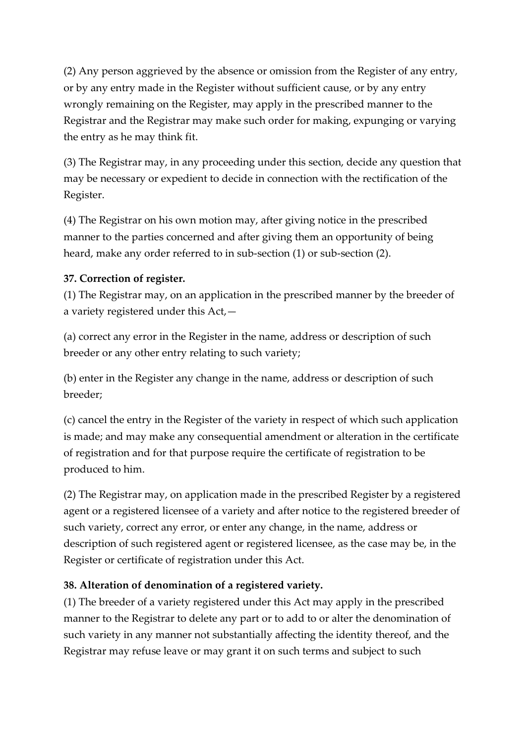(2) Any person aggrieved by the absence or omission from the Register of any entry, or by any entry made in the Register without sufficient cause, or by any entry wrongly remaining on the Register, may apply in the prescribed manner to the Registrar and the Registrar may make such order for making, expunging or varying the entry as he may think fit.

(3) The Registrar may, in any proceeding under this section, decide any question that may be necessary or expedient to decide in connection with the rectification of the Register.

(4) The Registrar on his own motion may, after giving notice in the prescribed manner to the parties concerned and after giving them an opportunity of being heard, make any order referred to in sub-section (1) or sub-section (2).

**37. Correction of register.**

(1) The Registrar may, on an application in the prescribed manner by the breeder of a variety registered under this Act,—

(a) correct any error in the Register in the name, address or description of such breeder or any other entry relating to such variety;

(b) enter in the Register any change in the name, address or description of such breeder;

(c) cancel the entry in the Register of the variety in respect of which such application is made; and may make any consequential amendment or alteration in the certificate of registration and for that purpose require the certificate of registration to be produced to him.

(2) The Registrar may, on application made in the prescribed Register by a registered agent or a registered licensee of a variety and after notice to the registered breeder of such variety, correct any error, or enter any change, in the name, address or description of such registered agent or registered licensee, as the case may be, in the Register or certificate of registration under this Act.

**38. Alteration of denomination of a registered variety.**

(1) The breeder of a variety registered under this Act may apply in the prescribed manner to the Registrar to delete any part or to add to or alter the denomination of such variety in any manner not substantially affecting the identity thereof, and the Registrar may refuse leave or may grant it on such terms and subject to such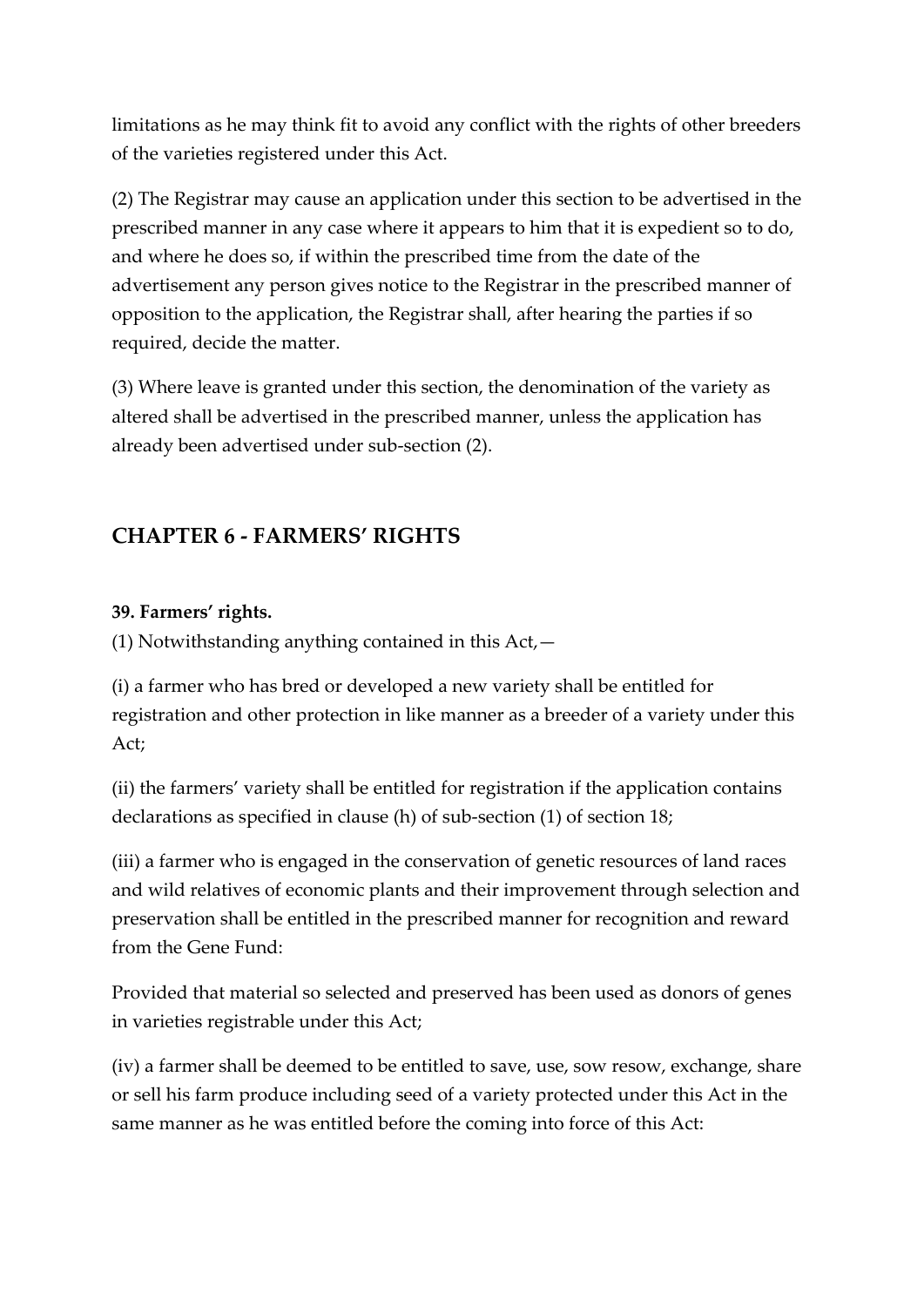limitations as he may think fit to avoid any conflict with the rights of other breeders of the varieties registered under this Act.

(2) The Registrar may cause an application under this section to be advertised in the prescribed manner in any case where it appears to him that it is expedient so to do, and where he does so, if within the prescribed time from the date of the advertisement any person gives notice to the Registrar in the prescribed manner of opposition to the application, the Registrar shall, after hearing the parties if so required, decide the matter.

(3) Where leave is granted under this section, the denomination of the variety as altered shall be advertised in the prescribed manner, unless the application has already been advertised under sub-section (2).

## CHAPTER 6 - FARMERS' RIGHTS

**39. Farmers' rights.**

(1) Notwithstanding anything contained in this Act,—

(i) a farmer who has bred or developed a new variety shall be entitled for registration and other protection in like manner as a breeder of a variety under this Act;

(ii) the farmers' variety shall be entitled for registration if the application contains declarations as specified in clause (h) of sub-section (1) of section 18;

(iii) a farmer who is engaged in the conservation of genetic resources of land races and wild relatives of economic plants and their improvement through selection and preservation shall be entitled in the prescribed manner for recognition and reward from the Gene Fund:

Provided that material so selected and preserved has been used as donors of genes in varieties registrable under this Act;

(iv) a farmer shall be deemed to be entitled to save, use, sow resow, exchange, share or sell his farm produce including seed of a variety protected under this Act in the same manner as he was entitled before the coming into force of this Act: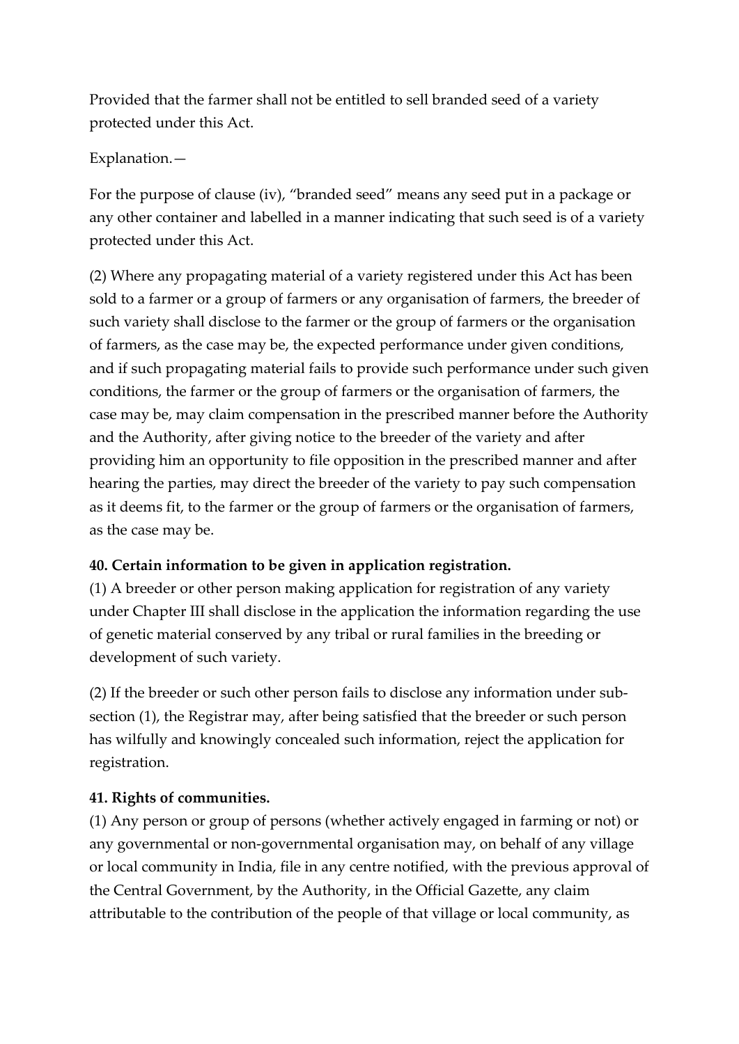Provided that the farmer shall not be entitled to sell branded seed of a variety protected under this Act.

Explanation.—

For the purpose of clause (iv), "branded seed" means any seed put in a package or any other container and labelled in a manner indicating that such seed is of a variety protected under this Act.

(2) Where any propagating material of a variety registered under this Act has been sold to a farmer or a group of farmers or any organisation of farmers, the breeder of such variety shall disclose to the farmer or the group of farmers or the organisation of farmers, as the case may be, the expected performance under given conditions, and if such propagating material fails to provide such performance under such given conditions, the farmer or the group of farmers or the organisation of farmers, the case may be, may claim compensation in the prescribed manner before the Authority and the Authority, after giving notice to the breeder of the variety and after providing him an opportunity to file opposition in the prescribed manner and after hearing the parties, may direct the breeder of the variety to pay such compensation as it deems fit, to the farmer or the group of farmers or the organisation of farmers, as the case may be.

**40. Certain information to be given in application registration.**

(1) A breeder or other person making application for registration of any variety under Chapter III shall disclose in the application the information regarding the use of genetic material conserved by any tribal or rural families in the breeding or development of such variety.

(2) If the breeder or such other person fails to disclose any information under sub-section (1), the Registrar may, after being satisfied that the breeder or such person has wilfully and knowingly concealed such information, reject the application for registration.

**41. Rights of communities.**

(1) Any person or group of persons (whether actively engaged in farming or not) or any governmental or non-governmental organisation may, on behalf of any village or local community in India, file in any centre notified, with the previous approval of the Central Government, by the Authority, in the Official Gazette, any claim attributable to the contribution of the people of that village or local community, as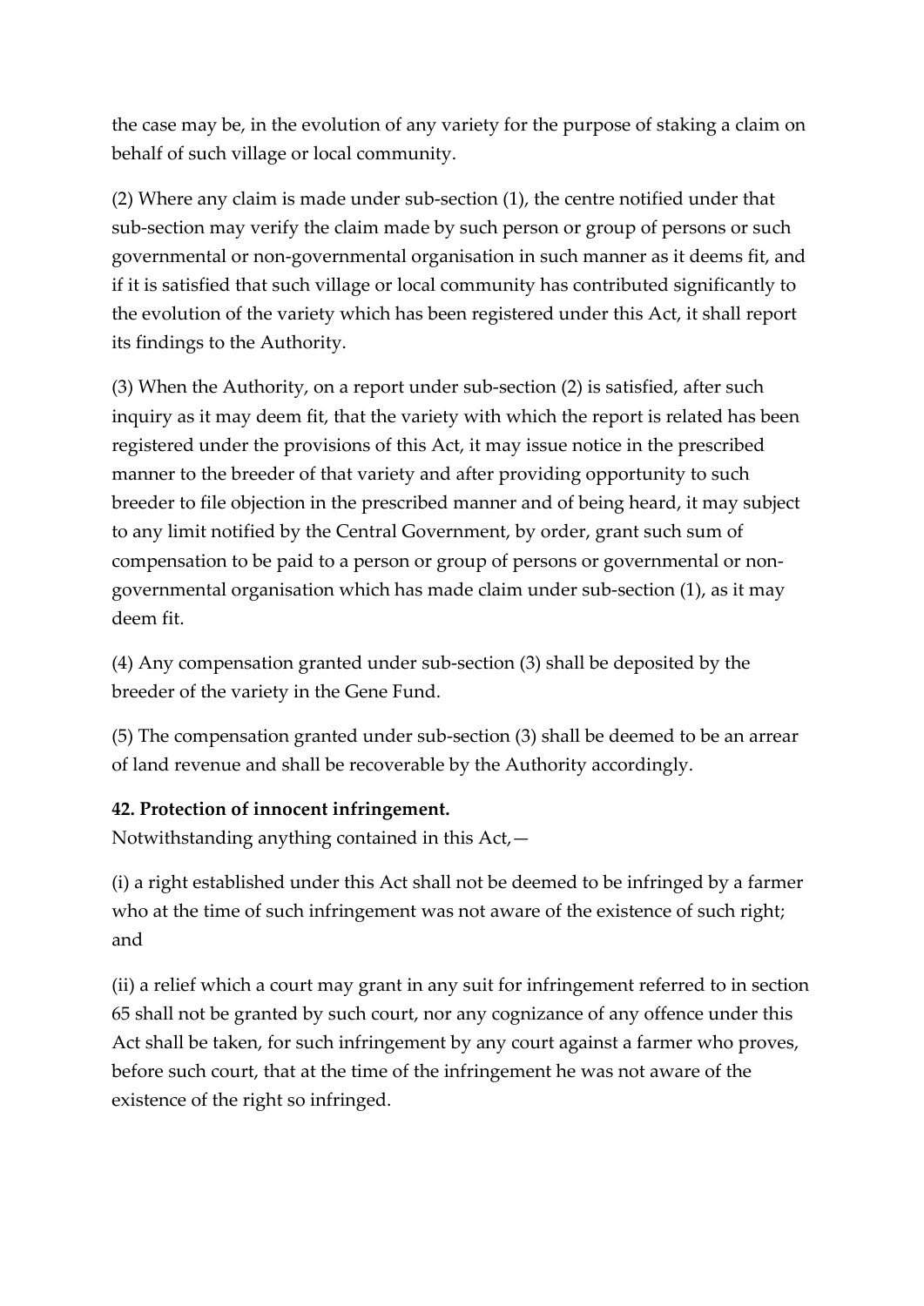the case may be, in the evolution of any variety for the purpose of staking a claim on behalf of such village or local community.

(2) Where any claim is made under sub-section (1), the centre notified under that sub-section may verify the claim made by such person or group of persons or such governmental or non-governmental organisation in such manner as it deems fit, and if it is satisfied that such village or local community has contributed significantly to the evolution of the variety which has been registered under this Act, it shall report its findings to the Authority.

(3) When the Authority, on a report under sub-section (2) is satisfied, after such inquiry as it may deem fit, that the variety with which the report is related has been registered under the provisions of this Act, it may issue notice in the prescribed manner to the breeder of that variety and after providing opportunity to such breeder to file objection in the prescribed manner and of being heard, it may subject to any limit notified by the Central Government, by order, grant such sum of compensation to be paid to a person or group of persons or governmental or non-governmental organisation which has made claim under sub-section (1), as it may deem fit.

(4) Any compensation granted under sub-section (3) shall be deposited by the breeder of the variety in the Gene Fund.

(5) The compensation granted under sub-section (3) shall be deemed to be an arrear of land revenue and shall be recoverable by the Authority accordingly.

**42. Protection of innocent infringement.**

Notwithstanding anything contained in this Act,—

(i) a right established under this Act shall not be deemed to be infringed by a farmer who at the time of such infringement was not aware of the existence of such right; and

(ii) a relief which a court may grant in any suit for infringement referred to in section 65 shall not be granted by such court, nor any cognizance of any offence under this Act shall be taken, for such infringement by any court against a farmer who proves, before such court, that at the time of the infringement he was not aware of the existence of the right so infringed.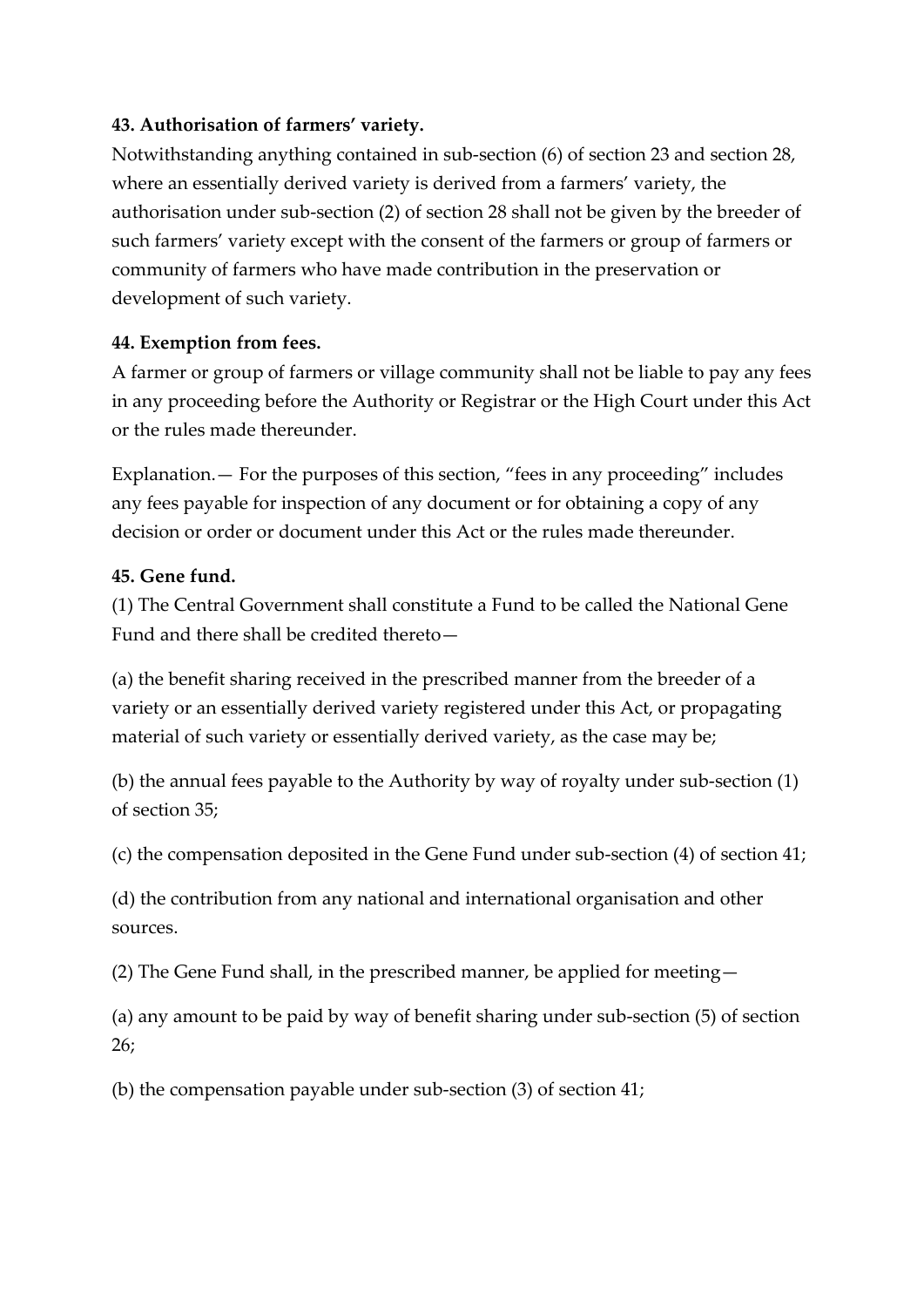**43. Authorisation of farmers' variety.**

Notwithstanding anything contained in sub-section (6) of section 23 and section 28, where an essentially derived variety is derived from a farmers' variety, the authorisation under sub-section (2) of section 28 shall not be given by the breeder of such farmers' variety except with the consent of the farmers or group of farmers or community of farmers who have made contribution in the preservation or development of such variety.

**44. Exemption from fees.**

A farmer or group of farmers or village community shall not be liable to pay any fees in any proceeding before the Authority or Registrar or the High Court under this Act or the rules made thereunder.

Explanation.— For the purposes of this section, "fees in any proceeding" includes any fees payable for inspection of any document or for obtaining a copy of any decision or order or document under this Act or the rules made thereunder.

**45. Gene fund.**

(1) The Central Government shall constitute a Fund to be called the National Gene Fund and there shall be credited thereto—

(a) the benefit sharing received in the prescribed manner from the breeder of a variety or an essentially derived variety registered under this Act, or propagating material of such variety or essentially derived variety, as the case may be;

(b) the annual fees payable to the Authority by way of royalty under sub-section (1) of section 35;

(c) the compensation deposited in the Gene Fund under sub-section (4) of section 41;

(d) the contribution from any national and international organisation and other sources.

(2) The Gene Fund shall, in the prescribed manner, be applied for meeting—

(a) any amount to be paid by way of benefit sharing under sub-section (5) of section 26;

(b) the compensation payable under sub-section (3) of section 41;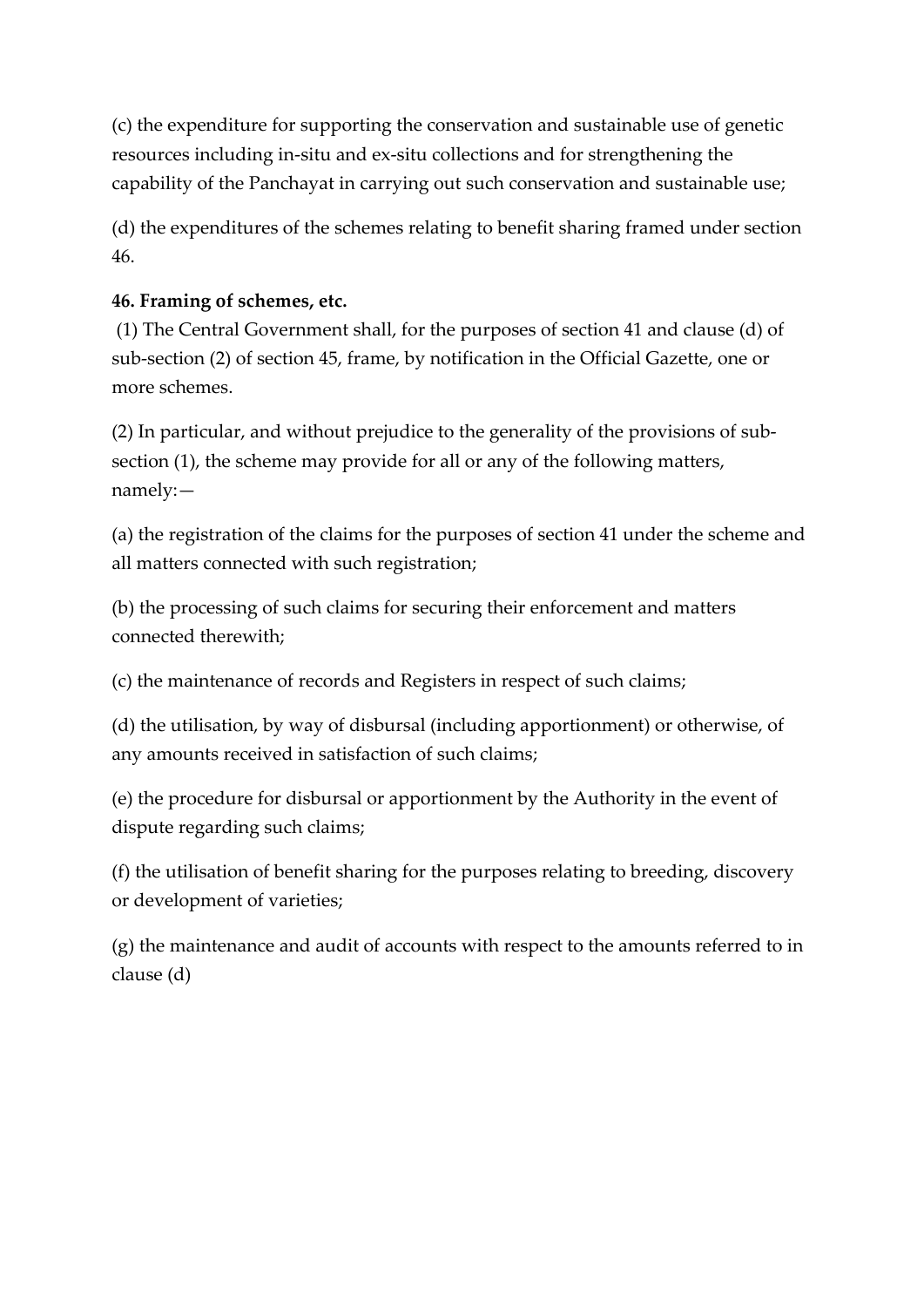(c) the expenditure for supporting the conservation and sustainable use of genetic resources including in-situ and ex-situ collections and for strengthening the capability of the Panchayat in carrying out such conservation and sustainable use;

(d) the expenditures of the schemes relating to benefit sharing framed under section 46.

**46. Framing of schemes, etc.**

(1) The Central Government shall, for the purposes of section 41 and clause (d) of sub-section (2) of section 45, frame, by notification in the Official Gazette, one or more schemes.

(2) In particular, and without prejudice to the generality of the provisions of sub-section (1), the scheme may provide for all or any of the following matters, namely:—

(a) the registration of the claims for the purposes of section 41 under the scheme and all matters connected with such registration;

(b) the processing of such claims for securing their enforcement and matters connected therewith;

(c) the maintenance of records and Registers in respect of such claims;

(d) the utilisation, by way of disbursal (including apportionment) or otherwise, of any amounts received in satisfaction of such claims;

(e) the procedure for disbursal or apportionment by the Authority in the event of dispute regarding such claims;

(f) the utilisation of benefit sharing for the purposes relating to breeding, discovery or development of varieties;

(g) the maintenance and audit of accounts with respect to the amounts referred to in clause (d)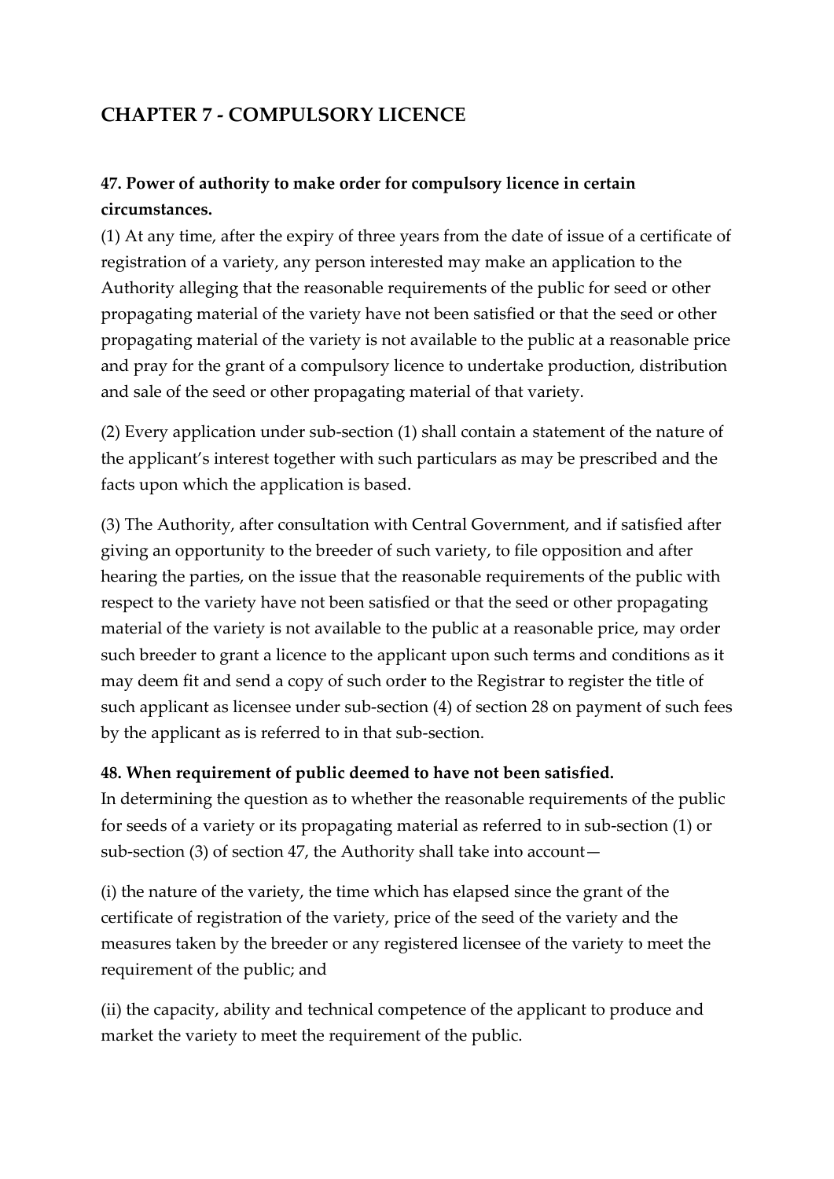## CHAPTER 7 - COMPULSORY LICENCE

### 47. Power of authority to make order for compulsory licence in certain circumstances.

(1) At any time, after the expiry of three years from the date of issue of a certificate of registration of a variety, any person interested may make an application to the Authority alleging that the reasonable requirements of the public for seed or other propagating material of the variety have not been satisfied or that the seed or other propagating material of the variety is not available to the public at a reasonable price and pray for the grant of a compulsory licence to undertake production, distribution and sale of the seed or other propagating material of that variety.

(2) Every application under sub-section (1) shall contain a statement of the nature of the applicant's interest together with such particulars as may be prescribed and the facts upon which the application is based.

(3) The Authority, after consultation with Central Government, and if satisfied after giving an opportunity to the breeder of such variety, to file opposition and after hearing the parties, on the issue that the reasonable requirements of the public with respect to the variety have not been satisfied or that the seed or other propagating material of the variety is not available to the public at a reasonable price, may order such breeder to grant a licence to the applicant upon such terms and conditions as it may deem fit and send a copy of such order to the Registrar to register the title of such applicant as licensee under sub-section (4) of section 28 on payment of such fees by the applicant as is referred to in that sub-section.

### 48. When requirement of public deemed to have not been satisfied.

In determining the question as to whether the reasonable requirements of the public for seeds of a variety or its propagating material as referred to in sub-section (1) or sub-section (3) of section 47, the Authority shall take into account—

(i) the nature of the variety, the time which has elapsed since the grant of the certificate of registration of the variety, price of the seed of the variety and the measures taken by the breeder or any registered licensee of the variety to meet the requirement of the public; and

(ii) the capacity, ability and technical competence of the applicant to produce and market the variety to meet the requirement of the public.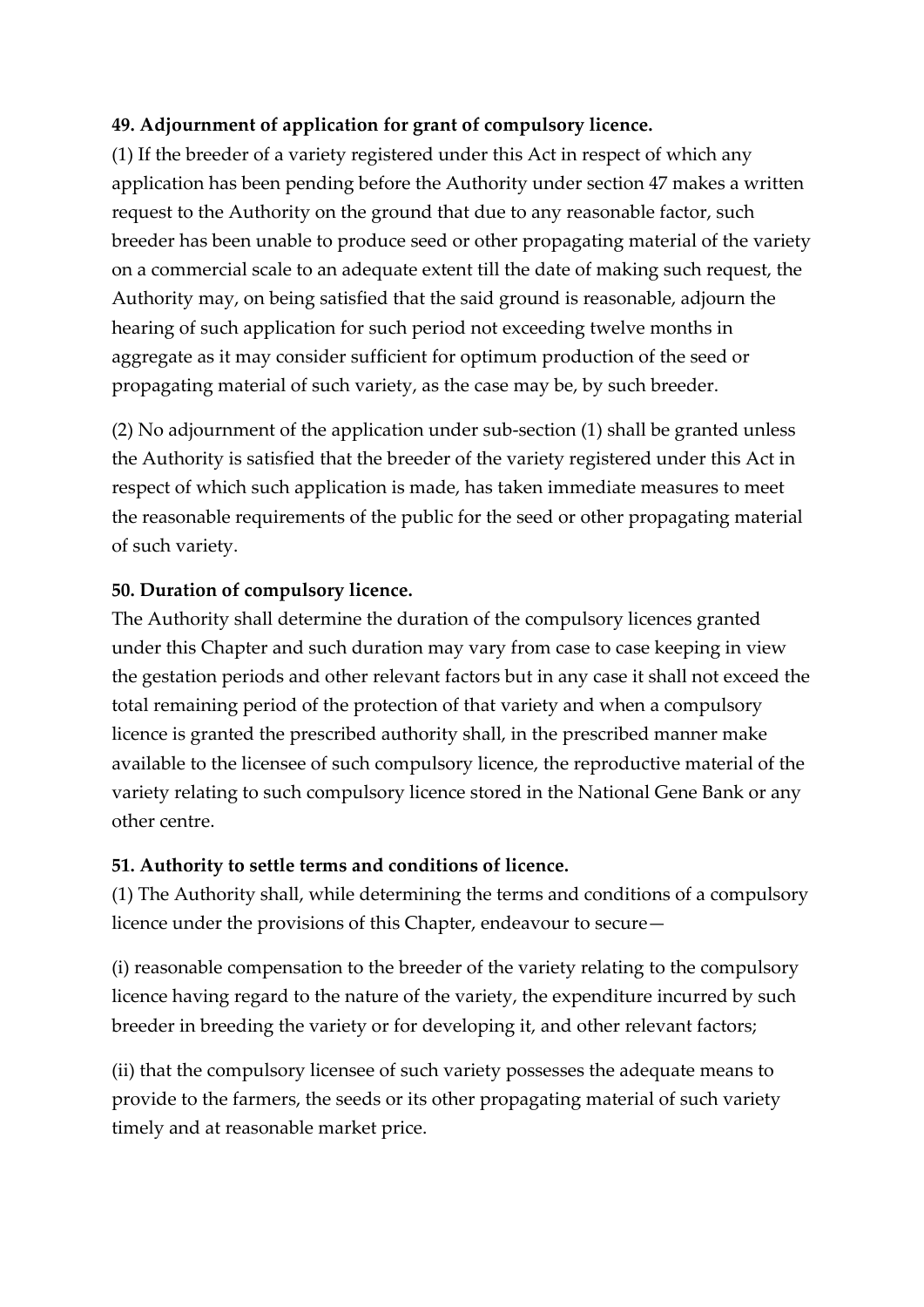**49. Adjournment of application for grant of compulsory licence.**

(1) If the breeder of a variety registered under this Act in respect of which any application has been pending before the Authority under section 47 makes a written request to the Authority on the ground that due to any reasonable factor, such breeder has been unable to produce seed or other propagating material of the variety on a commercial scale to an adequate extent till the date of making such request, the Authority may, on being satisfied that the said ground is reasonable, adjourn the hearing of such application for such period not exceeding twelve months in aggregate as it may consider sufficient for optimum production of the seed or propagating material of such variety, as the case may be, by such breeder.

(2) No adjournment of the application under sub-section (1) shall be granted unless the Authority is satisfied that the breeder of the variety registered under this Act in respect of which such application is made, has taken immediate measures to meet the reasonable requirements of the public for the seed or other propagating material of such variety.

**50. Duration of compulsory licence.**

The Authority shall determine the duration of the compulsory licences granted under this Chapter and such duration may vary from case to case keeping in view the gestation periods and other relevant factors but in any case it shall not exceed the total remaining period of the protection of that variety and when a compulsory licence is granted the prescribed authority shall, in the prescribed manner make available to the licensee of such compulsory licence, the reproductive material of the variety relating to such compulsory licence stored in the National Gene Bank or any other centre.

**51. Authority to settle terms and conditions of licence.**

(1) The Authority shall, while determining the terms and conditions of a compulsory licence under the provisions of this Chapter, endeavour to secure—

(i) reasonable compensation to the breeder of the variety relating to the compulsory licence having regard to the nature of the variety, the expenditure incurred by such breeder in breeding the variety or for developing it, and other relevant factors;

(ii) that the compulsory licensee of such variety possesses the adequate means to provide to the farmers, the seeds or its other propagating material of such variety timely and at reasonable market price.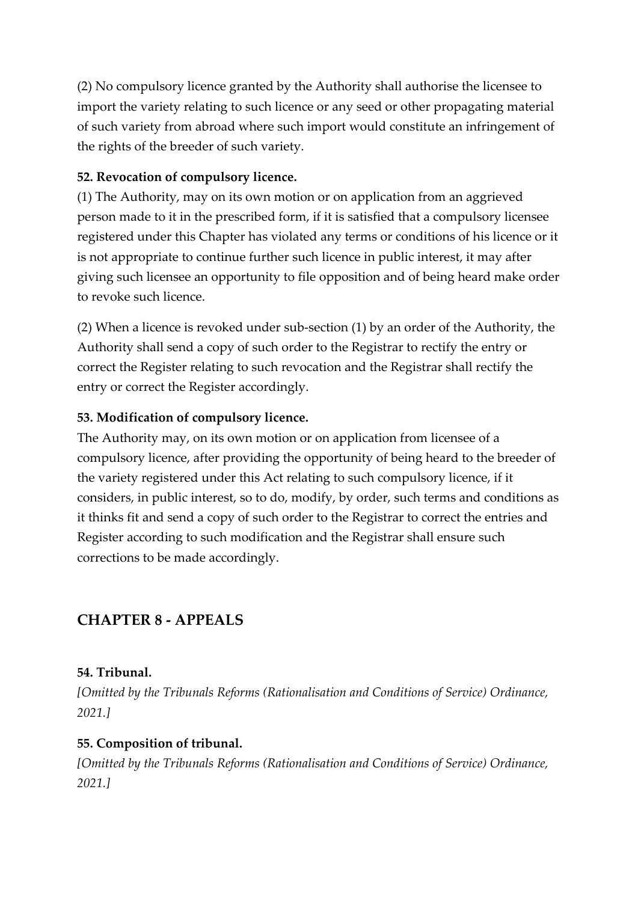(2) No compulsory licence granted by the Authority shall authorise the licensee to import the variety relating to such licence or any seed or other propagating material of such variety from abroad where such import would constitute an infringement of the rights of the breeder of such variety.

**52. Revocation of compulsory licence.**

(1) The Authority, may on its own motion or on application from an aggrieved person made to it in the prescribed form, if it is satisfied that a compulsory licensee registered under this Chapter has violated any terms or conditions of his licence or it is not appropriate to continue further such licence in public interest, it may after giving such licensee an opportunity to file opposition and of being heard make order to revoke such licence.

(2) When a licence is revoked under sub-section (1) by an order of the Authority, the Authority shall send a copy of such order to the Registrar to rectify the entry or correct the Register relating to such revocation and the Registrar shall rectify the entry or correct the Register accordingly.

**53. Modification of compulsory licence.**

The Authority may, on its own motion or on application from licensee of a compulsory licence, after providing the opportunity of being heard to the breeder of the variety registered under this Act relating to such compulsory licence, if it considers, in public interest, so to do, modify, by order, such terms and conditions as it thinks fit and send a copy of such order to the Registrar to correct the entries and Register according to such modification and the Registrar shall ensure such corrections to be made accordingly.

## CHAPTER 8 - APPEALS

**54. Tribunal.**

*[Omitted by the Tribunals Reforms (Rationalisation and Conditions of Service) Ordinance, 2021.]*

**55. Composition of tribunal.**

*[Omitted by the Tribunals Reforms (Rationalisation and Conditions of Service) Ordinance, 2021.]*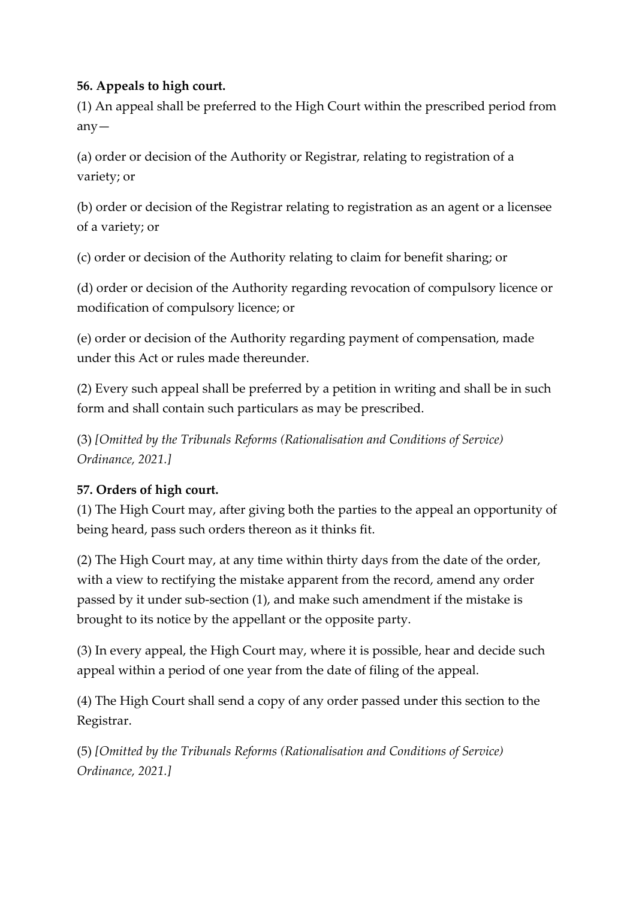**56. Appeals to high court.**

(1) An appeal shall be preferred to the High Court within the prescribed period from any—

(a) order or decision of the Authority or Registrar, relating to registration of a variety; or

(b) order or decision of the Registrar relating to registration as an agent or a licensee of a variety; or

(c) order or decision of the Authority relating to claim for benefit sharing; or

(d) order or decision of the Authority regarding revocation of compulsory licence or modification of compulsory licence; or

(e) order or decision of the Authority regarding payment of compensation, made under this Act or rules made thereunder.

(2) Every such appeal shall be preferred by a petition in writing and shall be in such form and shall contain such particulars as may be prescribed.

(3) *[Omitted by the Tribunals Reforms (Rationalisation and Conditions of Service) Ordinance, 2021.]*

**57. Orders of high court.**

(1) The High Court may, after giving both the parties to the appeal an opportunity of being heard, pass such orders thereon as it thinks fit.

(2) The High Court may, at any time within thirty days from the date of the order, with a view to rectifying the mistake apparent from the record, amend any order passed by it under sub-section (1), and make such amendment if the mistake is brought to its notice by the appellant or the opposite party.

(3) In every appeal, the High Court may, where it is possible, hear and decide such appeal within a period of one year from the date of filing of the appeal.

(4) The High Court shall send a copy of any order passed under this section to the Registrar.

(5) *[Omitted by the Tribunals Reforms (Rationalisation and Conditions of Service) Ordinance, 2021.]*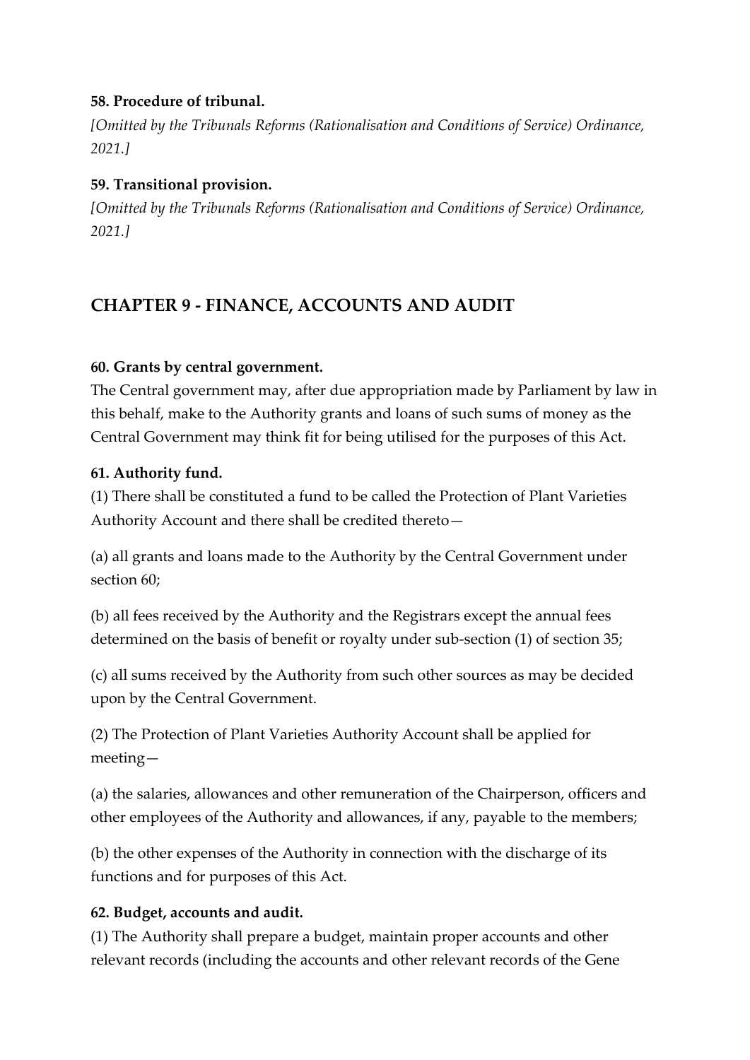**58. Procedure of tribunal.**

*[Omitted by the Tribunals Reforms (Rationalisation and Conditions of Service) Ordinance, 2021.]*

**59. Transitional provision.**

*[Omitted by the Tribunals Reforms (Rationalisation and Conditions of Service) Ordinance, 2021.]*

## CHAPTER 9 - FINANCE, ACCOUNTS AND AUDIT

**60. Grants by central government.**

The Central government may, after due appropriation made by Parliament by law in this behalf, make to the Authority grants and loans of such sums of money as the Central Government may think fit for being utilised for the purposes of this Act.

**61. Authority fund.**

(1) There shall be constituted a fund to be called the Protection of Plant Varieties Authority Account and there shall be credited thereto—

(a) all grants and loans made to the Authority by the Central Government under section 60;

(b) all fees received by the Authority and the Registrars except the annual fees determined on the basis of benefit or royalty under sub-section (1) of section 35;

(c) all sums received by the Authority from such other sources as may be decided upon by the Central Government.

(2) The Protection of Plant Varieties Authority Account shall be applied for meeting—

(a) the salaries, allowances and other remuneration of the Chairperson, officers and other employees of the Authority and allowances, if any, payable to the members;

(b) the other expenses of the Authority in connection with the discharge of its functions and for purposes of this Act.

**62. Budget, accounts and audit.**

(1) The Authority shall prepare a budget, maintain proper accounts and other relevant records (including the accounts and other relevant records of the Gene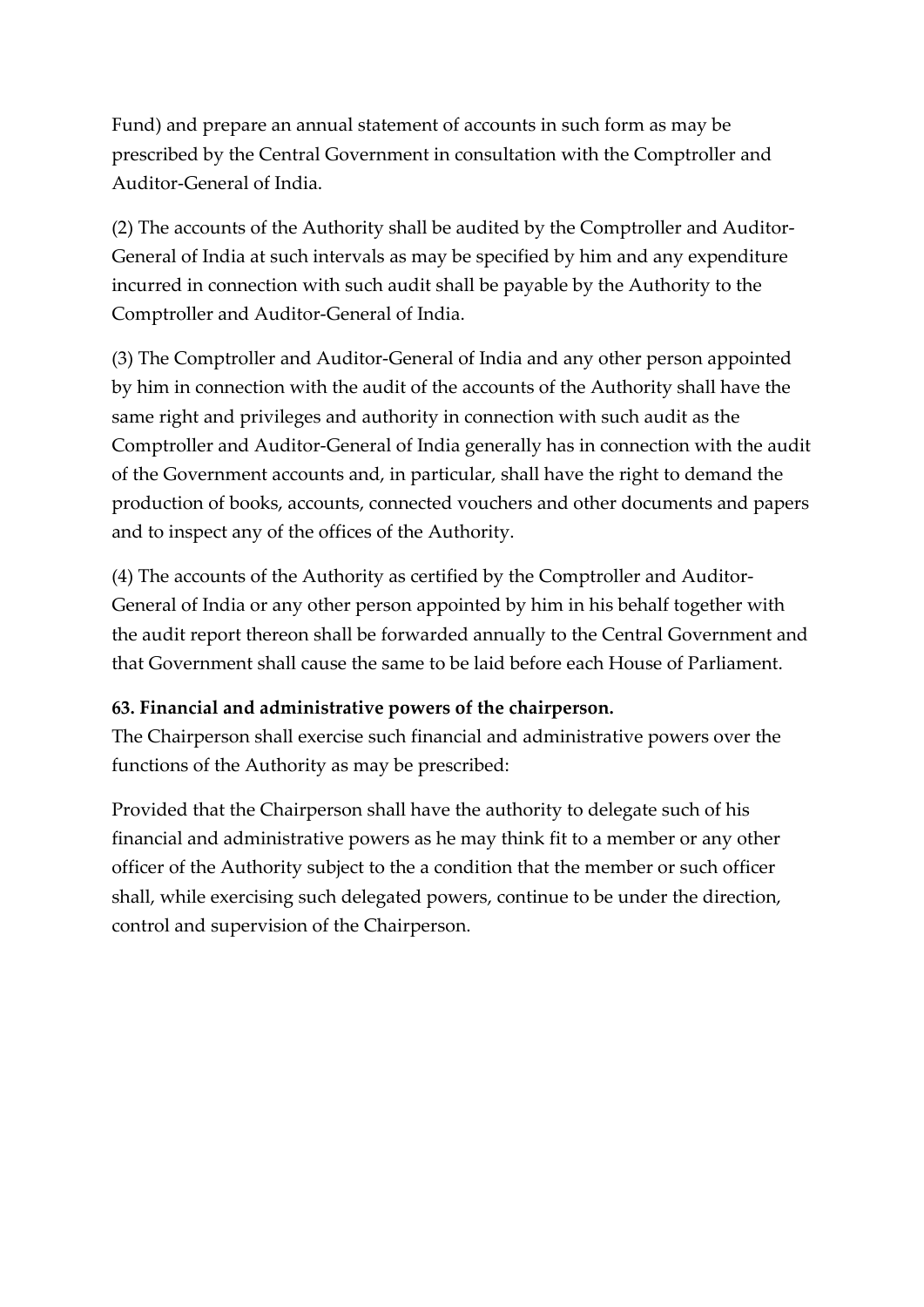Fund) and prepare an annual statement of accounts in such form as may be prescribed by the Central Government in consultation with the Comptroller and Auditor-General of India.

(2) The accounts of the Authority shall be audited by the Comptroller and Auditor-General of India at such intervals as may be specified by him and any expenditure incurred in connection with such audit shall be payable by the Authority to the Comptroller and Auditor-General of India.

(3) The Comptroller and Auditor-General of India and any other person appointed by him in connection with the audit of the accounts of the Authority shall have the same right and privileges and authority in connection with such audit as the Comptroller and Auditor-General of India generally has in connection with the audit of the Government accounts and, in particular, shall have the right to demand the production of books, accounts, connected vouchers and other documents and papers and to inspect any of the offices of the Authority.

(4) The accounts of the Authority as certified by the Comptroller and Auditor-General of India or any other person appointed by him in his behalf together with the audit report thereon shall be forwarded annually to the Central Government and that Government shall cause the same to be laid before each House of Parliament.

**63. Financial and administrative powers of the chairperson.**

The Chairperson shall exercise such financial and administrative powers over the functions of the Authority as may be prescribed:

Provided that the Chairperson shall have the authority to delegate such of his financial and administrative powers as he may think fit to a member or any other officer of the Authority subject to the a condition that the member or such officer shall, while exercising such delegated powers, continue to be under the direction, control and supervision of the Chairperson.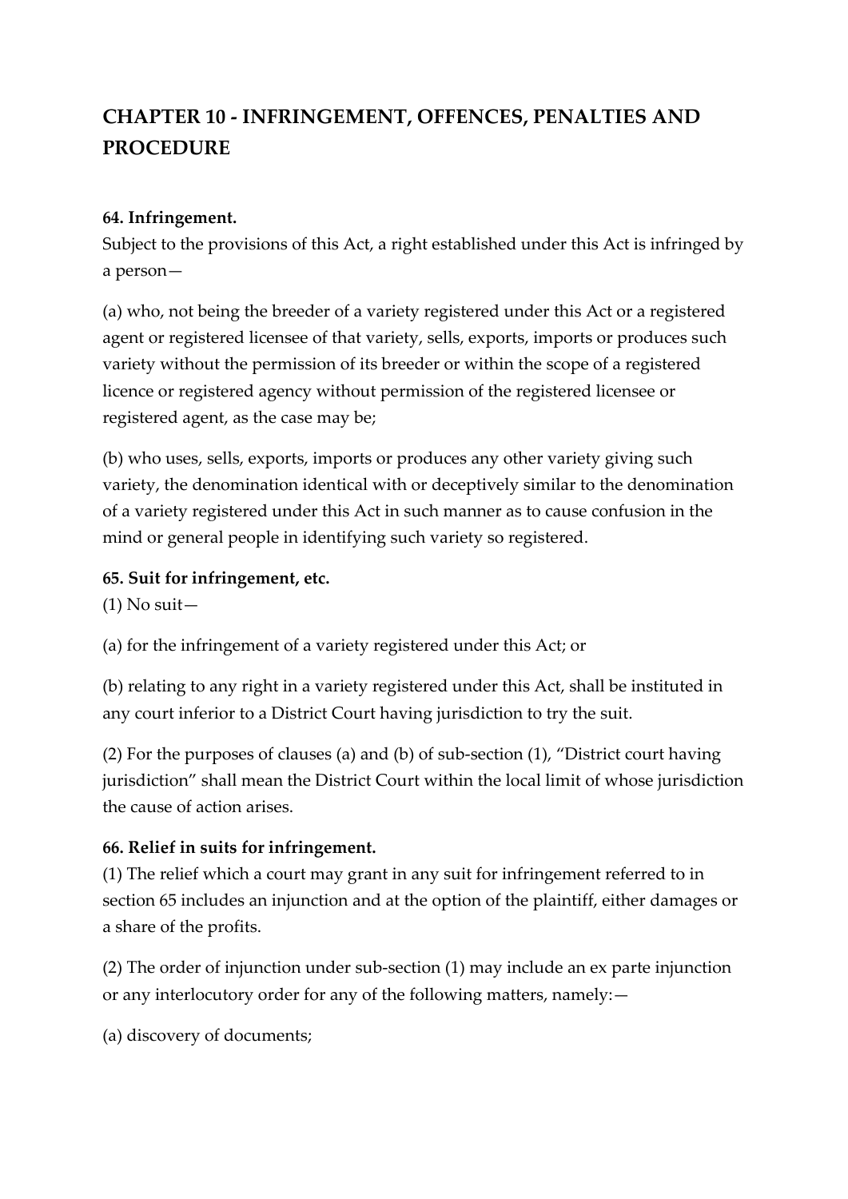## CHAPTER 10 - INFRINGEMENT, OFFENCES, PENALTIES AND PROCEDURE

**64. Infringement.**
Subject to the provisions of this Act, a right established under this Act is infringed by a person—

(a) who, not being the breeder of a variety registered under this Act or a registered agent or registered licensee of that variety, sells, exports, imports or produces such variety without the permission of its breeder or within the scope of a registered licence or registered agency without permission of the registered licensee or registered agent, as the case may be;

(b) who uses, sells, exports, imports or produces any other variety giving such variety, the denomination identical with or deceptively similar to the denomination of a variety registered under this Act in such manner as to cause confusion in the mind or general people in identifying such variety so registered.

**65. Suit for infringement, etc.**
(1) No suit—

(a) for the infringement of a variety registered under this Act; or

(b) relating to any right in a variety registered under this Act, shall be instituted in any court inferior to a District Court having jurisdiction to try the suit.

(2) For the purposes of clauses (a) and (b) of sub-section (1), "District court having jurisdiction" shall mean the District Court within the local limit of whose jurisdiction the cause of action arises.

**66. Relief in suits for infringement.**
(1) The relief which a court may grant in any suit for infringement referred to in section 65 includes an injunction and at the option of the plaintiff, either damages or a share of the profits.

(2) The order of injunction under sub-section (1) may include an ex parte injunction or any interlocutory order for any of the following matters, namely:—

(a) discovery of documents;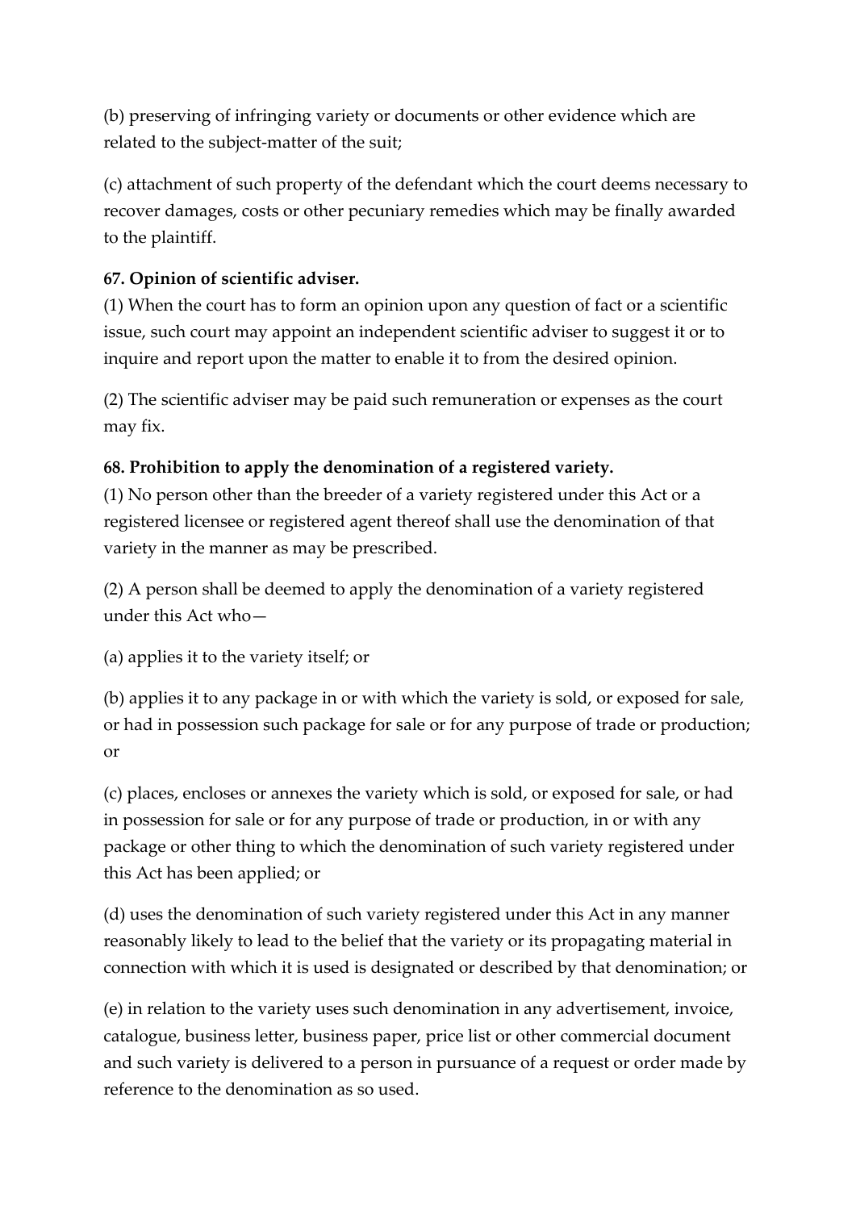(b) preserving of infringing variety or documents or other evidence which are related to the subject-matter of the suit;

(c) attachment of such property of the defendant which the court deems necessary to recover damages, costs or other pecuniary remedies which may be finally awarded to the plaintiff.

**67. Opinion of scientific adviser.**

(1) When the court has to form an opinion upon any question of fact or a scientific issue, such court may appoint an independent scientific adviser to suggest it or to inquire and report upon the matter to enable it to from the desired opinion.

(2) The scientific adviser may be paid such remuneration or expenses as the court may fix.

**68. Prohibition to apply the denomination of a registered variety.**

(1) No person other than the breeder of a variety registered under this Act or a registered licensee or registered agent thereof shall use the denomination of that variety in the manner as may be prescribed.

(2) A person shall be deemed to apply the denomination of a variety registered under this Act who—

(a) applies it to the variety itself; or

(b) applies it to any package in or with which the variety is sold, or exposed for sale, or had in possession such package for sale or for any purpose of trade or production; or

(c) places, encloses or annexes the variety which is sold, or exposed for sale, or had in possession for sale or for any purpose of trade or production, in or with any package or other thing to which the denomination of such variety registered under this Act has been applied; or

(d) uses the denomination of such variety registered under this Act in any manner reasonably likely to lead to the belief that the variety or its propagating material in connection with which it is used is designated or described by that denomination; or

(e) in relation to the variety uses such denomination in any advertisement, invoice, catalogue, business letter, business paper, price list or other commercial document and such variety is delivered to a person in pursuance of a request or order made by reference to the denomination as so used.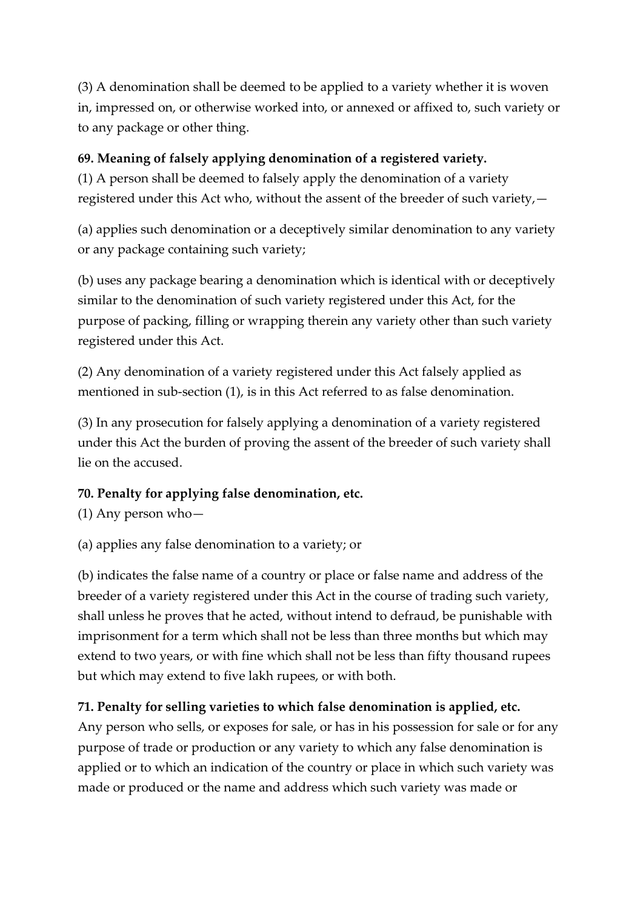(3) A denomination shall be deemed to be applied to a variety whether it is woven in, impressed on, or otherwise worked into, or annexed or affixed to, such variety or to any package or other thing.

**69. Meaning of falsely applying denomination of a registered variety.**

(1) A person shall be deemed to falsely apply the denomination of a variety registered under this Act who, without the assent of the breeder of such variety,—

(a) applies such denomination or a deceptively similar denomination to any variety or any package containing such variety;

(b) uses any package bearing a denomination which is identical with or deceptively similar to the denomination of such variety registered under this Act, for the purpose of packing, filling or wrapping therein any variety other than such variety registered under this Act.

(2) Any denomination of a variety registered under this Act falsely applied as mentioned in sub-section (1), is in this Act referred to as false denomination.

(3) In any prosecution for falsely applying a denomination of a variety registered under this Act the burden of proving the assent of the breeder of such variety shall lie on the accused.

**70. Penalty for applying false denomination, etc.**

(1) Any person who—

(a) applies any false denomination to a variety; or

(b) indicates the false name of a country or place or false name and address of the breeder of a variety registered under this Act in the course of trading such variety, shall unless he proves that he acted, without intend to defraud, be punishable with imprisonment for a term which shall not be less than three months but which may extend to two years, or with fine which shall not be less than fifty thousand rupees but which may extend to five lakh rupees, or with both.

**71. Penalty for selling varieties to which false denomination is applied, etc.**

Any person who sells, or exposes for sale, or has in his possession for sale or for any purpose of trade or production or any variety to which any false denomination is applied or to which an indication of the country or place in which such variety was made or produced or the name and address which such variety was made or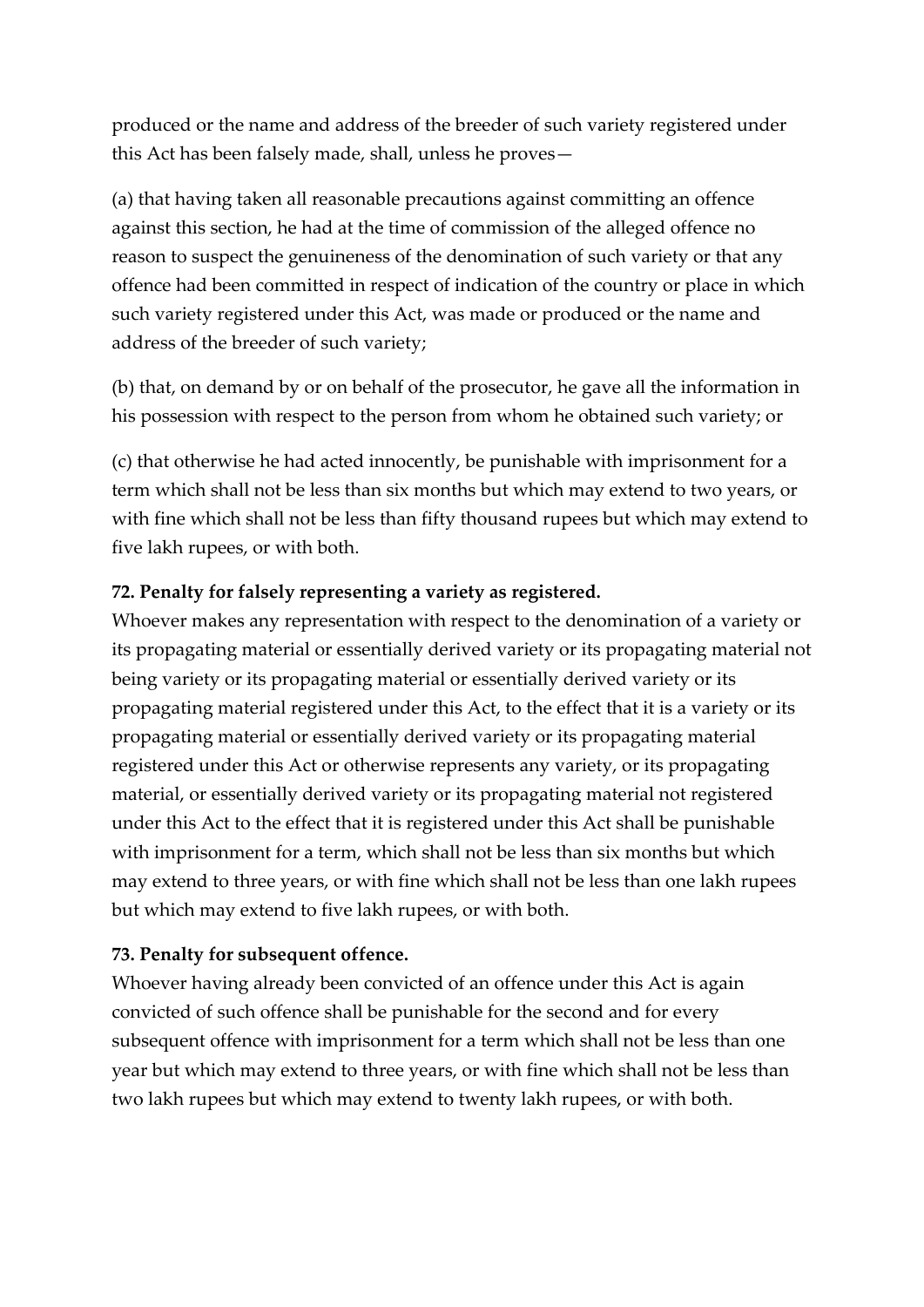produced or the name and address of the breeder of such variety registered under this Act has been falsely made, shall, unless he proves—

(a) that having taken all reasonable precautions against committing an offence against this section, he had at the time of commission of the alleged offence no reason to suspect the genuineness of the denomination of such variety or that any offence had been committed in respect of indication of the country or place in which such variety registered under this Act, was made or produced or the name and address of the breeder of such variety;

(b) that, on demand by or on behalf of the prosecutor, he gave all the information in his possession with respect to the person from whom he obtained such variety; or

(c) that otherwise he had acted innocently, be punishable with imprisonment for a term which shall not be less than six months but which may extend to two years, or with fine which shall not be less than fifty thousand rupees but which may extend to five lakh rupees, or with both.

**72. Penalty for falsely representing a variety as registered.**

Whoever makes any representation with respect to the denomination of a variety or its propagating material or essentially derived variety or its propagating material not being variety or its propagating material or essentially derived variety or its propagating material registered under this Act, to the effect that it is a variety or its propagating material or essentially derived variety or its propagating material registered under this Act or otherwise represents any variety, or its propagating material, or essentially derived variety or its propagating material not registered under this Act to the effect that it is registered under this Act shall be punishable with imprisonment for a term, which shall not be less than six months but which may extend to three years, or with fine which shall not be less than one lakh rupees but which may extend to five lakh rupees, or with both.

**73. Penalty for subsequent offence.**

Whoever having already been convicted of an offence under this Act is again convicted of such offence shall be punishable for the second and for every subsequent offence with imprisonment for a term which shall not be less than one year but which may extend to three years, or with fine which shall not be less than two lakh rupees but which may extend to twenty lakh rupees, or with both.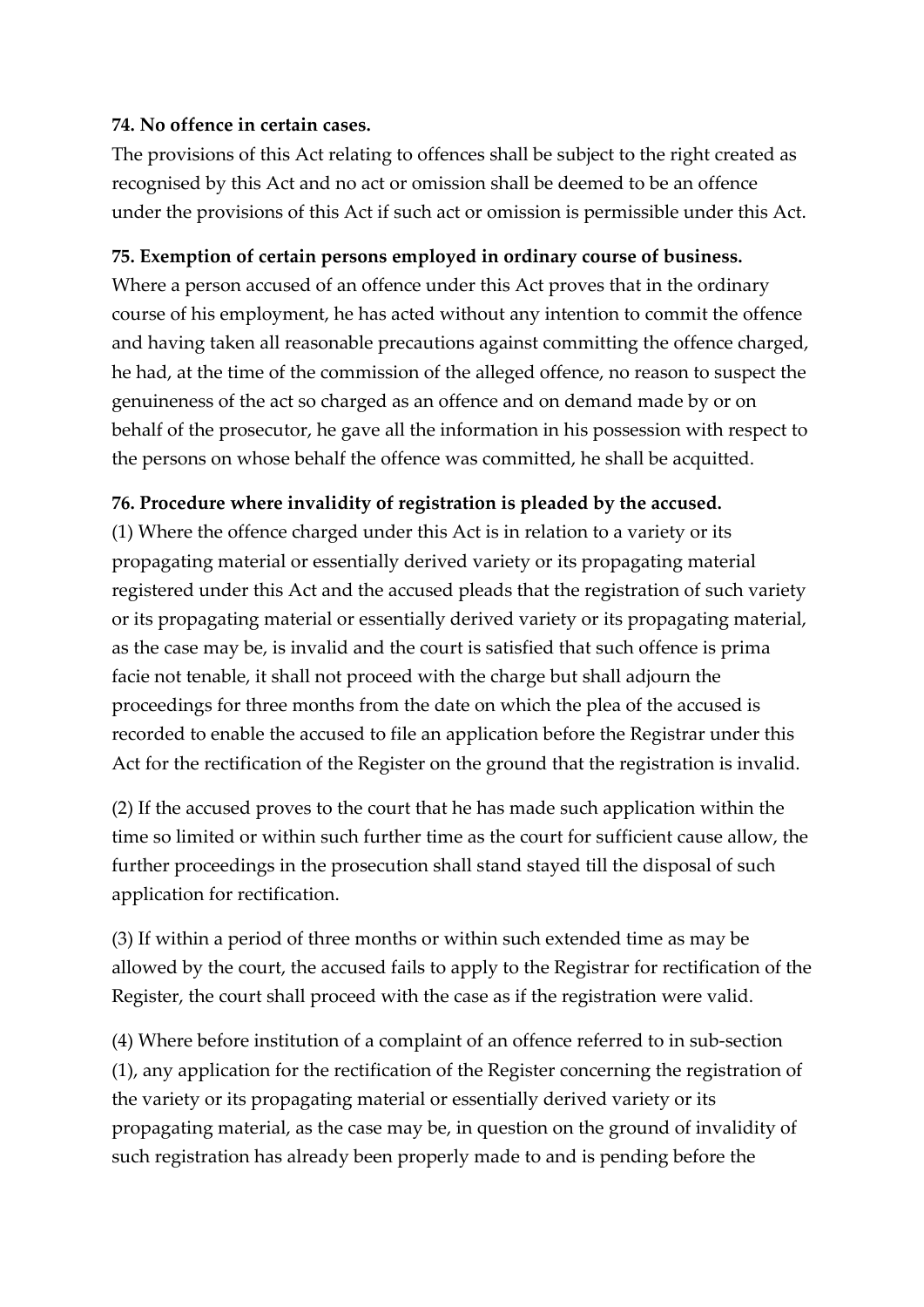**74. No offence in certain cases.**

The provisions of this Act relating to offences shall be subject to the right created as recognised by this Act and no act or omission shall be deemed to be an offence under the provisions of this Act if such act or omission is permissible under this Act.

**75. Exemption of certain persons employed in ordinary course of business.**

Where a person accused of an offence under this Act proves that in the ordinary course of his employment, he has acted without any intention to commit the offence and having taken all reasonable precautions against committing the offence charged, he had, at the time of the commission of the alleged offence, no reason to suspect the genuineness of the act so charged as an offence and on demand made by or on behalf of the prosecutor, he gave all the information in his possession with respect to the persons on whose behalf the offence was committed, he shall be acquitted.

**76. Procedure where invalidity of registration is pleaded by the accused.**

(1) Where the offence charged under this Act is in relation to a variety or its propagating material or essentially derived variety or its propagating material registered under this Act and the accused pleads that the registration of such variety or its propagating material or essentially derived variety or its propagating material, as the case may be, is invalid and the court is satisfied that such offence is prima facie not tenable, it shall not proceed with the charge but shall adjourn the proceedings for three months from the date on which the plea of the accused is recorded to enable the accused to file an application before the Registrar under this Act for the rectification of the Register on the ground that the registration is invalid.

(2) If the accused proves to the court that he has made such application within the time so limited or within such further time as the court for sufficient cause allow, the further proceedings in the prosecution shall stand stayed till the disposal of such application for rectification.

(3) If within a period of three months or within such extended time as may be allowed by the court, the accused fails to apply to the Registrar for rectification of the Register, the court shall proceed with the case as if the registration were valid.

(4) Where before institution of a complaint of an offence referred to in sub-section (1), any application for the rectification of the Register concerning the registration of the variety or its propagating material or essentially derived variety or its propagating material, as the case may be, in question on the ground of invalidity of such registration has already been properly made to and is pending before the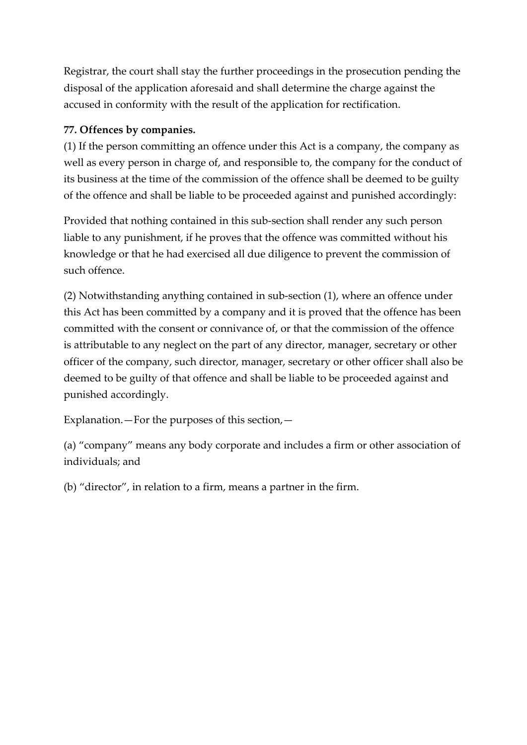Registrar, the court shall stay the further proceedings in the prosecution pending the disposal of the application aforesaid and shall determine the charge against the accused in conformity with the result of the application for rectification.

**77. Offences by companies.**

(1) If the person committing an offence under this Act is a company, the company as well as every person in charge of, and responsible to, the company for the conduct of its business at the time of the commission of the offence shall be deemed to be guilty of the offence and shall be liable to be proceeded against and punished accordingly:

Provided that nothing contained in this sub-section shall render any such person liable to any punishment, if he proves that the offence was committed without his knowledge or that he had exercised all due diligence to prevent the commission of such offence.

(2) Notwithstanding anything contained in sub-section (1), where an offence under this Act has been committed by a company and it is proved that the offence has been committed with the consent or connivance of, or that the commission of the offence is attributable to any neglect on the part of any director, manager, secretary or other officer of the company, such director, manager, secretary or other officer shall also be deemed to be guilty of that offence and shall be liable to be proceeded against and punished accordingly.

Explanation.—For the purposes of this section,—

(a) "company" means any body corporate and includes a firm or other association of individuals; and

(b) "director", in relation to a firm, means a partner in the firm.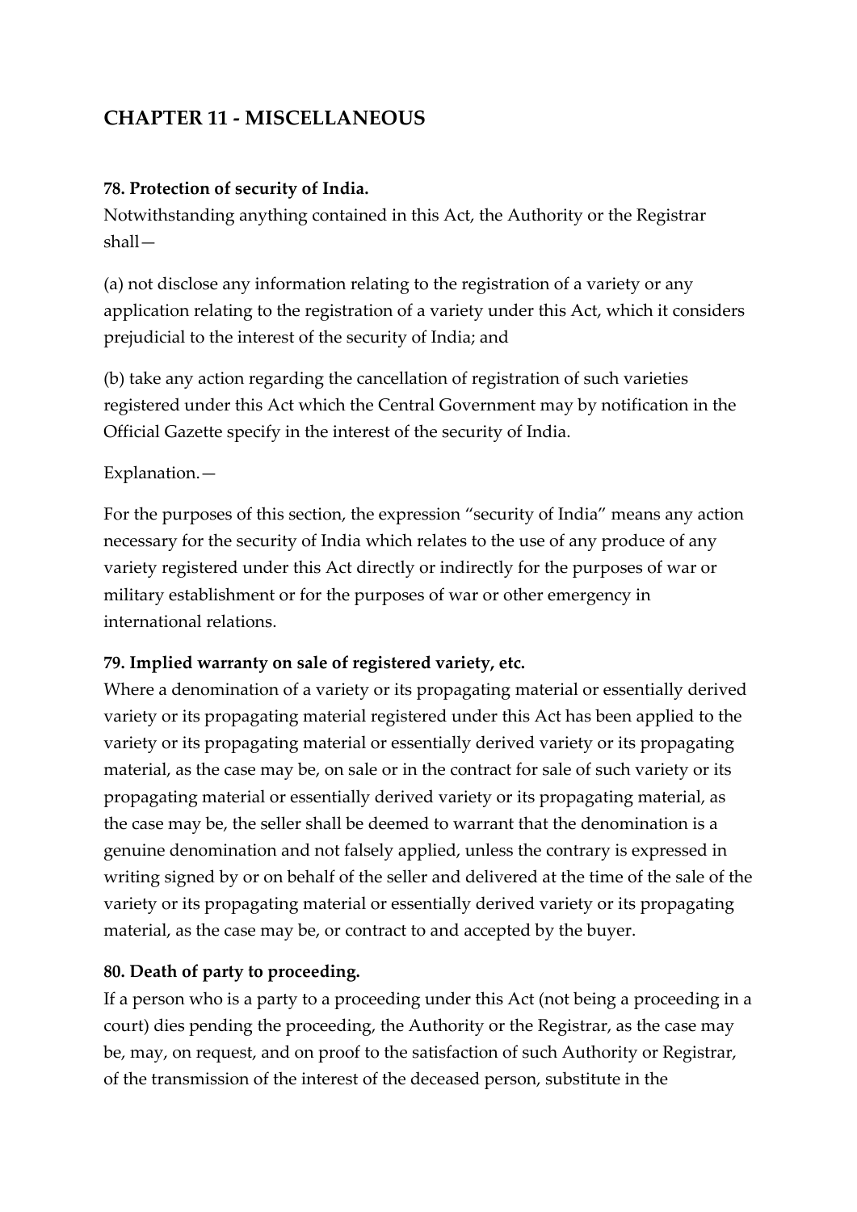## CHAPTER 11 - MISCELLANEOUS

**78. Protection of security of India.**

Notwithstanding anything contained in this Act, the Authority or the Registrar shall—

(a) not disclose any information relating to the registration of a variety or any application relating to the registration of a variety under this Act, which it considers prejudicial to the interest of the security of India; and

(b) take any action regarding the cancellation of registration of such varieties registered under this Act which the Central Government may by notification in the Official Gazette specify in the interest of the security of India.

Explanation.—

For the purposes of this section, the expression "security of India" means any action necessary for the security of India which relates to the use of any produce of any variety registered under this Act directly or indirectly for the purposes of war or military establishment or for the purposes of war or other emergency in international relations.

**79. Implied warranty on sale of registered variety, etc.**

Where a denomination of a variety or its propagating material or essentially derived variety or its propagating material registered under this Act has been applied to the variety or its propagating material or essentially derived variety or its propagating material, as the case may be, on sale or in the contract for sale of such variety or its propagating material or essentially derived variety or its propagating material, as the case may be, the seller shall be deemed to warrant that the denomination is a genuine denomination and not falsely applied, unless the contrary is expressed in writing signed by or on behalf of the seller and delivered at the time of the sale of the variety or its propagating material or essentially derived variety or its propagating material, as the case may be, or contract to and accepted by the buyer.

**80. Death of party to proceeding.**

If a person who is a party to a proceeding under this Act (not being a proceeding in a court) dies pending the proceeding, the Authority or the Registrar, as the case may be, may, on request, and on proof to the satisfaction of such Authority or Registrar, of the transmission of the interest of the deceased person, substitute in the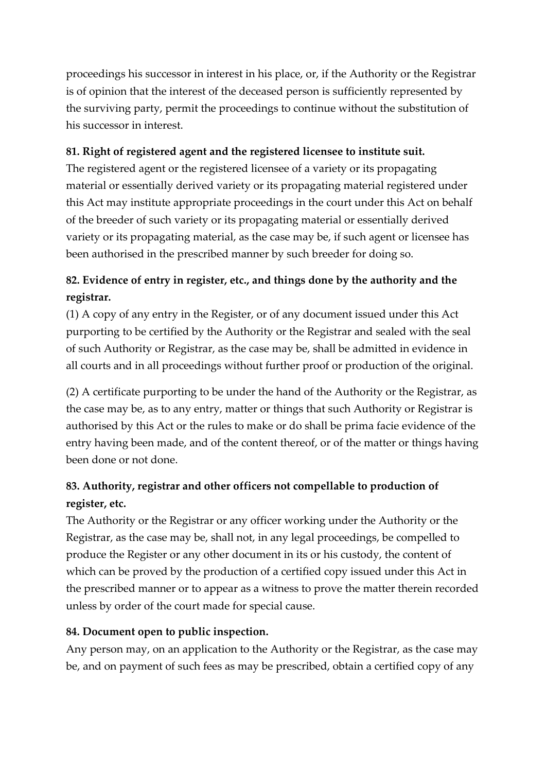proceedings his successor in interest in his place, or, if the Authority or the Registrar is of opinion that the interest of the deceased person is sufficiently represented by the surviving party, permit the proceedings to continue without the substitution of his successor in interest.

**81. Right of registered agent and the registered licensee to institute suit.**

The registered agent or the registered licensee of a variety or its propagating material or essentially derived variety or its propagating material registered under this Act may institute appropriate proceedings in the court under this Act on behalf of the breeder of such variety or its propagating material or essentially derived variety or its propagating material, as the case may be, if such agent or licensee has been authorised in the prescribed manner by such breeder for doing so.

**82. Evidence of entry in register, etc., and things done by the authority and the registrar.**

(1) A copy of any entry in the Register, or of any document issued under this Act purporting to be certified by the Authority or the Registrar and sealed with the seal of such Authority or Registrar, as the case may be, shall be admitted in evidence in all courts and in all proceedings without further proof or production of the original.

(2) A certificate purporting to be under the hand of the Authority or the Registrar, as the case may be, as to any entry, matter or things that such Authority or Registrar is authorised by this Act or the rules to make or do shall be prima facie evidence of the entry having been made, and of the content thereof, or of the matter or things having been done or not done.

**83. Authority, registrar and other officers not compellable to production of register, etc.**

The Authority or the Registrar or any officer working under the Authority or the Registrar, as the case may be, shall not, in any legal proceedings, be compelled to produce the Register or any other document in its or his custody, the content of which can be proved by the production of a certified copy issued under this Act in the prescribed manner or to appear as a witness to prove the matter therein recorded unless by order of the court made for special cause.

**84. Document open to public inspection.**

Any person may, on an application to the Authority or the Registrar, as the case may be, and on payment of such fees as may be prescribed, obtain a certified copy of any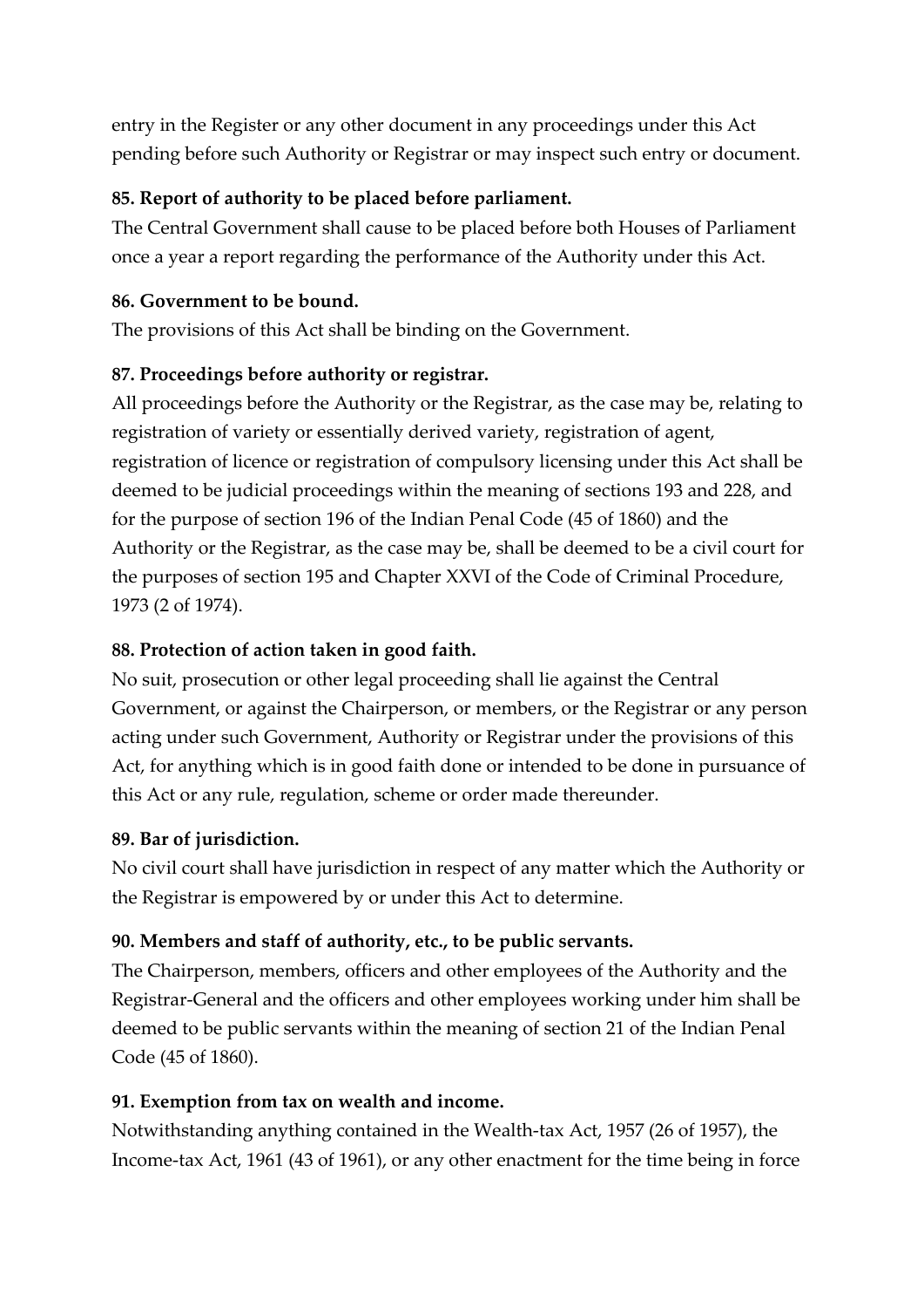entry in the Register or any other document in any proceedings under this Act pending before such Authority or Registrar or may inspect such entry or document.

**85. Report of authority to be placed before parliament.**

The Central Government shall cause to be placed before both Houses of Parliament once a year a report regarding the performance of the Authority under this Act.

**86. Government to be bound.**

The provisions of this Act shall be binding on the Government.

**87. Proceedings before authority or registrar.**

All proceedings before the Authority or the Registrar, as the case may be, relating to registration of variety or essentially derived variety, registration of agent, registration of licence or registration of compulsory licensing under this Act shall be deemed to be judicial proceedings within the meaning of sections 193 and 228, and for the purpose of section 196 of the Indian Penal Code (45 of 1860) and the Authority or the Registrar, as the case may be, shall be deemed to be a civil court for the purposes of section 195 and Chapter XXVI of the Code of Criminal Procedure, 1973 (2 of 1974).

**88. Protection of action taken in good faith.**

No suit, prosecution or other legal proceeding shall lie against the Central Government, or against the Chairperson, or members, or the Registrar or any person acting under such Government, Authority or Registrar under the provisions of this Act, for anything which is in good faith done or intended to be done in pursuance of this Act or any rule, regulation, scheme or order made thereunder.

**89. Bar of jurisdiction.**

No civil court shall have jurisdiction in respect of any matter which the Authority or the Registrar is empowered by or under this Act to determine.

**90. Members and staff of authority, etc., to be public servants.**

The Chairperson, members, officers and other employees of the Authority and the Registrar-General and the officers and other employees working under him shall be deemed to be public servants within the meaning of section 21 of the Indian Penal Code (45 of 1860).

**91. Exemption from tax on wealth and income.**

Notwithstanding anything contained in the Wealth-tax Act, 1957 (26 of 1957), the Income-tax Act, 1961 (43 of 1961), or any other enactment for the time being in force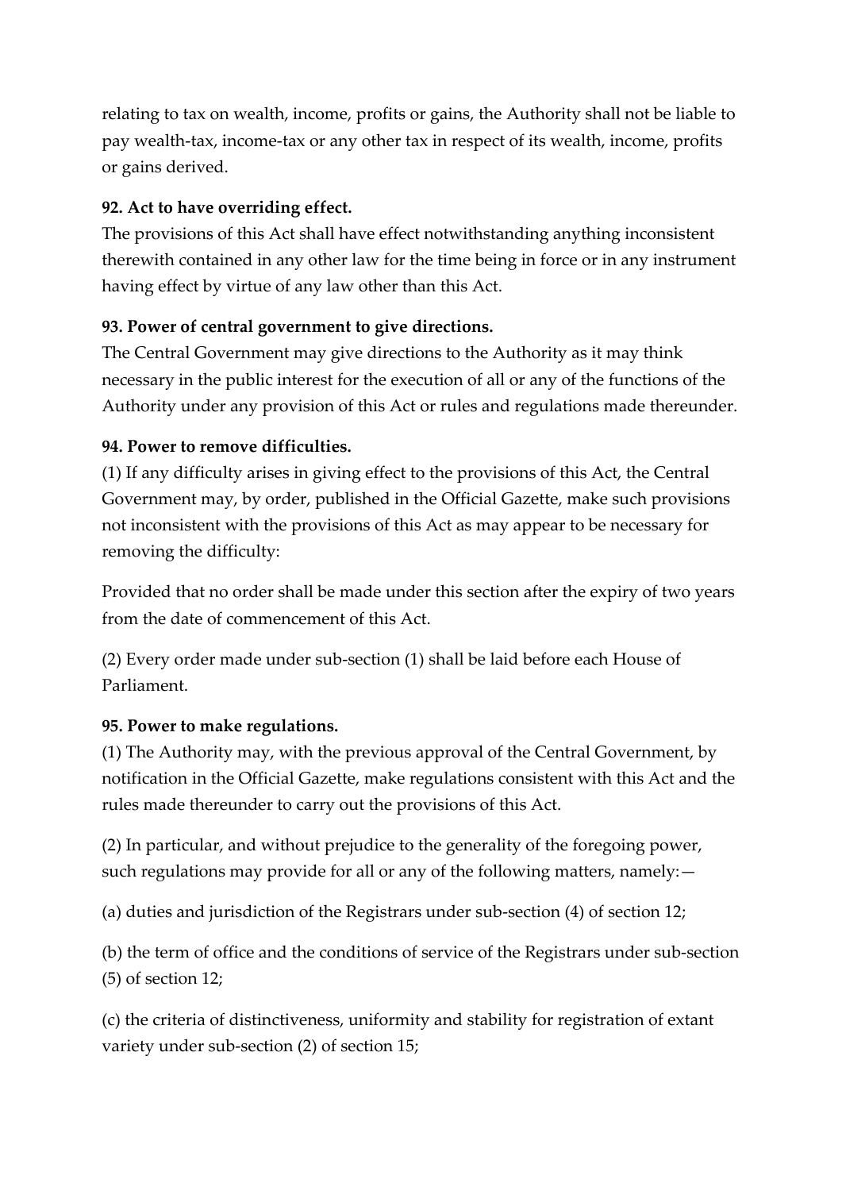relating to tax on wealth, income, profits or gains, the Authority shall not be liable to pay wealth-tax, income-tax or any other tax in respect of its wealth, income, profits or gains derived.

**92. Act to have overriding effect.**

The provisions of this Act shall have effect notwithstanding anything inconsistent therewith contained in any other law for the time being in force or in any instrument having effect by virtue of any law other than this Act.

**93. Power of central government to give directions.**

The Central Government may give directions to the Authority as it may think necessary in the public interest for the execution of all or any of the functions of the Authority under any provision of this Act or rules and regulations made thereunder.

**94. Power to remove difficulties.**

(1) If any difficulty arises in giving effect to the provisions of this Act, the Central Government may, by order, published in the Official Gazette, make such provisions not inconsistent with the provisions of this Act as may appear to be necessary for removing the difficulty:

Provided that no order shall be made under this section after the expiry of two years from the date of commencement of this Act.

(2) Every order made under sub-section (1) shall be laid before each House of Parliament.

**95. Power to make regulations.**

(1) The Authority may, with the previous approval of the Central Government, by notification in the Official Gazette, make regulations consistent with this Act and the rules made thereunder to carry out the provisions of this Act.

(2) In particular, and without prejudice to the generality of the foregoing power, such regulations may provide for all or any of the following matters, namely:—

(a) duties and jurisdiction of the Registrars under sub-section (4) of section 12;

(b) the term of office and the conditions of service of the Registrars under sub-section (5) of section 12;

(c) the criteria of distinctiveness, uniformity and stability for registration of extant variety under sub-section (2) of section 15;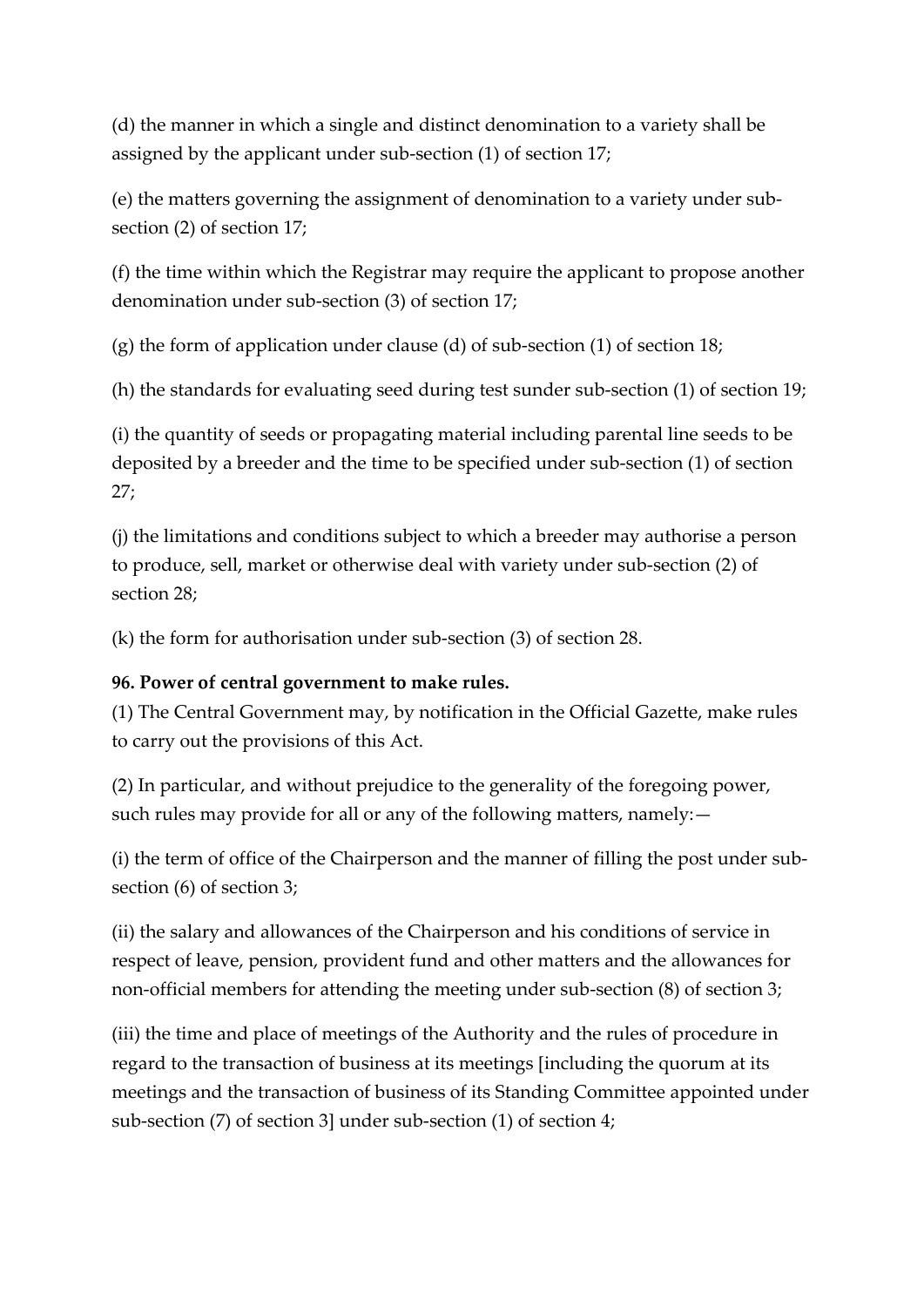(d) the manner in which a single and distinct denomination to a variety shall be assigned by the applicant under sub-section (1) of section 17;

(e) the matters governing the assignment of denomination to a variety under sub-section (2) of section 17;

(f) the time within which the Registrar may require the applicant to propose another denomination under sub-section (3) of section 17;

(g) the form of application under clause (d) of sub-section (1) of section 18;

(h) the standards for evaluating seed during test sunder sub-section (1) of section 19;

(i) the quantity of seeds or propagating material including parental line seeds to be deposited by a breeder and the time to be specified under sub-section (1) of section 27;

(j) the limitations and conditions subject to which a breeder may authorise a person to produce, sell, market or otherwise deal with variety under sub-section (2) of section 28;

(k) the form for authorisation under sub-section (3) of section 28.

**96. Power of central government to make rules.**

(1) The Central Government may, by notification in the Official Gazette, make rules to carry out the provisions of this Act.

(2) In particular, and without prejudice to the generality of the foregoing power, such rules may provide for all or any of the following matters, namely:—

(i) the term of office of the Chairperson and the manner of filling the post under sub-section (6) of section 3;

(ii) the salary and allowances of the Chairperson and his conditions of service in respect of leave, pension, provident fund and other matters and the allowances for non-official members for attending the meeting under sub-section (8) of section 3;

(iii) the time and place of meetings of the Authority and the rules of procedure in regard to the transaction of business at its meetings [including the quorum at its meetings and the transaction of business of its Standing Committee appointed under sub-section (7) of section 3] under sub-section (1) of section 4;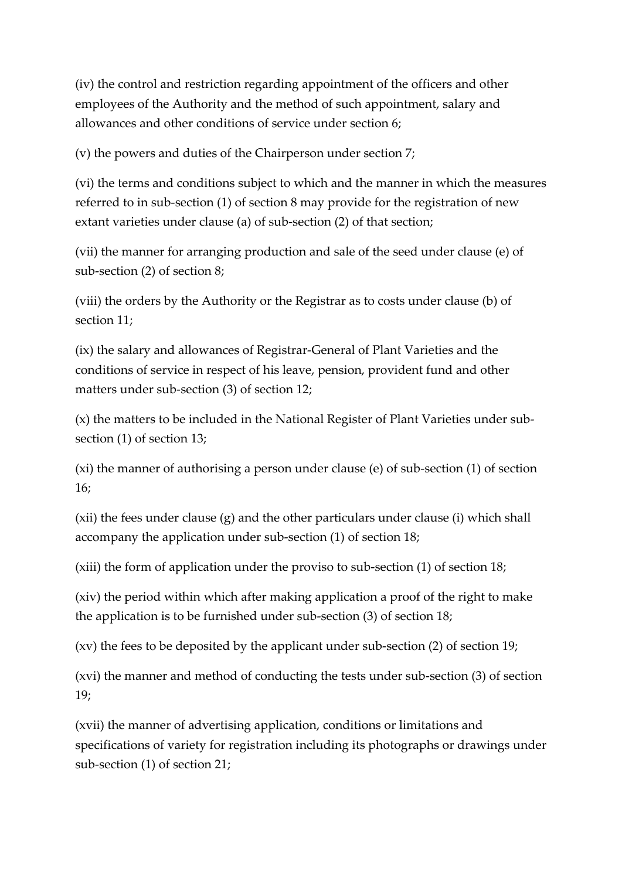(iv) the control and restriction regarding appointment of the officers and other employees of the Authority and the method of such appointment, salary and allowances and other conditions of service under section 6;

(v) the powers and duties of the Chairperson under section 7;

(vi) the terms and conditions subject to which and the manner in which the measures referred to in sub-section (1) of section 8 may provide for the registration of new extant varieties under clause (a) of sub-section (2) of that section;

(vii) the manner for arranging production and sale of the seed under clause (e) of sub-section (2) of section 8;

(viii) the orders by the Authority or the Registrar as to costs under clause (b) of section 11;

(ix) the salary and allowances of Registrar-General of Plant Varieties and the conditions of service in respect of his leave, pension, provident fund and other matters under sub-section (3) of section 12;

(x) the matters to be included in the National Register of Plant Varieties under sub-section (1) of section 13;

(xi) the manner of authorising a person under clause (e) of sub-section (1) of section 16;

(xii) the fees under clause (g) and the other particulars under clause (i) which shall accompany the application under sub-section (1) of section 18;

(xiii) the form of application under the proviso to sub-section (1) of section 18;

(xiv) the period within which after making application a proof of the right to make the application is to be furnished under sub-section (3) of section 18;

(xv) the fees to be deposited by the applicant under sub-section (2) of section 19;

(xvi) the manner and method of conducting the tests under sub-section (3) of section 19;

(xvii) the manner of advertising application, conditions or limitations and specifications of variety for registration including its photographs or drawings under sub-section (1) of section 21;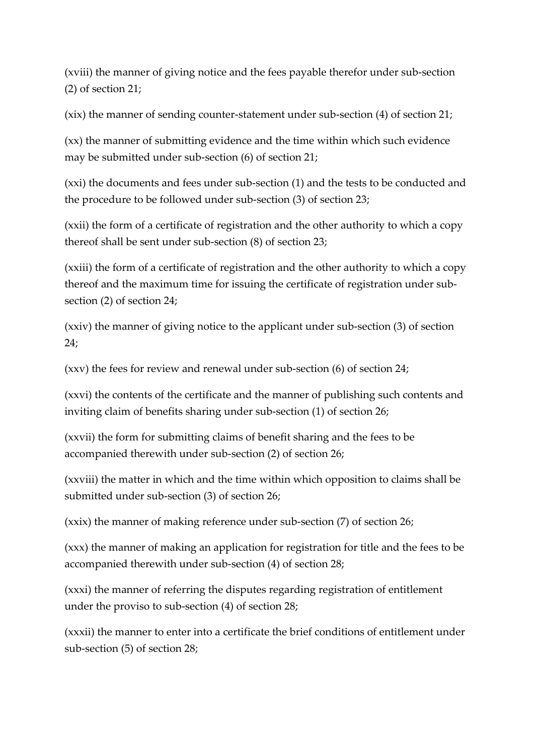(xviii) the manner of giving notice and the fees payable therefor under sub-section (2) of section 21;

(xix) the manner of sending counter-statement under sub-section (4) of section 21;

(xx) the manner of submitting evidence and the time within which such evidence may be submitted under sub-section (6) of section 21;

(xxi) the documents and fees under sub-section (1) and the tests to be conducted and the procedure to be followed under sub-section (3) of section 23;

(xxii) the form of a certificate of registration and the other authority to which a copy thereof shall be sent under sub-section (8) of section 23;

(xxiii) the form of a certificate of registration and the other authority to which a copy thereof and the maximum time for issuing the certificate of registration under sub-section (2) of section 24;

(xxiv) the manner of giving notice to the applicant under sub-section (3) of section 24;

(xxv) the fees for review and renewal under sub-section (6) of section 24;

(xxvi) the contents of the certificate and the manner of publishing such contents and inviting claim of benefits sharing under sub-section (1) of section 26;

(xxvii) the form for submitting claims of benefit sharing and the fees to be accompanied therewith under sub-section (2) of section 26;

(xxviii) the matter in which and the time within which opposition to claims shall be submitted under sub-section (3) of section 26;

(xxix) the manner of making reference under sub-section (7) of section 26;

(xxx) the manner of making an application for registration for title and the fees to be accompanied therewith under sub-section (4) of section 28;

(xxxi) the manner of referring the disputes regarding registration of entitlement under the proviso to sub-section (4) of section 28;

(xxxii) the manner to enter into a certificate the brief conditions of entitlement under sub-section (5) of section 28;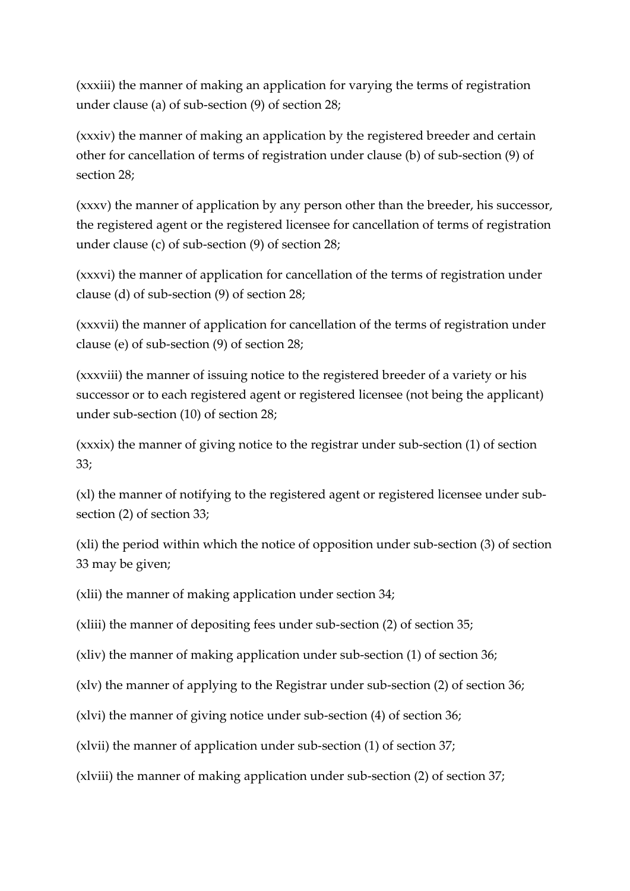(xxxiii) the manner of making an application for varying the terms of registration under clause (a) of sub-section (9) of section 28;

(xxxiv) the manner of making an application by the registered breeder and certain other for cancellation of terms of registration under clause (b) of sub-section (9) of section 28;

(xxxv) the manner of application by any person other than the breeder, his successor, the registered agent or the registered licensee for cancellation of terms of registration under clause (c) of sub-section (9) of section 28;

(xxxvi) the manner of application for cancellation of the terms of registration under clause (d) of sub-section (9) of section 28;

(xxxvii) the manner of application for cancellation of the terms of registration under clause (e) of sub-section (9) of section 28;

(xxxviii) the manner of issuing notice to the registered breeder of a variety or his successor or to each registered agent or registered licensee (not being the applicant) under sub-section (10) of section 28;

(xxxix) the manner of giving notice to the registrar under sub-section (1) of section 33;

(xl) the manner of notifying to the registered agent or registered licensee under sub-section (2) of section 33;

(xli) the period within which the notice of opposition under sub-section (3) of section 33 may be given;

(xlii) the manner of making application under section 34;

(xliii) the manner of depositing fees under sub-section (2) of section 35;

(xliv) the manner of making application under sub-section (1) of section 36;

(xlv) the manner of applying to the Registrar under sub-section (2) of section 36;

(xlvi) the manner of giving notice under sub-section (4) of section 36;

(xlvii) the manner of application under sub-section (1) of section 37;

(xlviii) the manner of making application under sub-section (2) of section 37;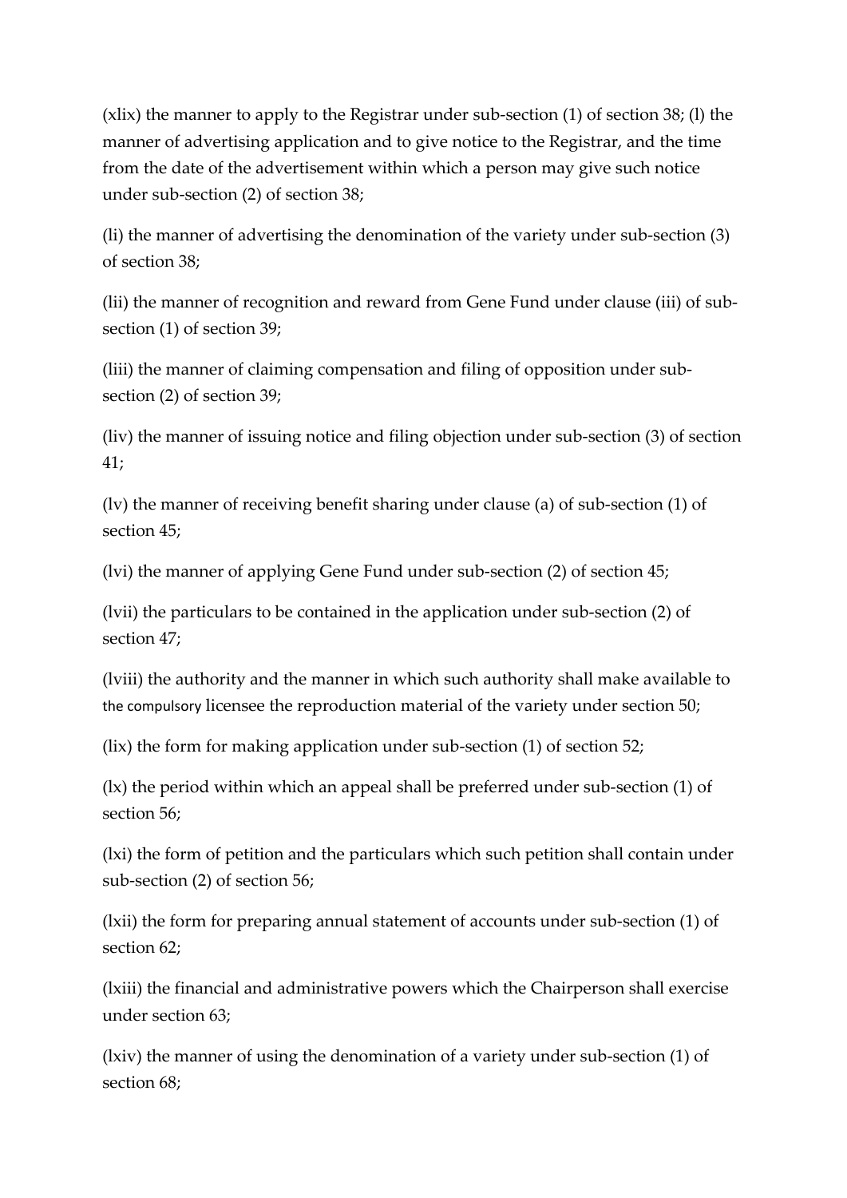(xlix) the manner to apply to the Registrar under sub-section (1) of section 38; (l) the manner of advertising application and to give notice to the Registrar, and the time from the date of the advertisement within which a person may give such notice under sub-section (2) of section 38;

(li) the manner of advertising the denomination of the variety under sub-section (3) of section 38;

(lii) the manner of recognition and reward from Gene Fund under clause (iii) of sub-section (1) of section 39;

(liii) the manner of claiming compensation and filing of opposition under sub-section (2) of section 39;

(liv) the manner of issuing notice and filing objection under sub-section (3) of section 41;

(lv) the manner of receiving benefit sharing under clause (a) of sub-section (1) of section 45;

(lvi) the manner of applying Gene Fund under sub-section (2) of section 45;

(lvii) the particulars to be contained in the application under sub-section (2) of section 47;

(lviii) the authority and the manner in which such authority shall make available to the compulsory licensee the reproduction material of the variety under section 50;

(lix) the form for making application under sub-section (1) of section 52;

(lx) the period within which an appeal shall be preferred under sub-section (1) of section 56;

(lxi) the form of petition and the particulars which such petition shall contain under sub-section (2) of section 56;

(lxii) the form for preparing annual statement of accounts under sub-section (1) of section 62;

(lxiii) the financial and administrative powers which the Chairperson shall exercise under section 63;

(lxiv) the manner of using the denomination of a variety under sub-section (1) of section 68;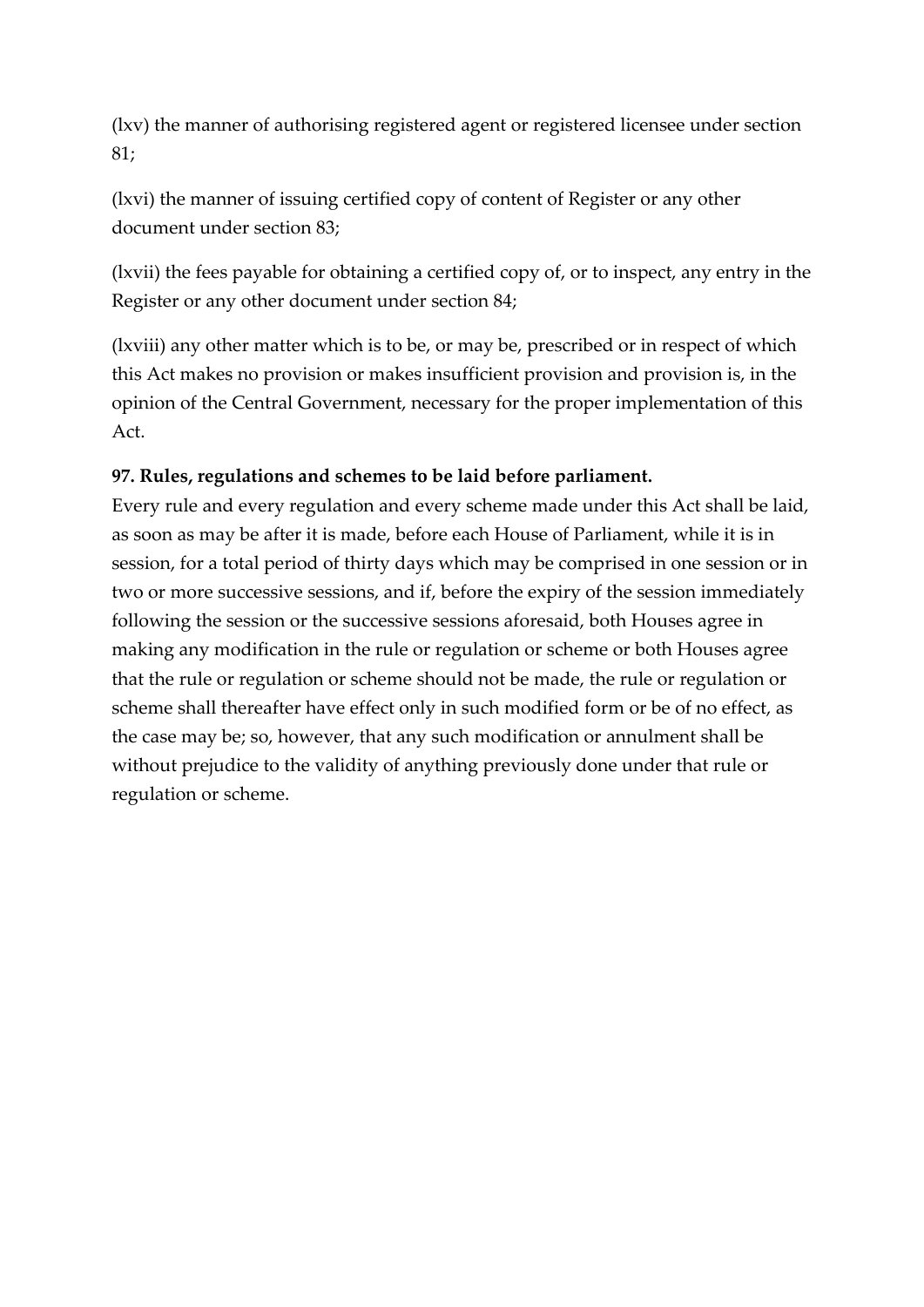(lxv) the manner of authorising registered agent or registered licensee under section 81;

(lxvi) the manner of issuing certified copy of content of Register or any other document under section 83;

(lxvii) the fees payable for obtaining a certified copy of, or to inspect, any entry in the Register or any other document under section 84;

(lxviii) any other matter which is to be, or may be, prescribed or in respect of which this Act makes no provision or makes insufficient provision and provision is, in the opinion of the Central Government, necessary for the proper implementation of this Act.

**97. Rules, regulations and schemes to be laid before parliament.**

Every rule and every regulation and every scheme made under this Act shall be laid, as soon as may be after it is made, before each House of Parliament, while it is in session, for a total period of thirty days which may be comprised in one session or in two or more successive sessions, and if, before the expiry of the session immediately following the session or the successive sessions aforesaid, both Houses agree in making any modification in the rule or regulation or scheme or both Houses agree that the rule or regulation or scheme should not be made, the rule or regulation or scheme shall thereafter have effect only in such modified form or be of no effect, as the case may be; so, however, that any such modification or annulment shall be without prejudice to the validity of anything previously done under that rule or regulation or scheme.